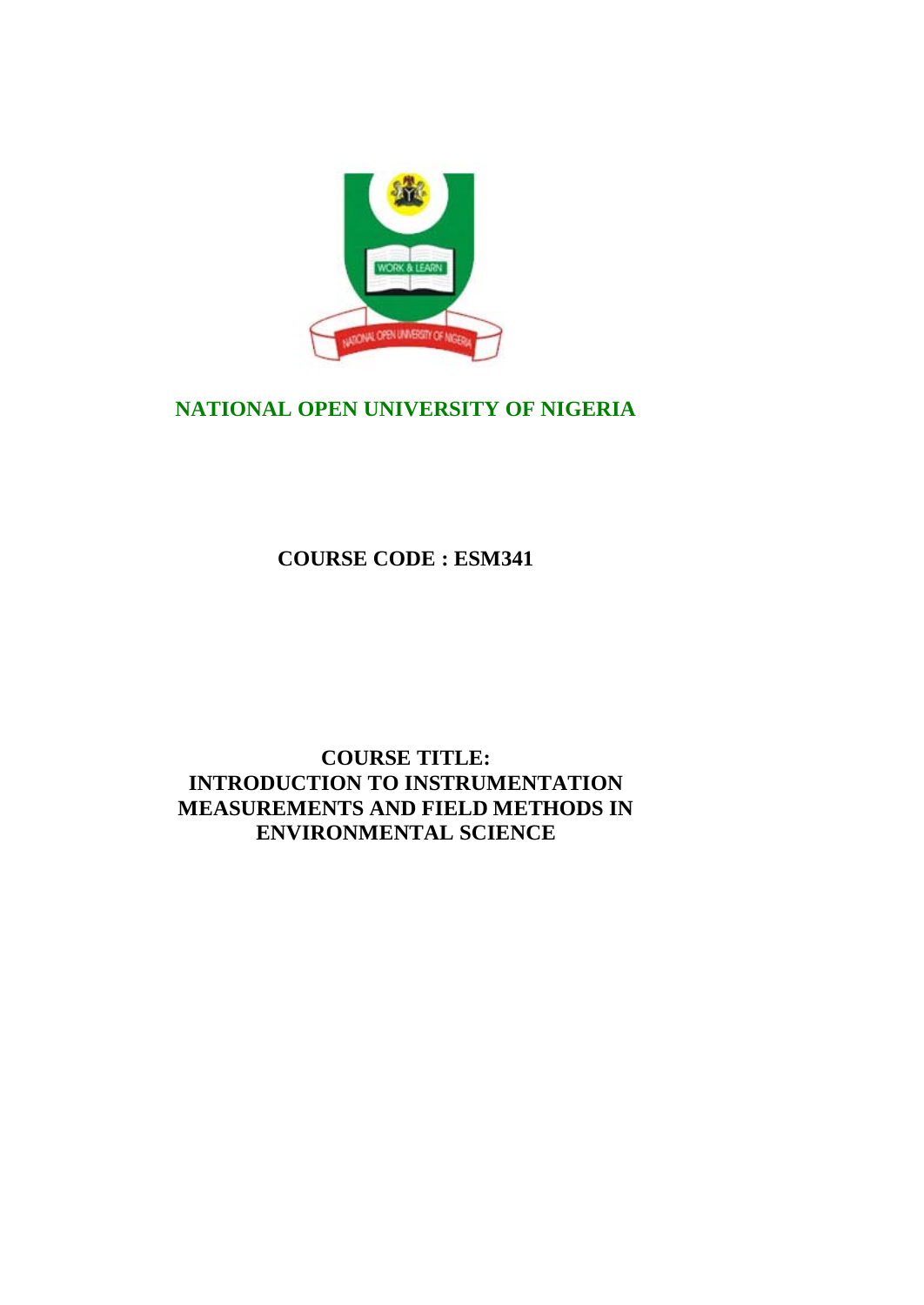# NATIONAL OPEN UNIVERSITY OF NIGERIA

**COURSE CODE : ESM341**

**COURSE TITLE:**
**INTRODUCTION TO INSTRUMENTATION MEASUREMENTS AND FIELD METHODS IN ENVIRONMENTAL SCIENCE**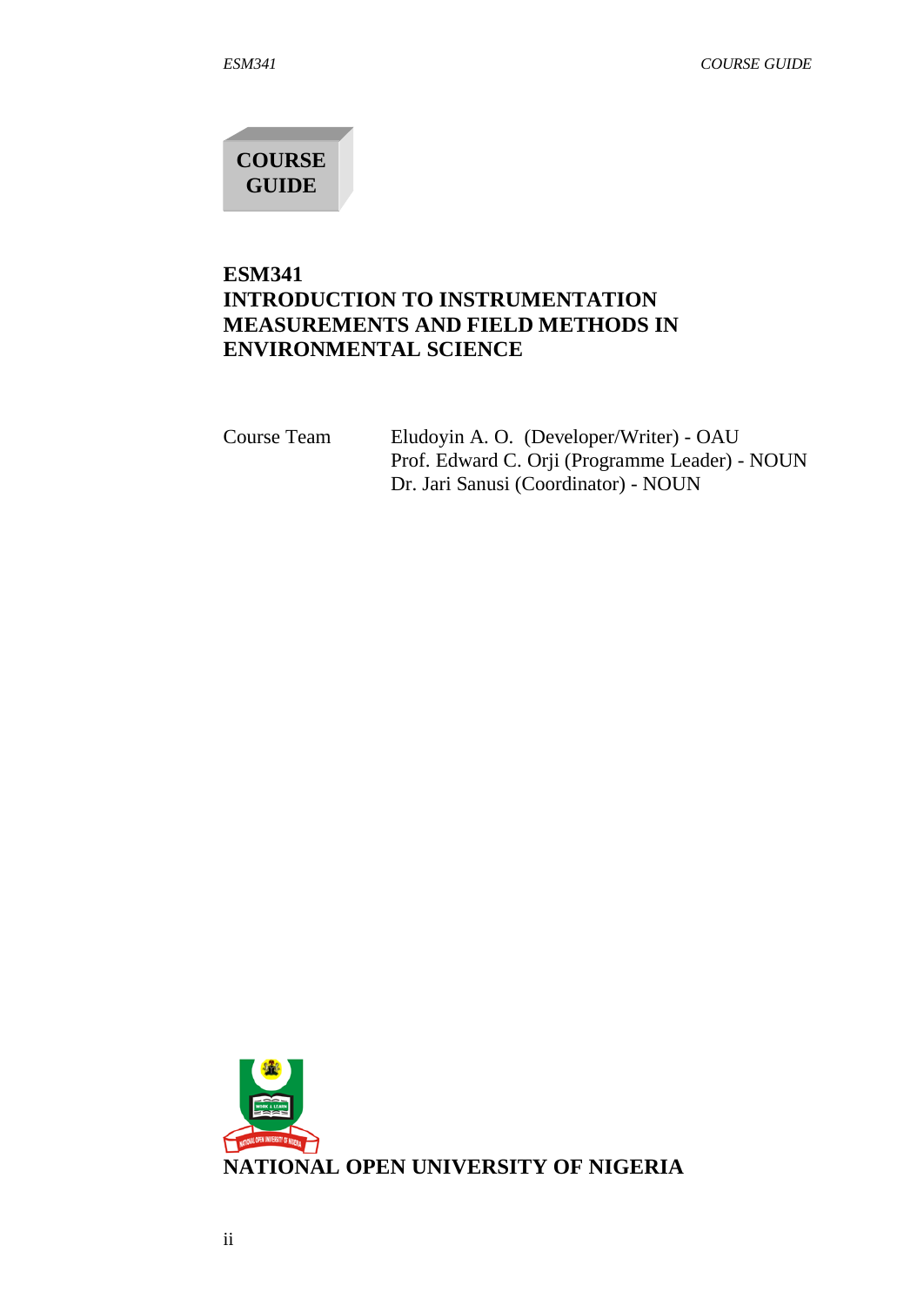# COURSE GUIDE

## ESM341
## INTRODUCTION TO INSTRUMENTATION MEASUREMENTS AND FIELD METHODS IN ENVIRONMENTAL SCIENCE

| Course Team | |
|---|---|
| Course Team | Eludoyin A. O. (Developer/Writer) - OAU |
| | Prof. Edward C. Orji (Programme Leader) - NOUN |
| | Dr. Jari Sanusi (Coordinator) - NOUN |

**NATIONAL OPEN UNIVERSITY OF NIGERIA**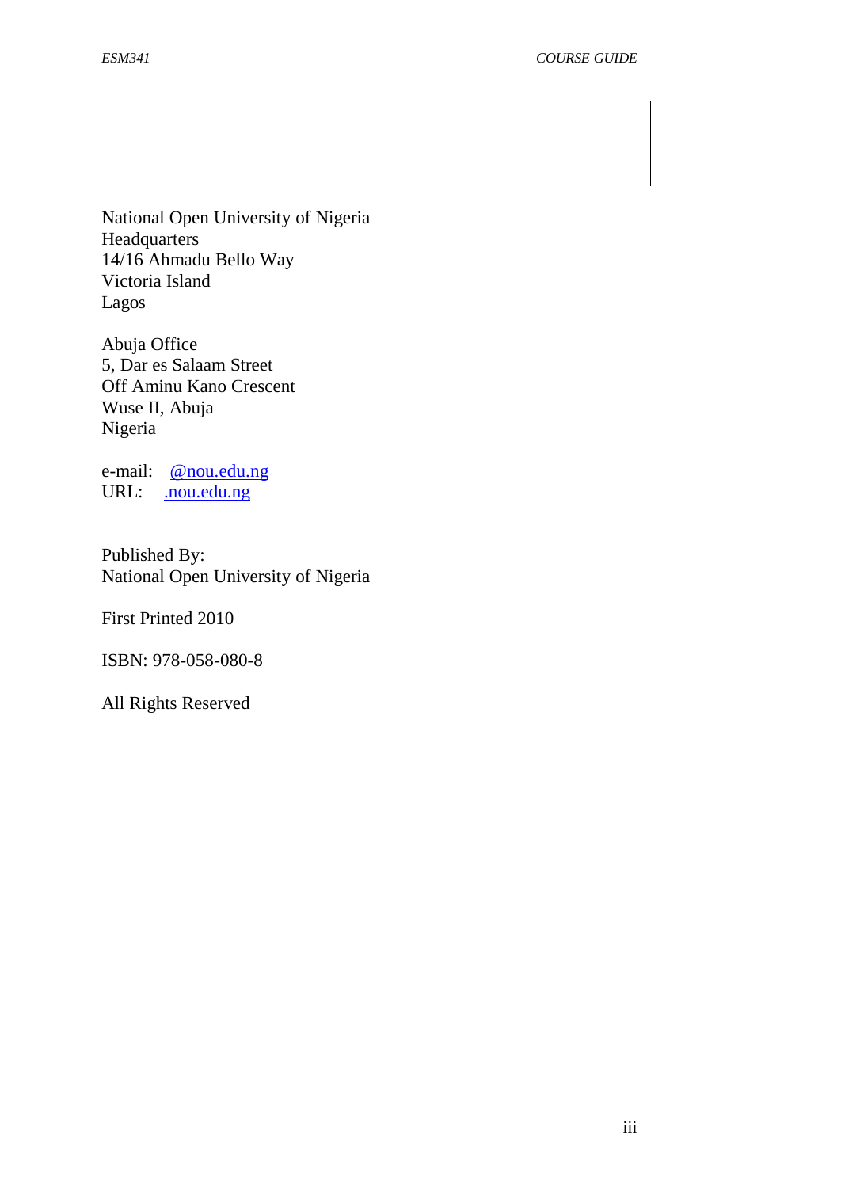National Open University of Nigeria
Headquarters
14/16 Ahmadu Bello Way
Victoria Island
Lagos

Abuja Office
5, Dar es Salaam Street
Off Aminu Kano Crescent
Wuse II, Abuja
Nigeria

e-mail: @nou.edu.ng
URL: .nou.edu.ng

Published By:
National Open University of Nigeria

First Printed 2010

ISBN: 978-058-080-8

All Rights Reserved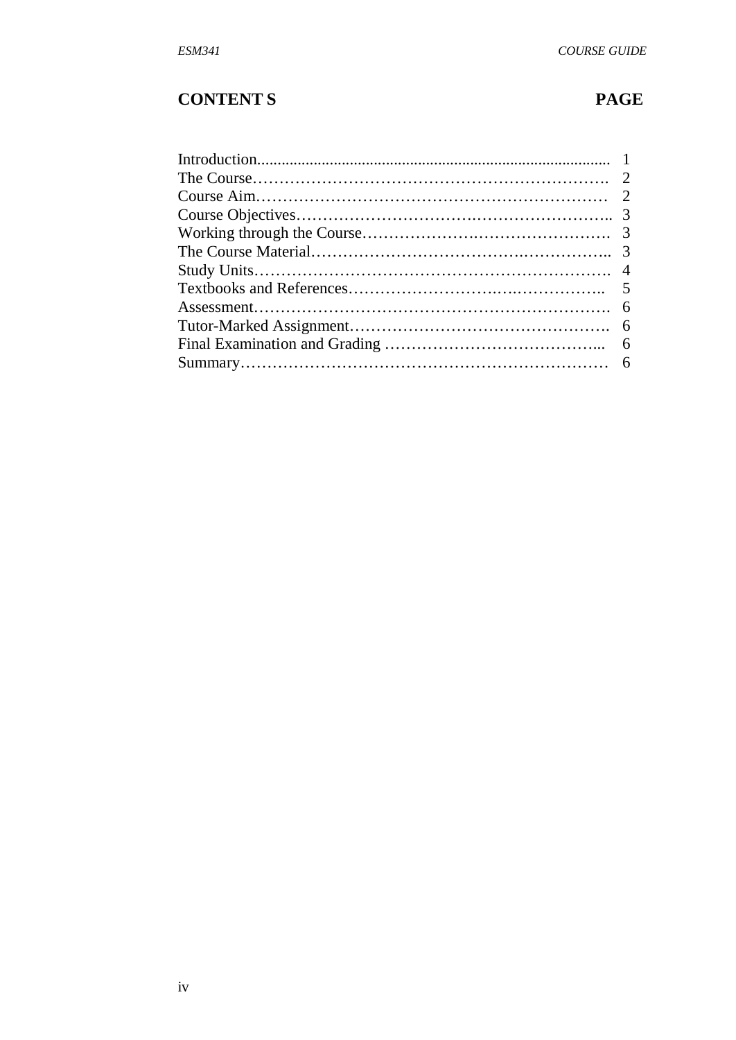## CONTENT S PAGE

| | |
|---|---|
| Introduction | 1 |
| The Course | 2 |
| Course Aim | 2 |
| Course Objectives | 3 |
| Working through the Course | 3 |
| The Course Material | 3 |
| Study Units | 4 |
| Textbooks and References | 5 |
| Assessment | 6 |
| Tutor-Marked Assignment | 6 |
| Final Examination and Grading | 6 |
| Summary | 6 |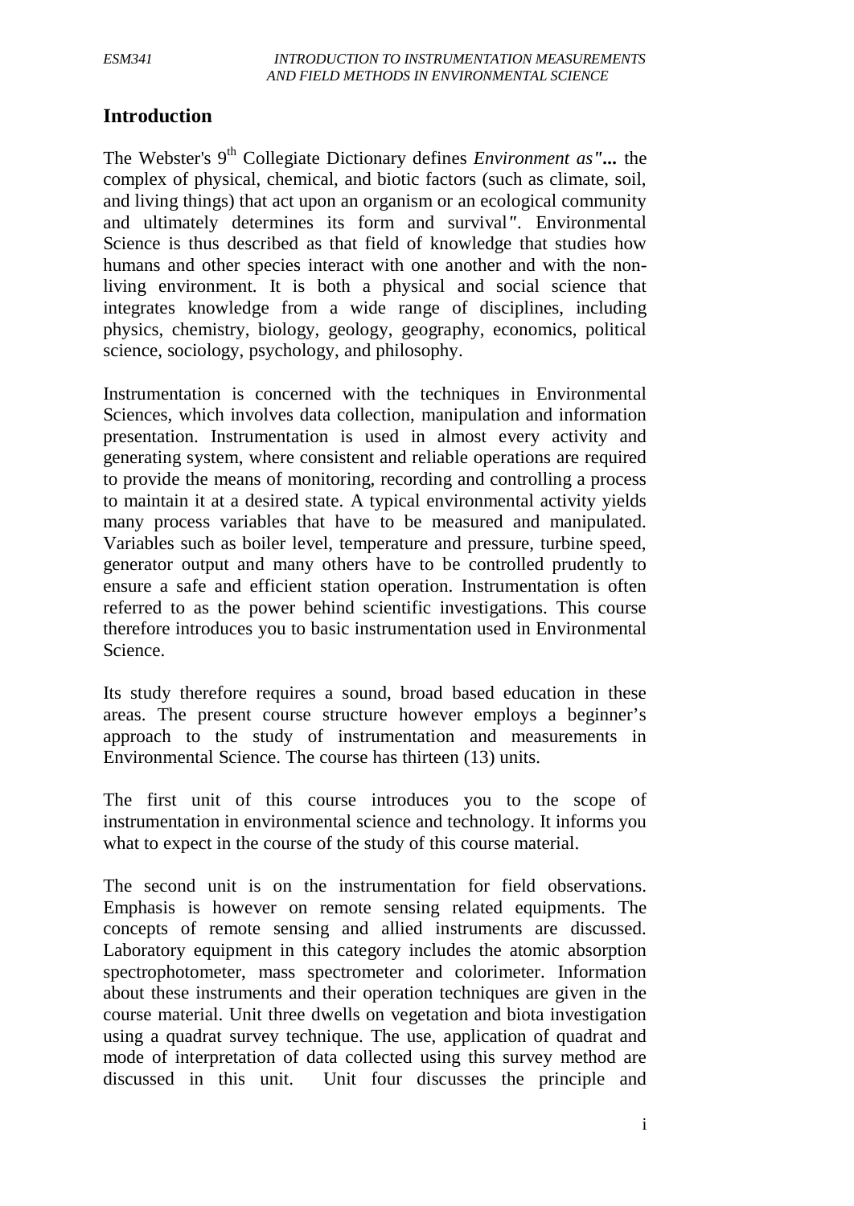## Introduction

The Webster's 9th Collegiate Dictionary defines *Environment as"*... the complex of physical, chemical, and biotic factors (such as climate, soil, and living things) that act upon an organism or an ecological community and ultimately determines its form and survival*"*. Environmental Science is thus described as that field of knowledge that studies how humans and other species interact with one another and with the non-living environment. It is both a physical and social science that integrates knowledge from a wide range of disciplines, including physics, chemistry, biology, geology, geography, economics, political science, sociology, psychology, and philosophy.

Instrumentation is concerned with the techniques in Environmental Sciences, which involves data collection, manipulation and information presentation. Instrumentation is used in almost every activity and generating system, where consistent and reliable operations are required to provide the means of monitoring, recording and controlling a process to maintain it at a desired state. A typical environmental activity yields many process variables that have to be measured and manipulated. Variables such as boiler level, temperature and pressure, turbine speed, generator output and many others have to be controlled prudently to ensure a safe and efficient station operation. Instrumentation is often referred to as the power behind scientific investigations. This course therefore introduces you to basic instrumentation used in Environmental Science.

Its study therefore requires a sound, broad based education in these areas. The present course structure however employs a beginner's approach to the study of instrumentation and measurements in Environmental Science. The course has thirteen (13) units.

The first unit of this course introduces you to the scope of instrumentation in environmental science and technology. It informs you what to expect in the course of the study of this course material.

The second unit is on the instrumentation for field observations. Emphasis is however on remote sensing related equipments. The concepts of remote sensing and allied instruments are discussed. Laboratory equipment in this category includes the atomic absorption spectrophotometer, mass spectrometer and colorimeter. Information about these instruments and their operation techniques are given in the course material. Unit three dwells on vegetation and biota investigation using a quadrat survey technique. The use, application of quadrat and mode of interpretation of data collected using this survey method are discussed in this unit. Unit four discusses the principle and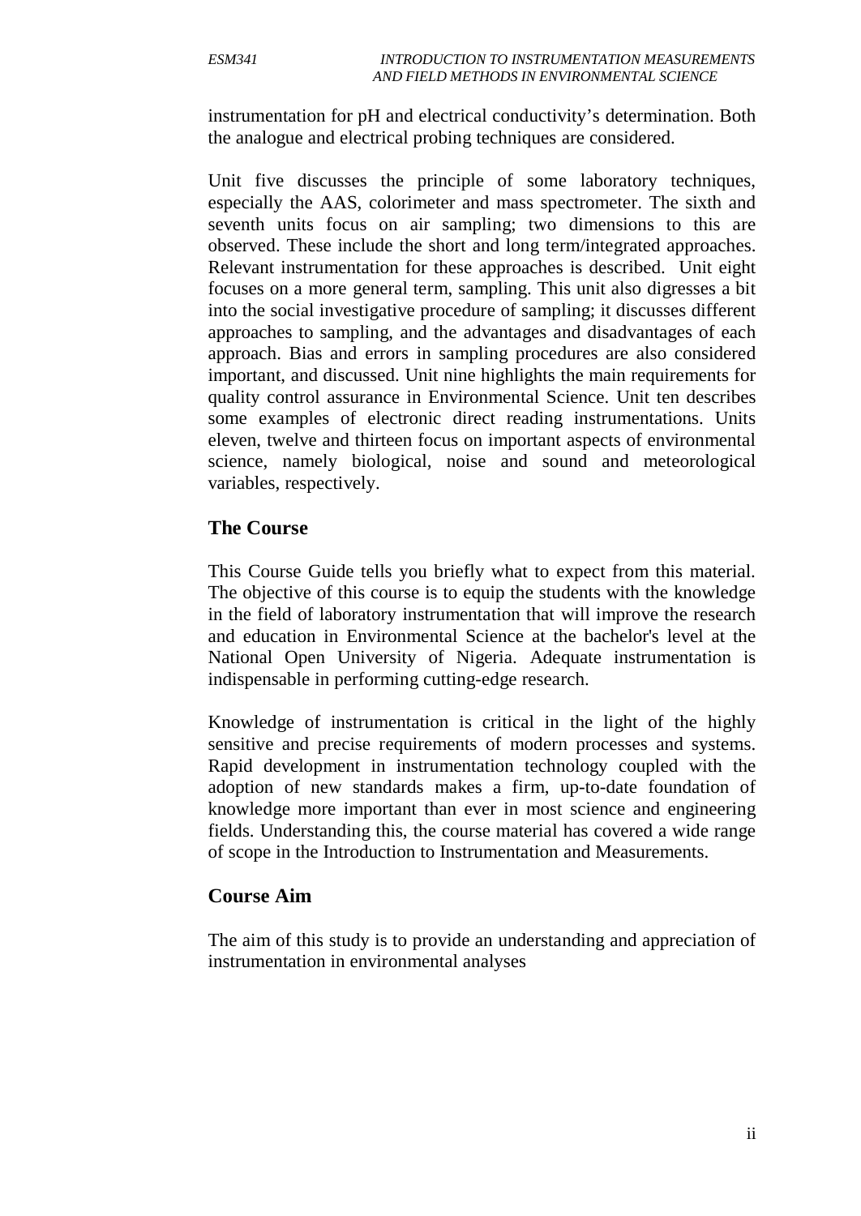instrumentation for pH and electrical conductivity's determination. Both the analogue and electrical probing techniques are considered.

Unit five discusses the principle of some laboratory techniques, especially the AAS, colorimeter and mass spectrometer. The sixth and seventh units focus on air sampling; two dimensions to this are observed. These include the short and long term/integrated approaches. Relevant instrumentation for these approaches is described. Unit eight focuses on a more general term, sampling. This unit also digresses a bit into the social investigative procedure of sampling; it discusses different approaches to sampling, and the advantages and disadvantages of each approach. Bias and errors in sampling procedures are also considered important, and discussed. Unit nine highlights the main requirements for quality control assurance in Environmental Science. Unit ten describes some examples of electronic direct reading instrumentations. Units eleven, twelve and thirteen focus on important aspects of environmental science, namely biological, noise and sound and meteorological variables, respectively.

## The Course

This Course Guide tells you briefly what to expect from this material. The objective of this course is to equip the students with the knowledge in the field of laboratory instrumentation that will improve the research and education in Environmental Science at the bachelor's level at the National Open University of Nigeria. Adequate instrumentation is indispensable in performing cutting-edge research.

Knowledge of instrumentation is critical in the light of the highly sensitive and precise requirements of modern processes and systems. Rapid development in instrumentation technology coupled with the adoption of new standards makes a firm, up-to-date foundation of knowledge more important than ever in most science and engineering fields. Understanding this, the course material has covered a wide range of scope in the Introduction to Instrumentation and Measurements.

## Course Aim

The aim of this study is to provide an understanding and appreciation of instrumentation in environmental analyses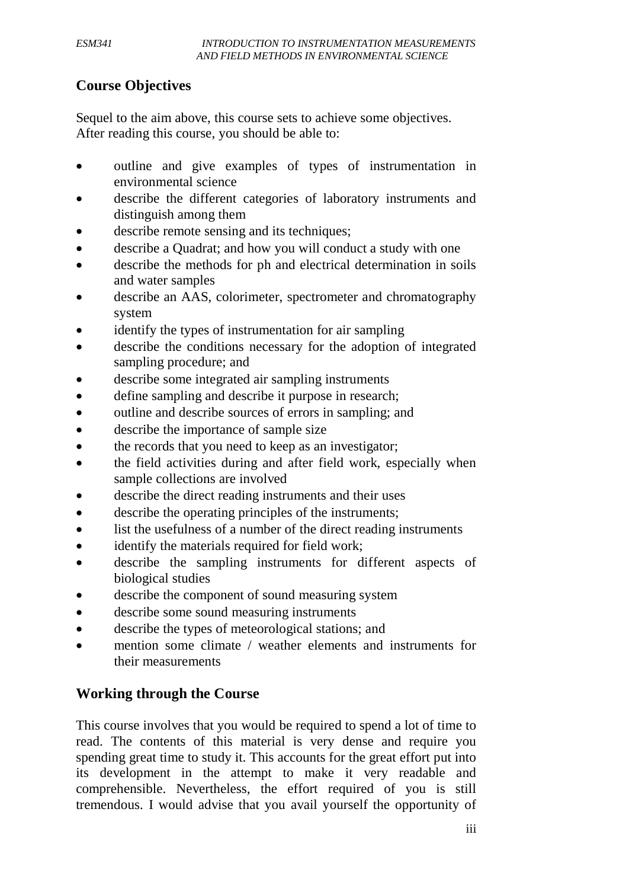## Course Objectives

Sequel to the aim above, this course sets to achieve some objectives. After reading this course, you should be able to:

- outline and give examples of types of instrumentation in environmental science
- describe the different categories of laboratory instruments and distinguish among them
- describe remote sensing and its techniques;
- describe a Quadrat; and how you will conduct a study with one
- describe the methods for ph and electrical determination in soils and water samples
- describe an AAS, colorimeter, spectrometer and chromatography system
- identify the types of instrumentation for air sampling
- describe the conditions necessary for the adoption of integrated sampling procedure; and
- describe some integrated air sampling instruments
- define sampling and describe it purpose in research;
- outline and describe sources of errors in sampling; and
- describe the importance of sample size
- the records that you need to keep as an investigator;
- the field activities during and after field work, especially when sample collections are involved
- describe the direct reading instruments and their uses
- describe the operating principles of the instruments;
- list the usefulness of a number of the direct reading instruments
- identify the materials required for field work;
- describe the sampling instruments for different aspects of biological studies
- describe the component of sound measuring system
- describe some sound measuring instruments
- describe the types of meteorological stations; and
- mention some climate / weather elements and instruments for their measurements

## Working through the Course

This course involves that you would be required to spend a lot of time to read. The contents of this material is very dense and require you spending great time to study it. This accounts for the great effort put into its development in the attempt to make it very readable and comprehensible. Nevertheless, the effort required of you is still tremendous. I would advise that you avail yourself the opportunity of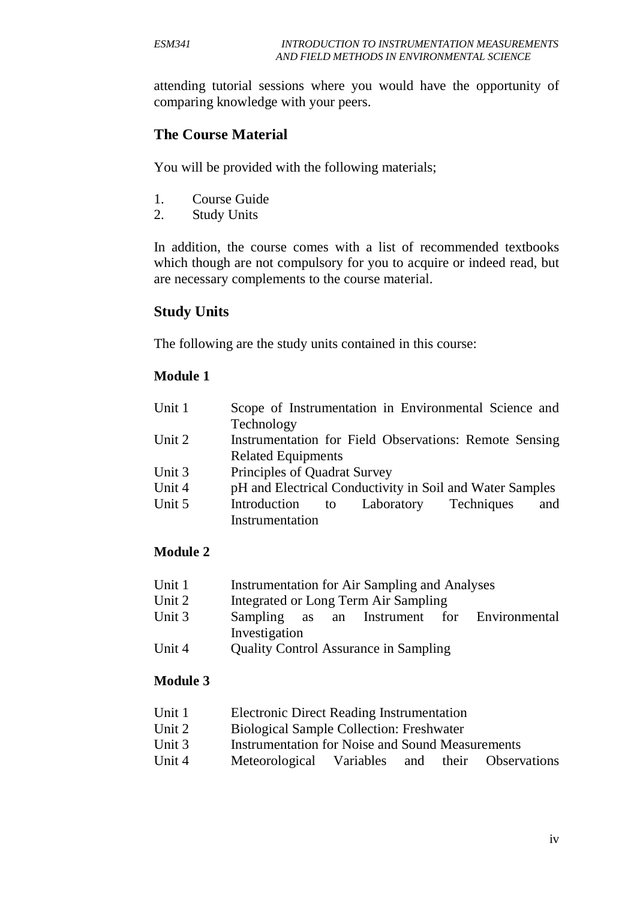attending tutorial sessions where you would have the opportunity of comparing knowledge with your peers.

## The Course Material

You will be provided with the following materials;

1. Course Guide
2. Study Units

In addition, the course comes with a list of recommended textbooks which though are not compulsory for you to acquire or indeed read, but are necessary complements to the course material.

## Study Units

The following are the study units contained in this course:

### Module 1

Unit 1 Scope of Instrumentation in Environmental Science and Technology
Unit 2 Instrumentation for Field Observations: Remote Sensing Related Equipments
Unit 3 Principles of Quadrat Survey
Unit 4 pH and Electrical Conductivity in Soil and Water Samples
Unit 5 Introduction to Laboratory Techniques and Instrumentation

### Module 2

Unit 1 Instrumentation for Air Sampling and Analyses
Unit 2 Integrated or Long Term Air Sampling
Unit 3 Sampling as an Instrument for Environmental Investigation
Unit 4 Quality Control Assurance in Sampling

### Module 3

Unit 1 Electronic Direct Reading Instrumentation
Unit 2 Biological Sample Collection: Freshwater
Unit 3 Instrumentation for Noise and Sound Measurements
Unit 4 Meteorological Variables and their Observations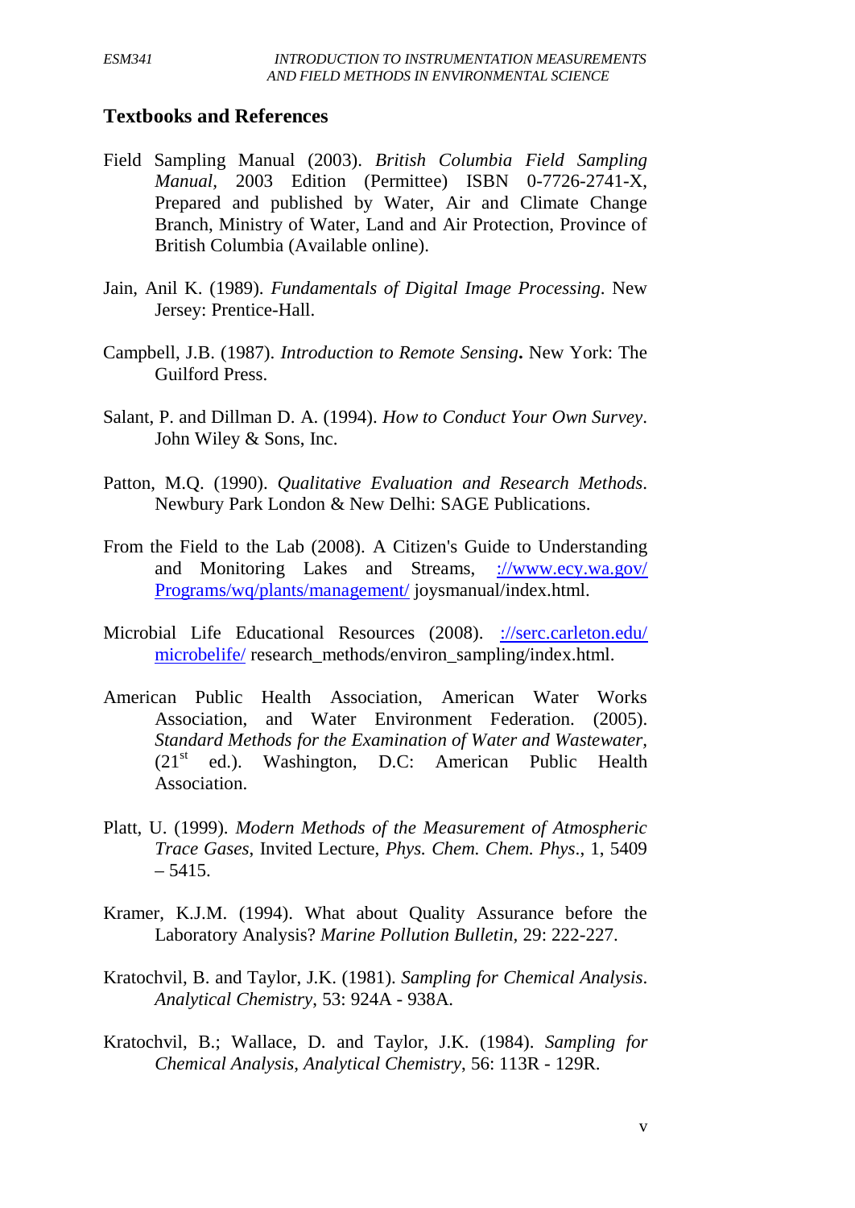## Textbooks and References

Field Sampling Manual (2003). *British Columbia Field Sampling Manual*, 2003 Edition (Permittee) ISBN 0-7726-2741-X, Prepared and published by Water, Air and Climate Change Branch, Ministry of Water, Land and Air Protection, Province of British Columbia (Available online).

Jain, Anil K. (1989). *Fundamentals of Digital Image Processing*. New Jersey: Prentice-Hall.

Campbell, J.B. (1987). *Introduction to Remote Sensing***.** New York: The Guilford Press.

Salant, P. and Dillman D. A. (1994). *How to Conduct Your Own Survey*. John Wiley & Sons, Inc.

Patton, M.Q. (1990). *Qualitative Evaluation and Research Methods*. Newbury Park London & New Delhi: SAGE Publications.

From the Field to the Lab (2008). A Citizen's Guide to Understanding and Monitoring Lakes and Streams, ://www.ecy.wa.gov/Programs/wq/plants/management/ joysmanual/index.html.

Microbial Life Educational Resources (2008). ://serc.carleton.edu/microbelife/ research_methods/environ_sampling/index.html.

American Public Health Association, American Water Works Association, and Water Environment Federation. (2005). *Standard Methods for the Examination of Water and Wastewater*, ($21^{st}$ ed.). Washington, D.C: American Public Health Association.

Platt, U. (1999). *Modern Methods of the Measurement of Atmospheric Trace Gases*, Invited Lecture, *Phys. Chem. Chem. Phys*., 1, 5409 – 5415.

Kramer, K.J.M. (1994). What about Quality Assurance before the Laboratory Analysis? *Marine Pollution Bulletin*, 29: 222-227.

Kratochvil, B. and Taylor, J.K. (1981). *Sampling for Chemical Analysis*. *Analytical Chemistry*, 53: 924A - 938A.

Kratochvil, B.; Wallace, D. and Taylor, J.K. (1984). *Sampling for Chemical Analysis*, *Analytical Chemistry*, 56: 113R - 129R.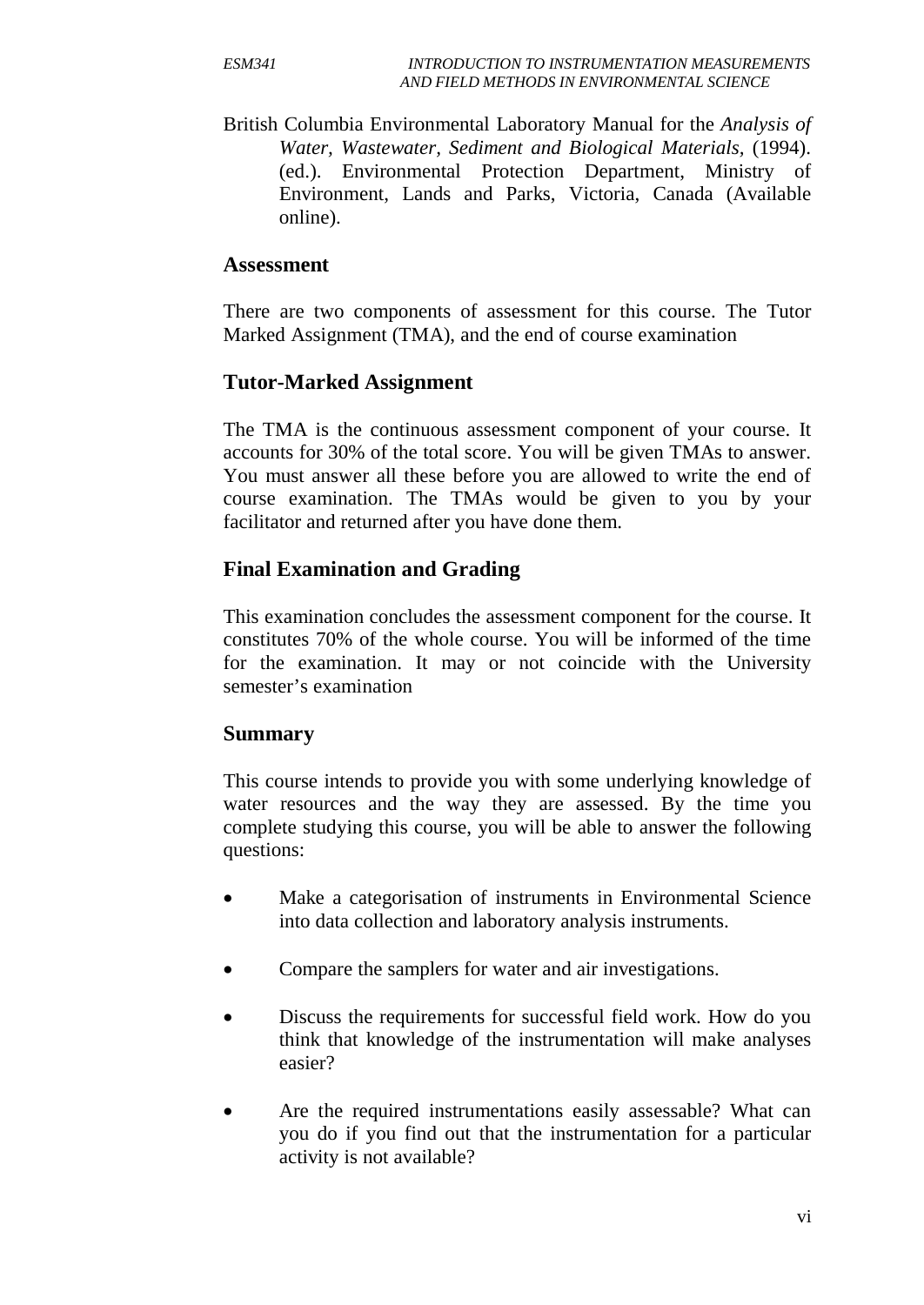British Columbia Environmental Laboratory Manual for the *Analysis of Water, Wastewater, Sediment and Biological Materials*, (1994). (ed.). Environmental Protection Department, Ministry of Environment, Lands and Parks, Victoria, Canada (Available online).

## Assessment

There are two components of assessment for this course. The Tutor Marked Assignment (TMA), and the end of course examination

## Tutor-Marked Assignment

The TMA is the continuous assessment component of your course. It accounts for 30% of the total score. You will be given TMAs to answer. You must answer all these before you are allowed to write the end of course examination. The TMAs would be given to you by your facilitator and returned after you have done them.

## Final Examination and Grading

This examination concludes the assessment component for the course. It constitutes 70% of the whole course. You will be informed of the time for the examination. It may or not coincide with the University semester's examination

## Summary

This course intends to provide you with some underlying knowledge of water resources and the way they are assessed. By the time you complete studying this course, you will be able to answer the following questions:

- Make a categorisation of instruments in Environmental Science into data collection and laboratory analysis instruments.
- Compare the samplers for water and air investigations.
- Discuss the requirements for successful field work. How do you think that knowledge of the instrumentation will make analyses easier?
- Are the required instrumentations easily assessable? What can you do if you find out that the instrumentation for a particular activity is not available?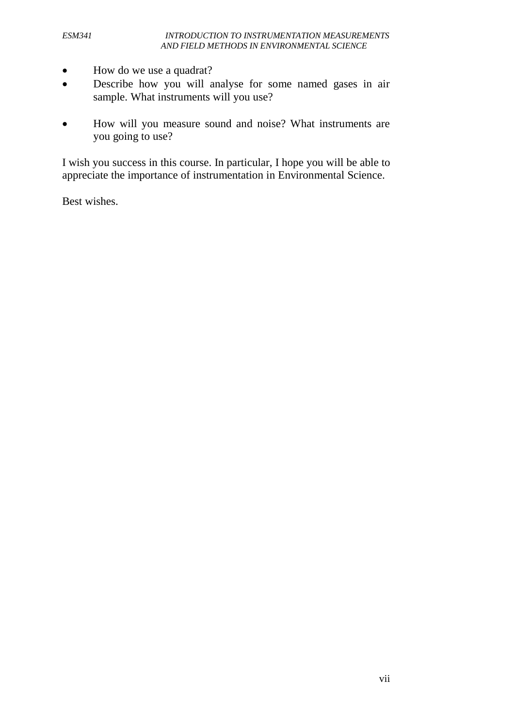- How do we use a quadrat?
- Describe how you will analyse for some named gases in air sample. What instruments will you use?
- How will you measure sound and noise? What instruments are you going to use?

I wish you success in this course. In particular, I hope you will be able to appreciate the importance of instrumentation in Environmental Science.

Best wishes.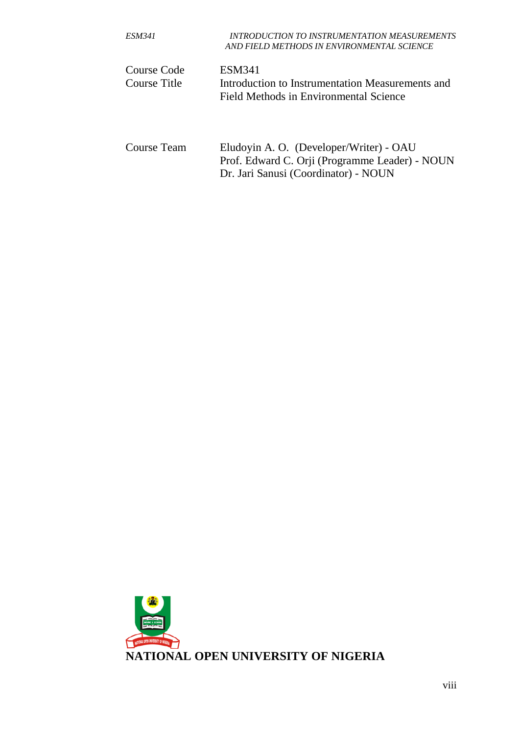| | |
|---|---|
| Course Code | ESM341 |
| Course Title | Introduction to Instrumentation Measurements and Field Methods in Environmental Science |
| | |
| Course Team | Eludoyin A. O. (Developer/Writer) - OAU |
| | Prof. Edward C. Orji (Programme Leader) - NOUN |
| | Dr. Jari Sanusi (Coordinator) - NOUN |

**NATIONAL OPEN UNIVERSITY OF NIGERIA**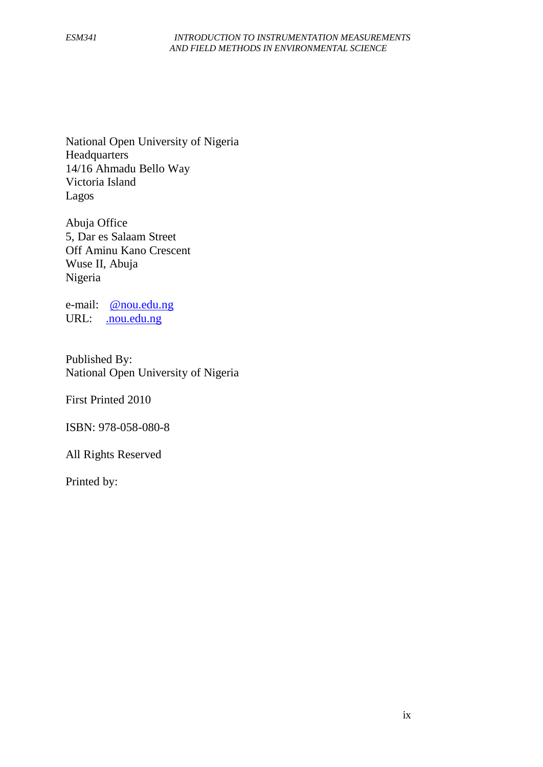National Open University of Nigeria
Headquarters
14/16 Ahmadu Bello Way
Victoria Island
Lagos

Abuja Office
5, Dar es Salaam Street
Off Aminu Kano Crescent
Wuse II, Abuja
Nigeria

e-mail: @nou.edu.ng
URL: .nou.edu.ng

Published By:
National Open University of Nigeria

First Printed 2010

ISBN: 978-058-080-8

All Rights Reserved

Printed by: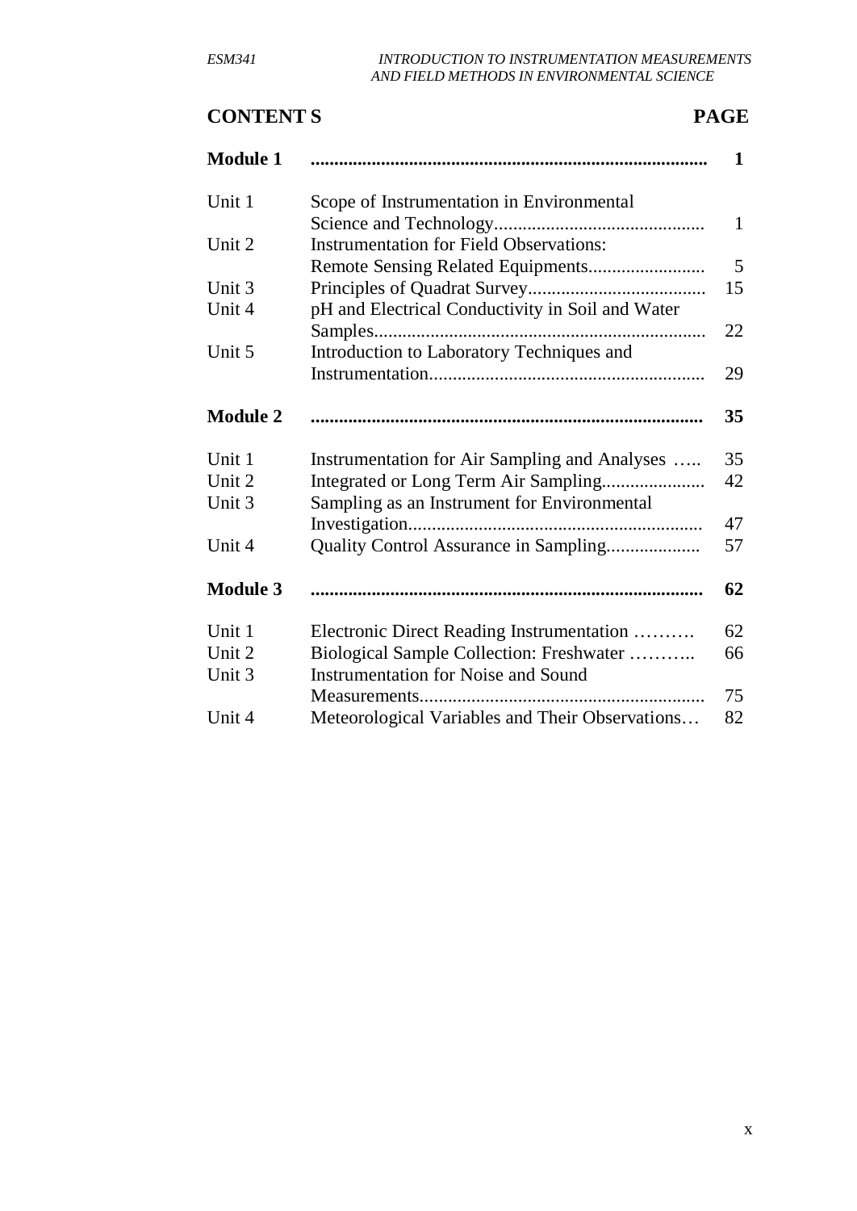# CONTENT S PAGE

| | | |
|---|---|---|
| **Module 1** | **....................................................................................** | **1** |
| Unit 1 | Scope of Instrumentation in Environmental Science and Technology............................................ | 1 |
| Unit 2 | Instrumentation for Field Observations: Remote Sensing Related Equipments......................... | 5 |
| Unit 3 | Principles of Quadrat Survey...................................... | 15 |
| Unit 4 | pH and Electrical Conductivity in Soil and Water Samples...................................................................... | 22 |
| Unit 5 | Introduction to Laboratory Techniques and Instrumentation.......................................................... | 29 |
| **Module 2** | **....................................................................................** | **35** |
| Unit 1 | Instrumentation for Air Sampling and Analyses ….. | 35 |
| Unit 2 | Integrated or Long Term Air Sampling...................... | 42 |
| Unit 3 | Sampling as an Instrument for Environmental Investigation.............................................................. | 47 |
| Unit 4 | Quality Control Assurance in Sampling.................... | 57 |
| **Module 3** | **....................................................................................** | **62** |
| Unit 1 | Electronic Direct Reading Instrumentation ………. | 62 |
| Unit 2 | Biological Sample Collection: Freshwater ……….. | 66 |
| Unit 3 | Instrumentation for Noise and Sound Measurements............................................................ | 75 |
| Unit 4 | Meteorological Variables and Their Observations… | 82 |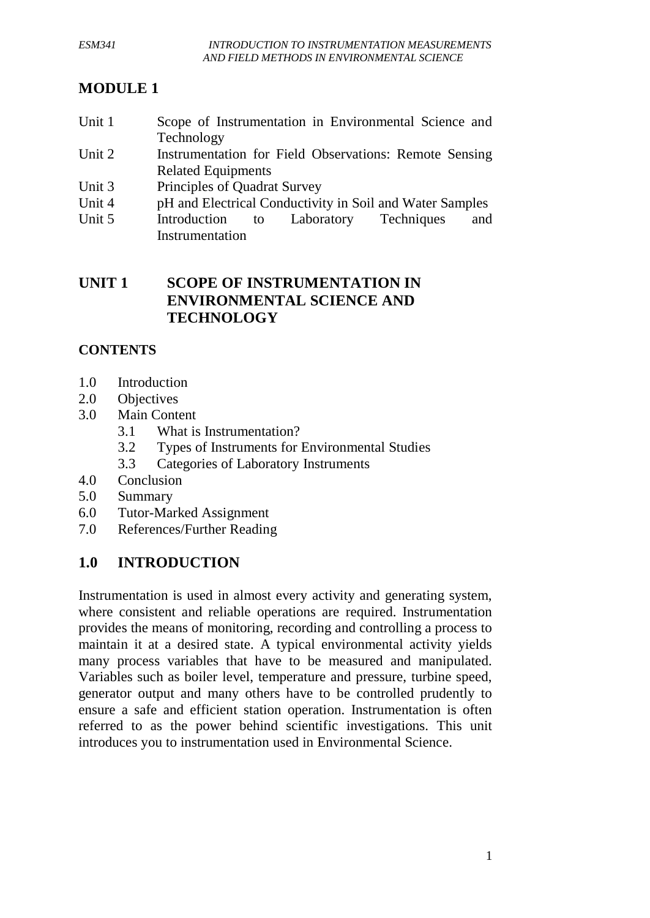# MODULE 1

| | |
|---|---|
| Unit 1 | Scope of Instrumentation in Environmental Science and Technology |
| Unit 2 | Instrumentation for Field Observations: Remote Sensing Related Equipments |
| Unit 3 | Principles of Quadrat Survey |
| Unit 4 | pH and Electrical Conductivity in Soil and Water Samples |
| Unit 5 | Introduction to Laboratory Techniques and Instrumentation |

## UNIT 1 SCOPE OF INSTRUMENTATION IN ENVIRONMENTAL SCIENCE AND TECHNOLOGY

### CONTENTS

1.0 Introduction
2.0 Objectives
3.0 Main Content
- 3.1 What is Instrumentation?
- 3.2 Types of Instruments for Environmental Studies
- 3.3 Categories of Laboratory Instruments

4.0 Conclusion
5.0 Summary
6.0 Tutor-Marked Assignment
7.0 References/Further Reading

## 1.0 INTRODUCTION

Instrumentation is used in almost every activity and generating system, where consistent and reliable operations are required. Instrumentation provides the means of monitoring, recording and controlling a process to maintain it at a desired state. A typical environmental activity yields many process variables that have to be measured and manipulated. Variables such as boiler level, temperature and pressure, turbine speed, generator output and many others have to be controlled prudently to ensure a safe and efficient station operation. Instrumentation is often referred to as the power behind scientific investigations. This unit introduces you to instrumentation used in Environmental Science.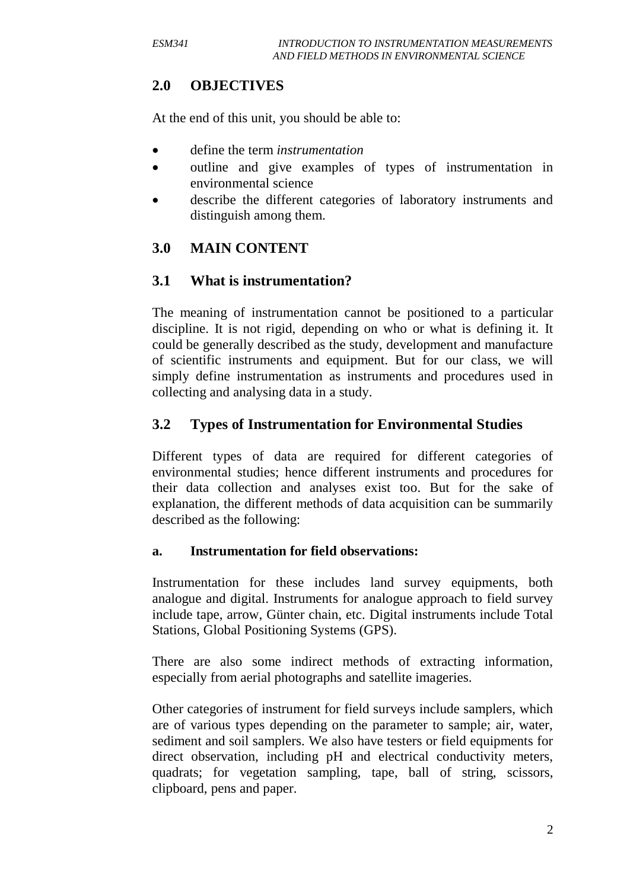## 2.0 OBJECTIVES

At the end of this unit, you should be able to:

- define the term *instrumentation*
- outline and give examples of types of instrumentation in environmental science
- describe the different categories of laboratory instruments and distinguish among them.

## 3.0 MAIN CONTENT

### 3.1 What is instrumentation?

The meaning of instrumentation cannot be positioned to a particular discipline. It is not rigid, depending on who or what is defining it. It could be generally described as the study, development and manufacture of scientific instruments and equipment. But for our class, we will simply define instrumentation as instruments and procedures used in collecting and analysing data in a study.

### 3.2 Types of Instrumentation for Environmental Studies

Different types of data are required for different categories of environmental studies; hence different instruments and procedures for their data collection and analyses exist too. But for the sake of explanation, the different methods of data acquisition can be summarily described as the following:

**a. Instrumentation for field observations:**

Instrumentation for these includes land survey equipments, both analogue and digital. Instruments for analogue approach to field survey include tape, arrow, Günter chain, etc. Digital instruments include Total Stations, Global Positioning Systems (GPS).

There are also some indirect methods of extracting information, especially from aerial photographs and satellite imageries.

Other categories of instrument for field surveys include samplers, which are of various types depending on the parameter to sample; air, water, sediment and soil samplers. We also have testers or field equipments for direct observation, including pH and electrical conductivity meters, quadrats; for vegetation sampling, tape, ball of string, scissors, clipboard, pens and paper.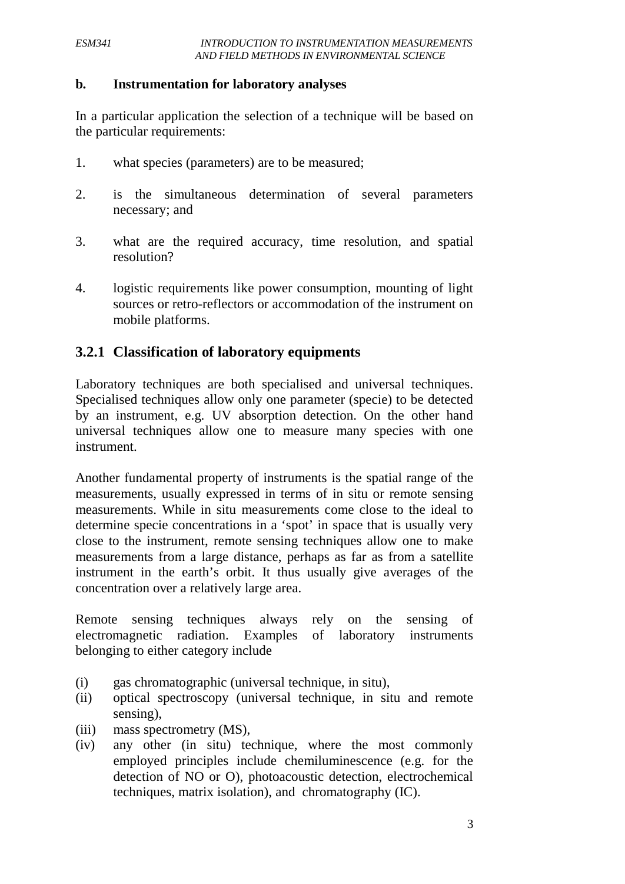**b. Instrumentation for laboratory analyses**

In a particular application the selection of a technique will be based on the particular requirements:

1. what species (parameters) are to be measured;

2. is the simultaneous determination of several parameters necessary; and

3. what are the required accuracy, time resolution, and spatial resolution?

4. logistic requirements like power consumption, mounting of light sources or retro-reflectors or accommodation of the instrument on mobile platforms.

### 3.2.1 Classification of laboratory equipments

Laboratory techniques are both specialised and universal techniques. Specialised techniques allow only one parameter (specie) to be detected by an instrument, e.g. UV absorption detection. On the other hand universal techniques allow one to measure many species with one instrument.

Another fundamental property of instruments is the spatial range of the measurements, usually expressed in terms of in situ or remote sensing measurements. While in situ measurements come close to the ideal to determine specie concentrations in a 'spot' in space that is usually very close to the instrument, remote sensing techniques allow one to make measurements from a large distance, perhaps as far as from a satellite instrument in the earth's orbit. It thus usually give averages of the concentration over a relatively large area.

Remote sensing techniques always rely on the sensing of electromagnetic radiation. Examples of laboratory instruments belonging to either category include

(i) gas chromatographic (universal technique, in situ),
(ii) optical spectroscopy (universal technique, in situ and remote sensing),
(iii) mass spectrometry (MS),
(iv) any other (in situ) technique, where the most commonly employed principles include chemiluminescence (e.g. for the detection of NO or O), photoacoustic detection, electrochemical techniques, matrix isolation), and chromatography (IC).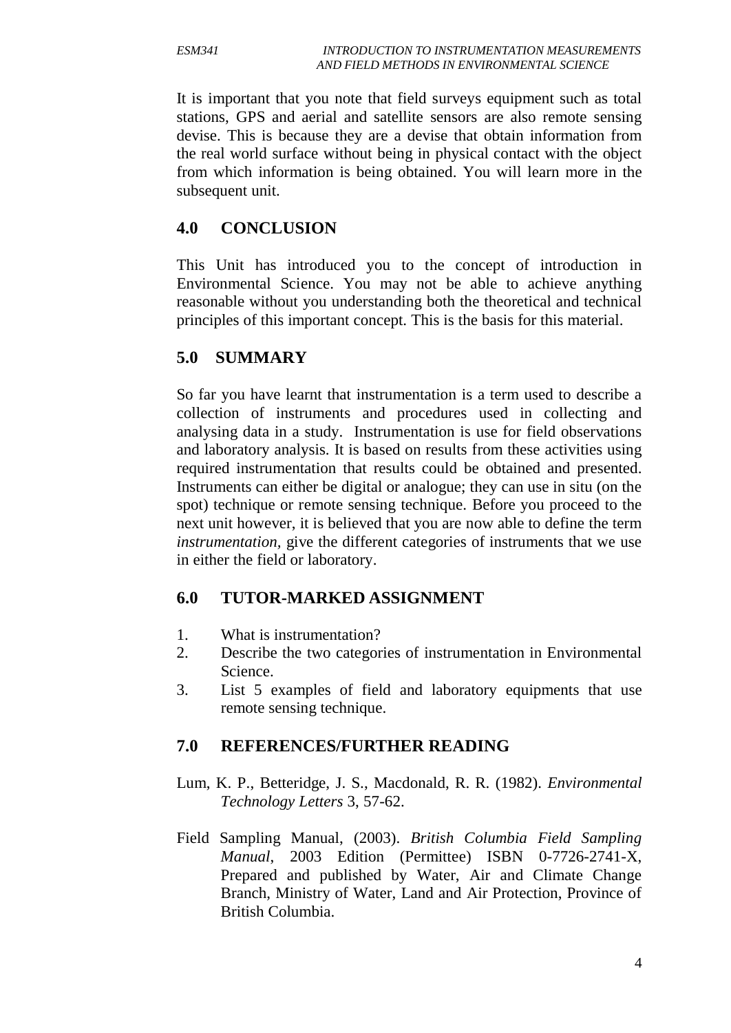It is important that you note that field surveys equipment such as total stations, GPS and aerial and satellite sensors are also remote sensing devise. This is because they are a devise that obtain information from the real world surface without being in physical contact with the object from which information is being obtained. You will learn more in the subsequent unit.

## 4.0 CONCLUSION

This Unit has introduced you to the concept of introduction in Environmental Science. You may not be able to achieve anything reasonable without you understanding both the theoretical and technical principles of this important concept. This is the basis for this material.

## 5.0 SUMMARY

So far you have learnt that instrumentation is a term used to describe a collection of instruments and procedures used in collecting and analysing data in a study. Instrumentation is use for field observations and laboratory analysis. It is based on results from these activities using required instrumentation that results could be obtained and presented. Instruments can either be digital or analogue; they can use in situ (on the spot) technique or remote sensing technique. Before you proceed to the next unit however, it is believed that you are now able to define the term *instrumentation,* give the different categories of instruments that we use in either the field or laboratory.

## 6.0 TUTOR-MARKED ASSIGNMENT

1. What is instrumentation?
2. Describe the two categories of instrumentation in Environmental Science.
3. List 5 examples of field and laboratory equipments that use remote sensing technique.

## 7.0 REFERENCES/FURTHER READING

Lum, K. P., Betteridge, J. S., Macdonald, R. R. (1982). *Environmental Technology Letters* 3, 57-62.

Field Sampling Manual, (2003). *British Columbia Field Sampling Manual*, 2003 Edition (Permittee) ISBN 0-7726-2741-X, Prepared and published by Water, Air and Climate Change Branch, Ministry of Water, Land and Air Protection, Province of British Columbia.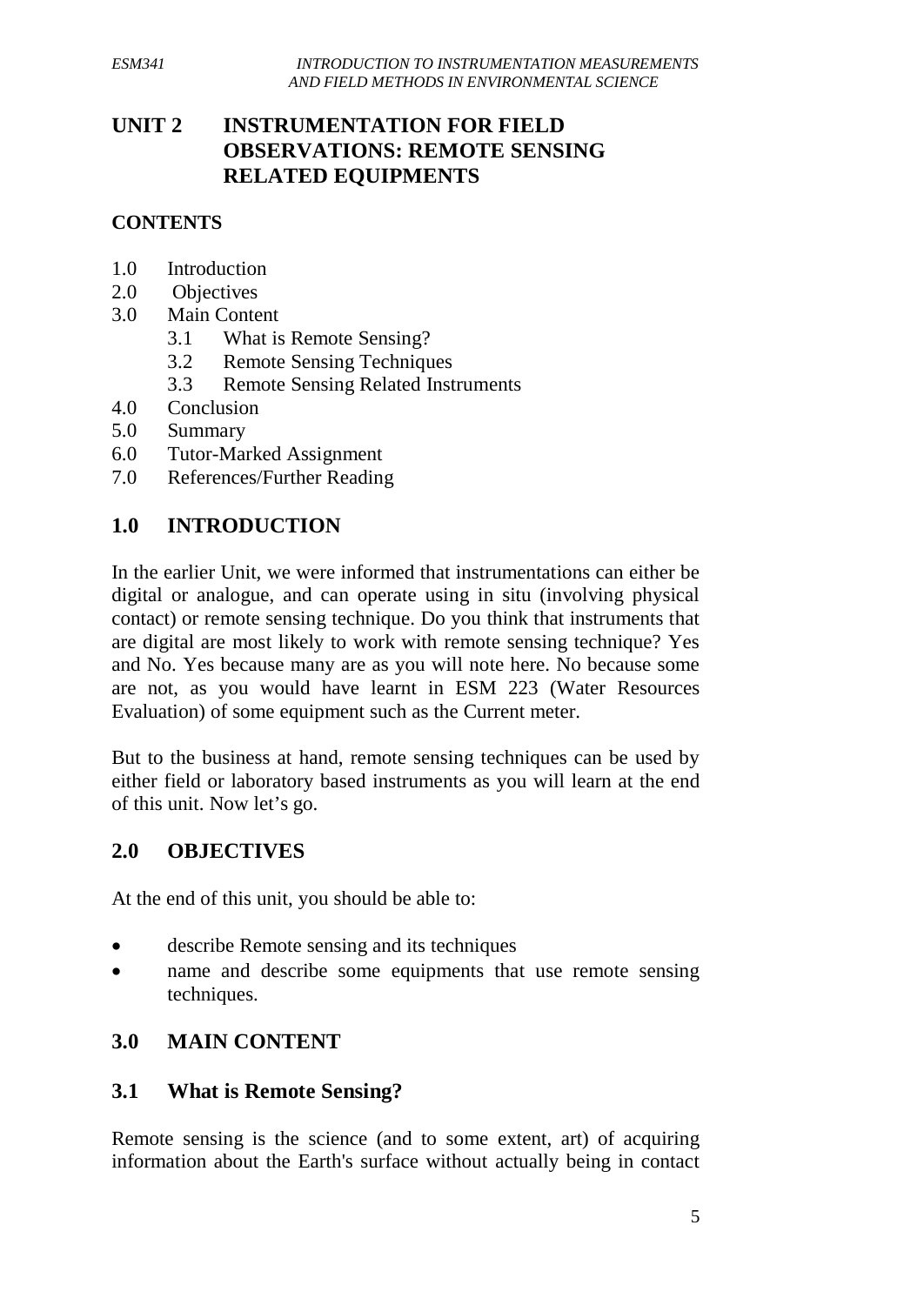# UNIT 2 INSTRUMENTATION FOR FIELD OBSERVATIONS: REMOTE SENSING RELATED EQUIPMENTS

## CONTENTS

1.0 Introduction
2.0 Objectives
3.0 Main Content
  3.1 What is Remote Sensing?
  3.2 Remote Sensing Techniques
  3.3 Remote Sensing Related Instruments
4.0 Conclusion
5.0 Summary
6.0 Tutor-Marked Assignment
7.0 References/Further Reading

## 1.0 INTRODUCTION

In the earlier Unit, we were informed that instrumentations can either be digital or analogue, and can operate using in situ (involving physical contact) or remote sensing technique. Do you think that instruments that are digital are most likely to work with remote sensing technique? Yes and No. Yes because many are as you will note here. No because some are not, as you would have learnt in ESM 223 (Water Resources Evaluation) of some equipment such as the Current meter.

But to the business at hand, remote sensing techniques can be used by either field or laboratory based instruments as you will learn at the end of this unit. Now let's go.

## 2.0 OBJECTIVES

At the end of this unit, you should be able to:

- describe Remote sensing and its techniques
- name and describe some equipments that use remote sensing techniques.

## 3.0 MAIN CONTENT

### 3.1 What is Remote Sensing?

Remote sensing is the science (and to some extent, art) of acquiring information about the Earth's surface without actually being in contact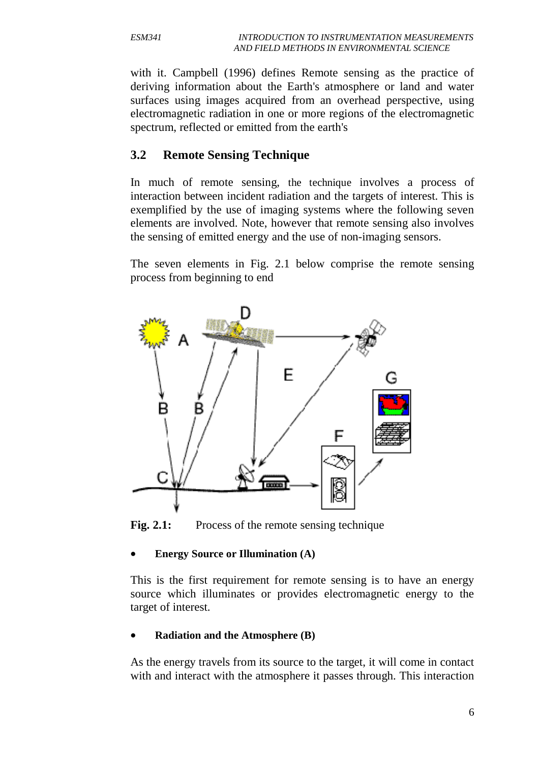with it. Campbell (1996) defines Remote sensing as the practice of deriving information about the Earth's atmosphere or land and water surfaces using images acquired from an overhead perspective, using electromagnetic radiation in one or more regions of the electromagnetic spectrum, reflected or emitted from the earth's

## 3.2 Remote Sensing Technique

In much of remote sensing, the technique involves a process of interaction between incident radiation and the targets of interest. This is exemplified by the use of imaging systems where the following seven elements are involved. Note, however that remote sensing also involves the sensing of emitted energy and the use of non-imaging sensors.

The seven elements in Fig. 2.1 below comprise the remote sensing process from beginning to end

**Fig. 2.1:** Process of the remote sensing technique

- **Energy Source or Illumination (A)**

This is the first requirement for remote sensing is to have an energy source which illuminates or provides electromagnetic energy to the target of interest.

- **Radiation and the Atmosphere (B)**

As the energy travels from its source to the target, it will come in contact with and interact with the atmosphere it passes through. This interaction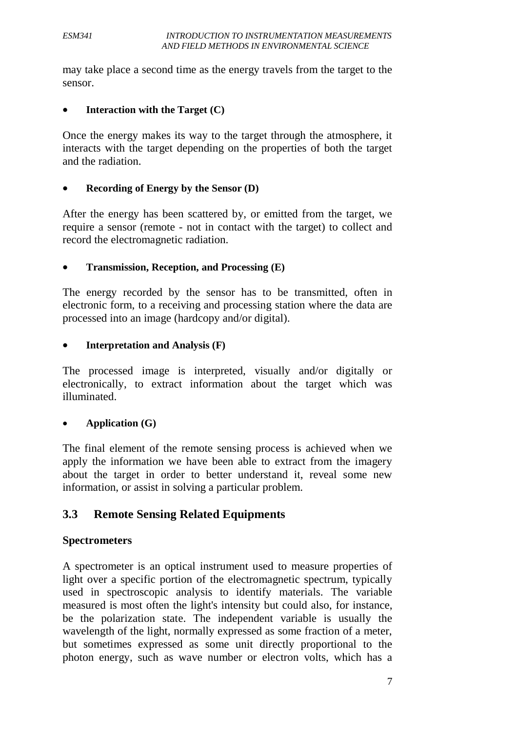may take place a second time as the energy travels from the target to the sensor.

- **Interaction with the Target (C)**

Once the energy makes its way to the target through the atmosphere, it interacts with the target depending on the properties of both the target and the radiation.

- **Recording of Energy by the Sensor (D)**

After the energy has been scattered by, or emitted from the target, we require a sensor (remote - not in contact with the target) to collect and record the electromagnetic radiation.

- **Transmission, Reception, and Processing (E)**

The energy recorded by the sensor has to be transmitted, often in electronic form, to a receiving and processing station where the data are processed into an image (hardcopy and/or digital).

- **Interpretation and Analysis (F)**

The processed image is interpreted, visually and/or digitally or electronically, to extract information about the target which was illuminated.

- **Application (G)**

The final element of the remote sensing process is achieved when we apply the information we have been able to extract from the imagery about the target in order to better understand it, reveal some new information, or assist in solving a particular problem.

## 3.3 Remote Sensing Related Equipments

**Spectrometers**

A spectrometer is an optical instrument used to measure properties of light over a specific portion of the electromagnetic spectrum, typically used in spectroscopic analysis to identify materials. The variable measured is most often the light's intensity but could also, for instance, be the polarization state. The independent variable is usually the wavelength of the light, normally expressed as some fraction of a meter, but sometimes expressed as some unit directly proportional to the photon energy, such as wave number or electron volts, which has a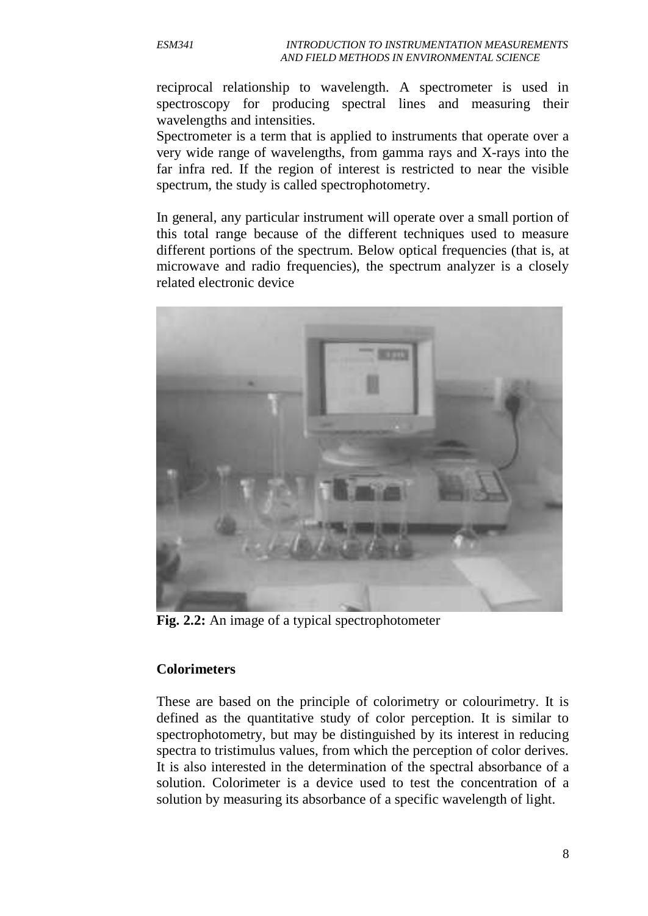reciprocal relationship to wavelength. A spectrometer is used in spectroscopy for producing spectral lines and measuring their wavelengths and intensities.

Spectrometer is a term that is applied to instruments that operate over a very wide range of wavelengths, from gamma rays and X-rays into the far infra red. If the region of interest is restricted to near the visible spectrum, the study is called spectrophotometry.

In general, any particular instrument will operate over a small portion of this total range because of the different techniques used to measure different portions of the spectrum. Below optical frequencies (that is, at microwave and radio frequencies), the spectrum analyzer is a closely related electronic device

**Fig. 2.2:** An image of a typical spectrophotometer

**Colorimeters**

These are based on the principle of colorimetry or colourimetry. It is defined as the quantitative study of color perception. It is similar to spectrophotometry, but may be distinguished by its interest in reducing spectra to tristimulus values, from which the perception of color derives. It is also interested in the determination of the spectral absorbance of a solution. Colorimeter is a device used to test the concentration of a solution by measuring its absorbance of a specific wavelength of light.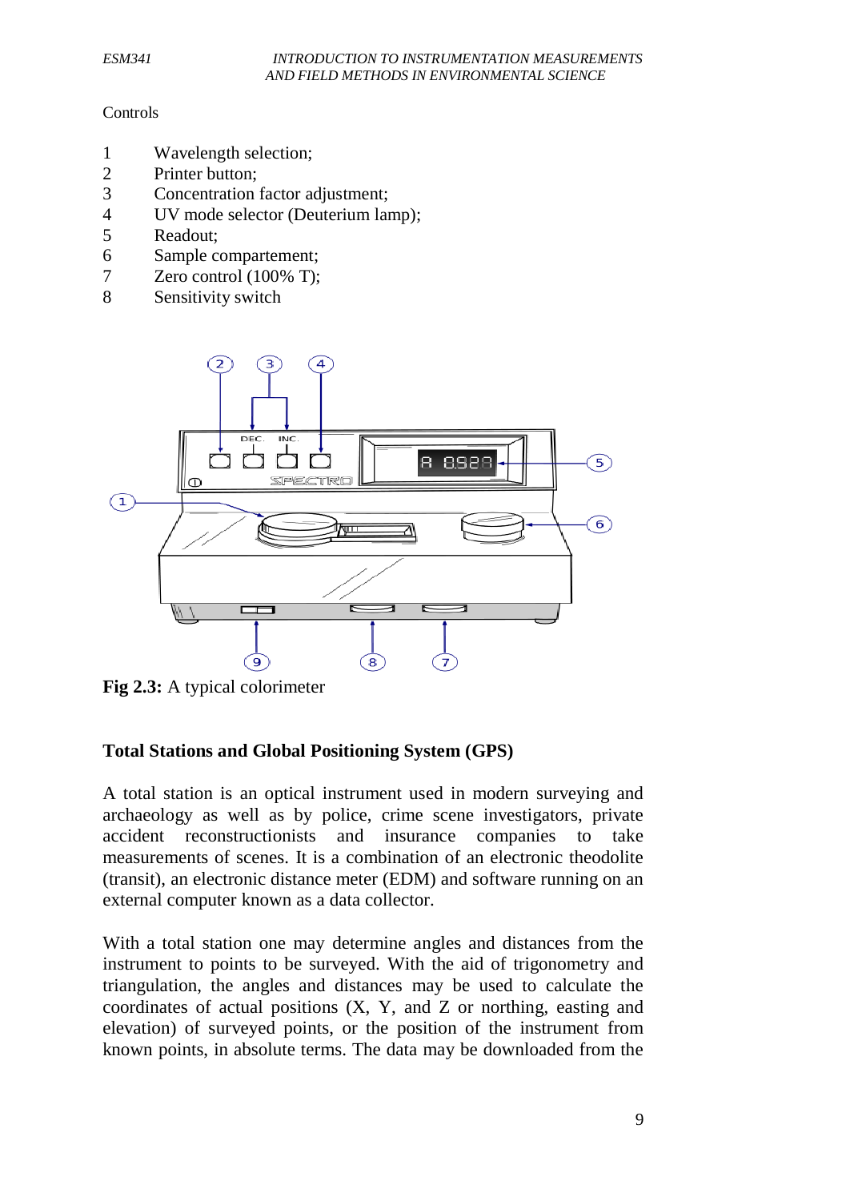Controls

1 Wavelength selection;
2 Printer button;
3 Concentration factor adjustment;
4 UV mode selector (Deuterium lamp);
5 Readout;
6 Sample compartement;
7 Zero control (100% T);
8 Sensitivity switch

**Fig 2.3:** A typical colorimeter

## Total Stations and Global Positioning System (GPS)

A total station is an optical instrument used in modern surveying and archaeology as well as by police, crime scene investigators, private accident reconstructionists and insurance companies to take measurements of scenes. It is a combination of an electronic theodolite (transit), an electronic distance meter (EDM) and software running on an external computer known as a data collector.

With a total station one may determine angles and distances from the instrument to points to be surveyed. With the aid of trigonometry and triangulation, the angles and distances may be used to calculate the coordinates of actual positions (X, Y, and Z or northing, easting and elevation) of surveyed points, or the position of the instrument from known points, in absolute terms. The data may be downloaded from the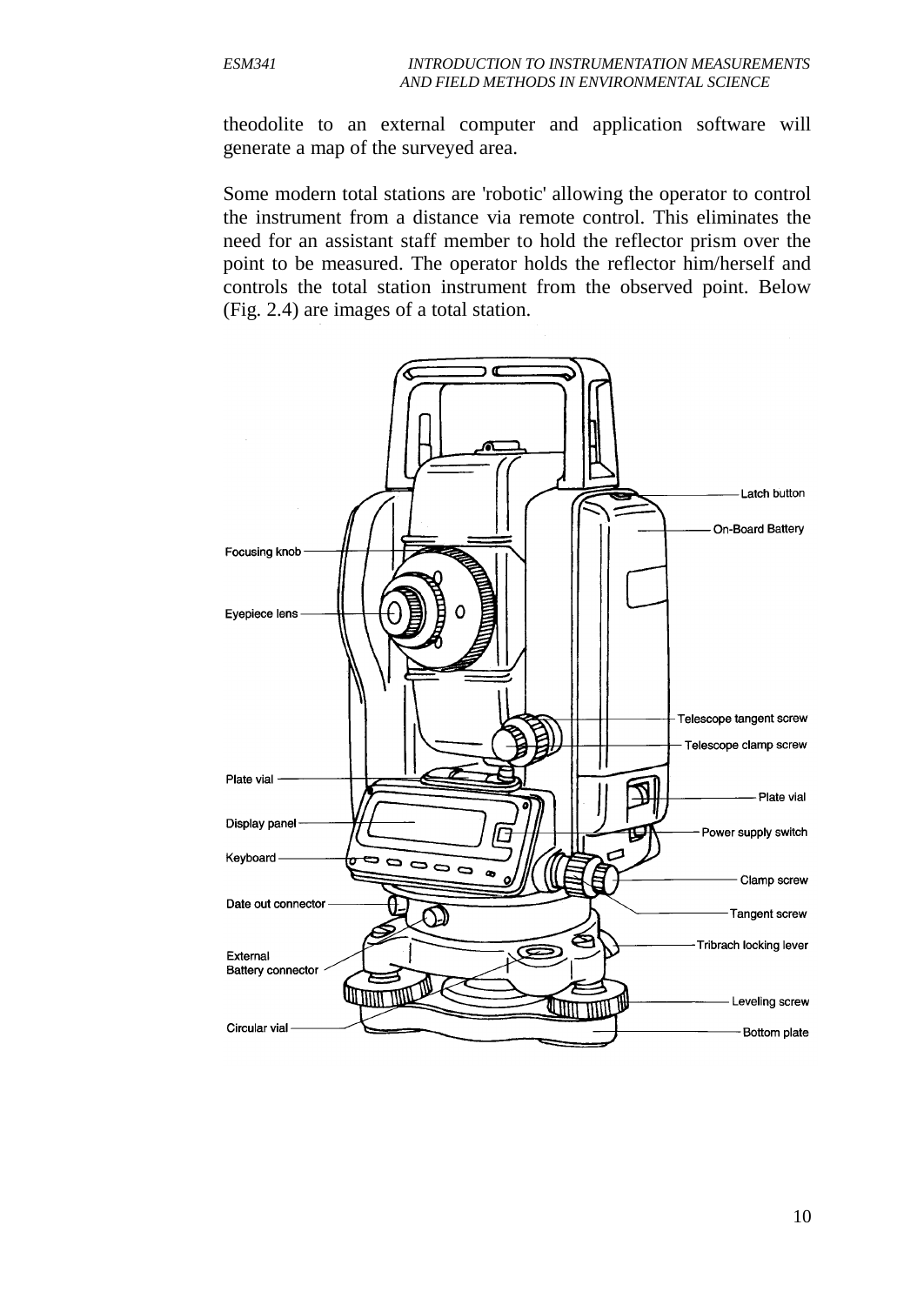theodolite to an external computer and application software will generate a map of the surveyed area.

Some modern total stations are 'robotic' allowing the operator to control the instrument from a distance via remote control. This eliminates the need for an assistant staff member to hold the reflector prism over the point to be measured. The operator holds the reflector him/herself and controls the total station instrument from the observed point. Below (Fig. 2.4) are images of a total station.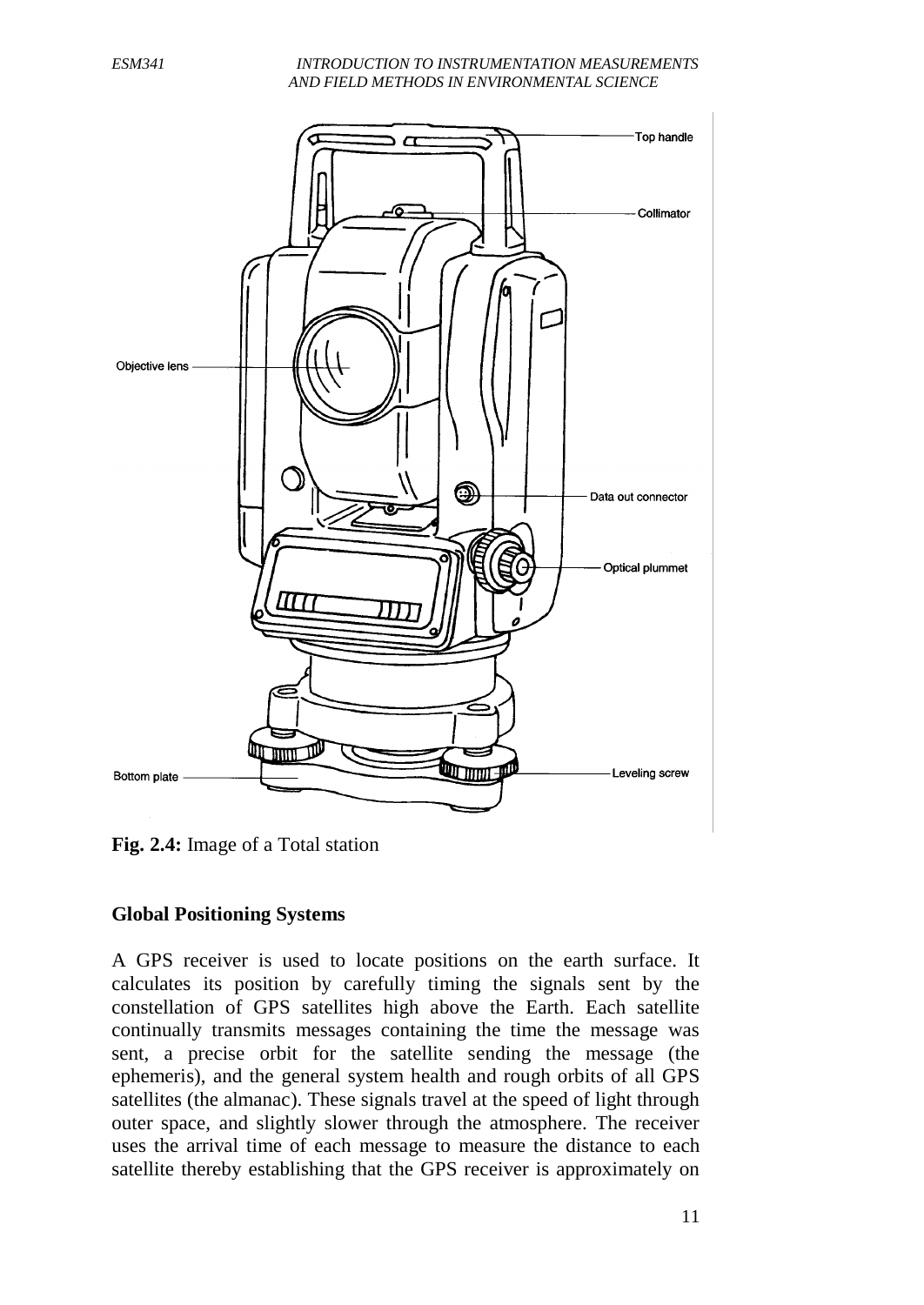**Fig. 2.4:** Image of a Total station

**Global Positioning Systems**

A GPS receiver is used to locate positions on the earth surface. It calculates its position by carefully timing the signals sent by the constellation of GPS satellites high above the Earth. Each satellite continually transmits messages containing the time the message was sent, a precise orbit for the satellite sending the message (the ephemeris), and the general system health and rough orbits of all GPS satellites (the almanac). These signals travel at the speed of light through outer space, and slightly slower through the atmosphere. The receiver uses the arrival time of each message to measure the distance to each satellite thereby establishing that the GPS receiver is approximately on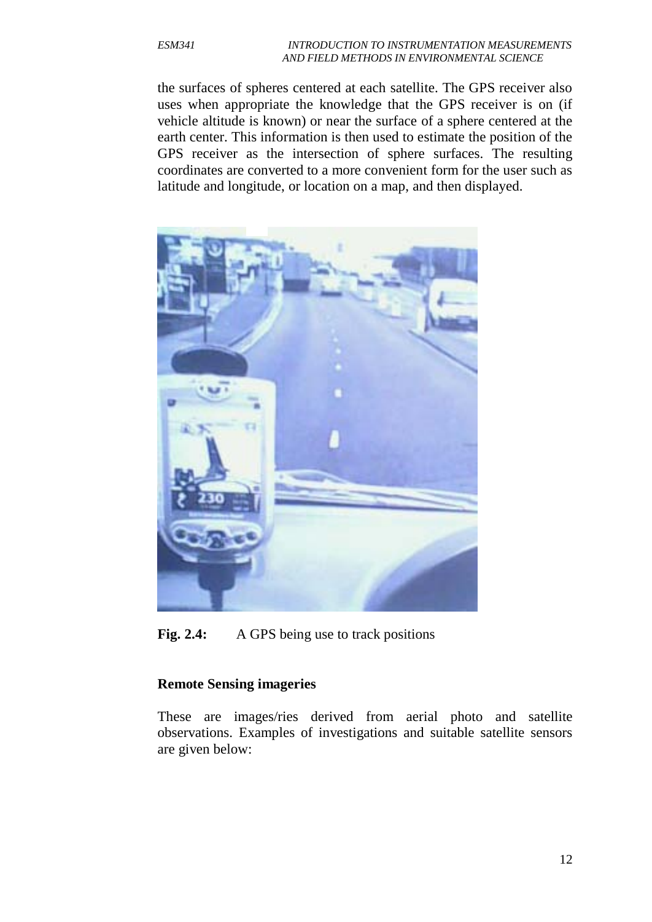the surfaces of spheres centered at each satellite. The GPS receiver also uses when appropriate the knowledge that the GPS receiver is on (if vehicle altitude is known) or near the surface of a sphere centered at the earth center. This information is then used to estimate the position of the GPS receiver as the intersection of sphere surfaces. The resulting coordinates are converted to a more convenient form for the user such as latitude and longitude, or location on a map, and then displayed.

**Fig. 2.4:** A GPS being use to track positions

**Remote Sensing imageries**

These are images/ries derived from aerial photo and satellite observations. Examples of investigations and suitable satellite sensors are given below: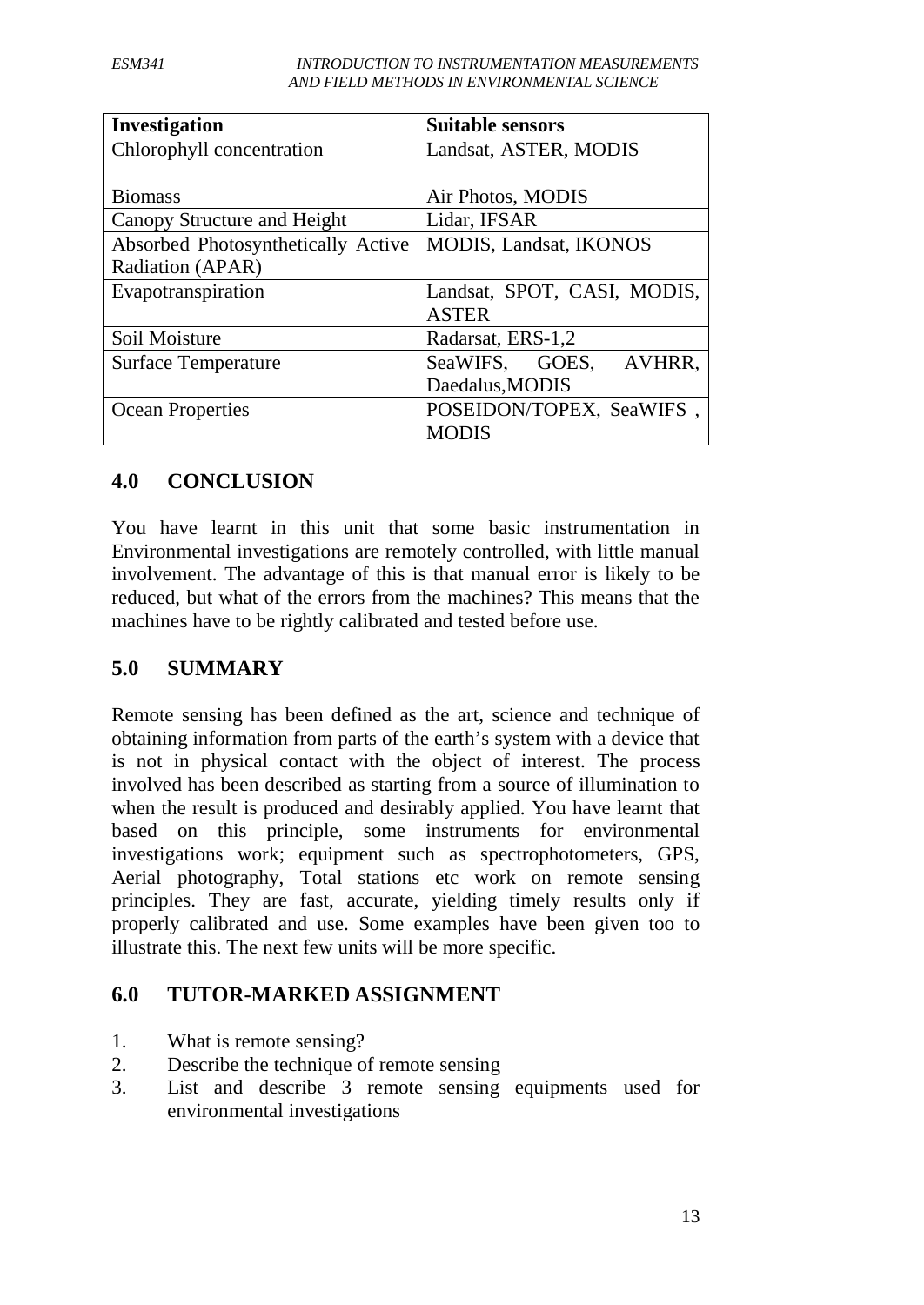| Investigation | Suitable sensors |
|---|---|
| Chlorophyll concentration | Landsat, ASTER, MODIS |
| Biomass | Air Photos, MODIS |
| Canopy Structure and Height | Lidar, IFSAR |
| Absorbed Photosynthetically Active Radiation (APAR) | MODIS, Landsat, IKONOS |
| Evapotranspiration | Landsat, SPOT, CASI, MODIS, ASTER |
| Soil Moisture | Radarsat, ERS-1,2 |
| Surface Temperature | SeaWIFS, GOES, AVHRR, Daedalus,MODIS |
| Ocean Properties | POSEIDON/TOPEX, SeaWIFS , MODIS |

## 4.0 CONCLUSION

You have learnt in this unit that some basic instrumentation in Environmental investigations are remotely controlled, with little manual involvement. The advantage of this is that manual error is likely to be reduced, but what of the errors from the machines? This means that the machines have to be rightly calibrated and tested before use.

## 5.0 SUMMARY

Remote sensing has been defined as the art, science and technique of obtaining information from parts of the earth's system with a device that is not in physical contact with the object of interest. The process involved has been described as starting from a source of illumination to when the result is produced and desirably applied. You have learnt that based on this principle, some instruments for environmental investigations work; equipment such as spectrophotometers, GPS, Aerial photography, Total stations etc work on remote sensing principles. They are fast, accurate, yielding timely results only if properly calibrated and use. Some examples have been given too to illustrate this. The next few units will be more specific.

## 6.0 TUTOR-MARKED ASSIGNMENT

1. What is remote sensing?
2. Describe the technique of remote sensing
3. List and describe 3 remote sensing equipments used for environmental investigations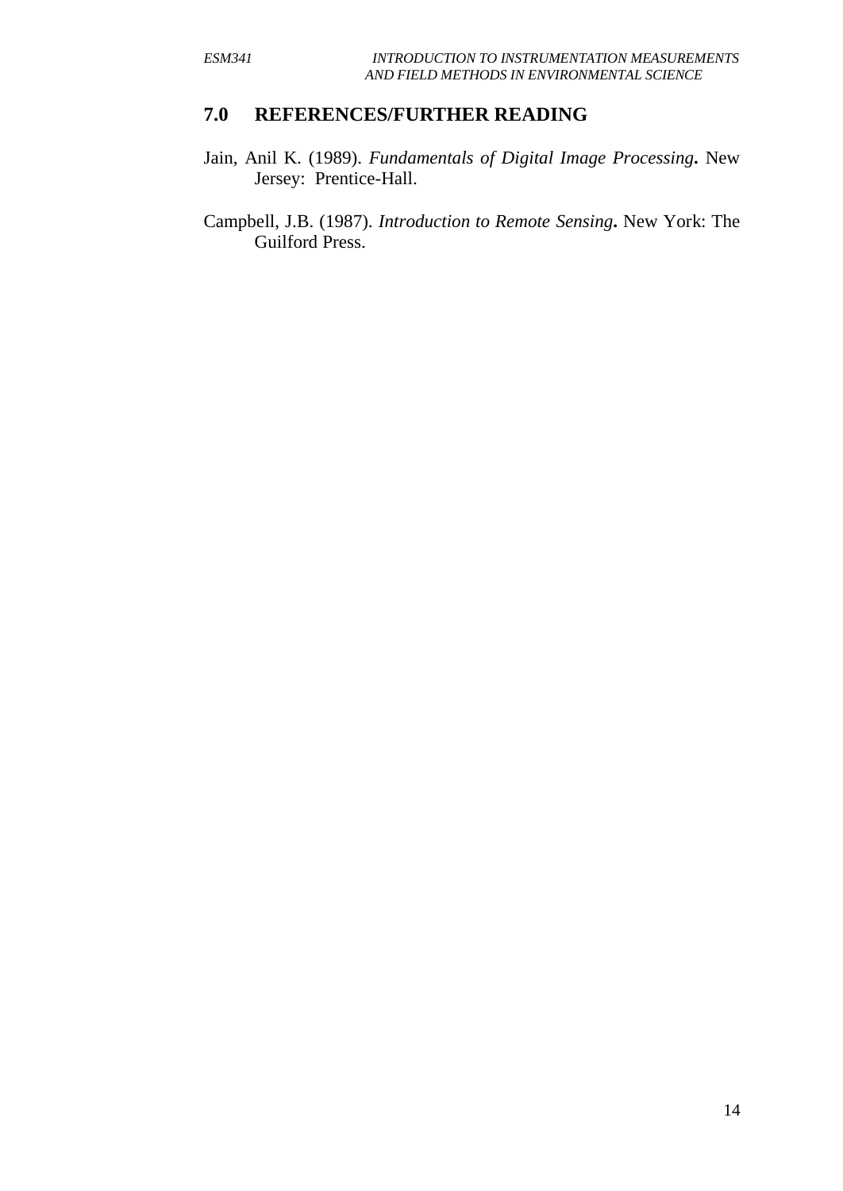## 7.0 REFERENCES/FURTHER READING

Jain, Anil K. (1989). *Fundamentals of Digital Image Processing***.** New Jersey: Prentice-Hall.

Campbell, J.B. (1987). *Introduction to Remote Sensing***.** New York: The Guilford Press.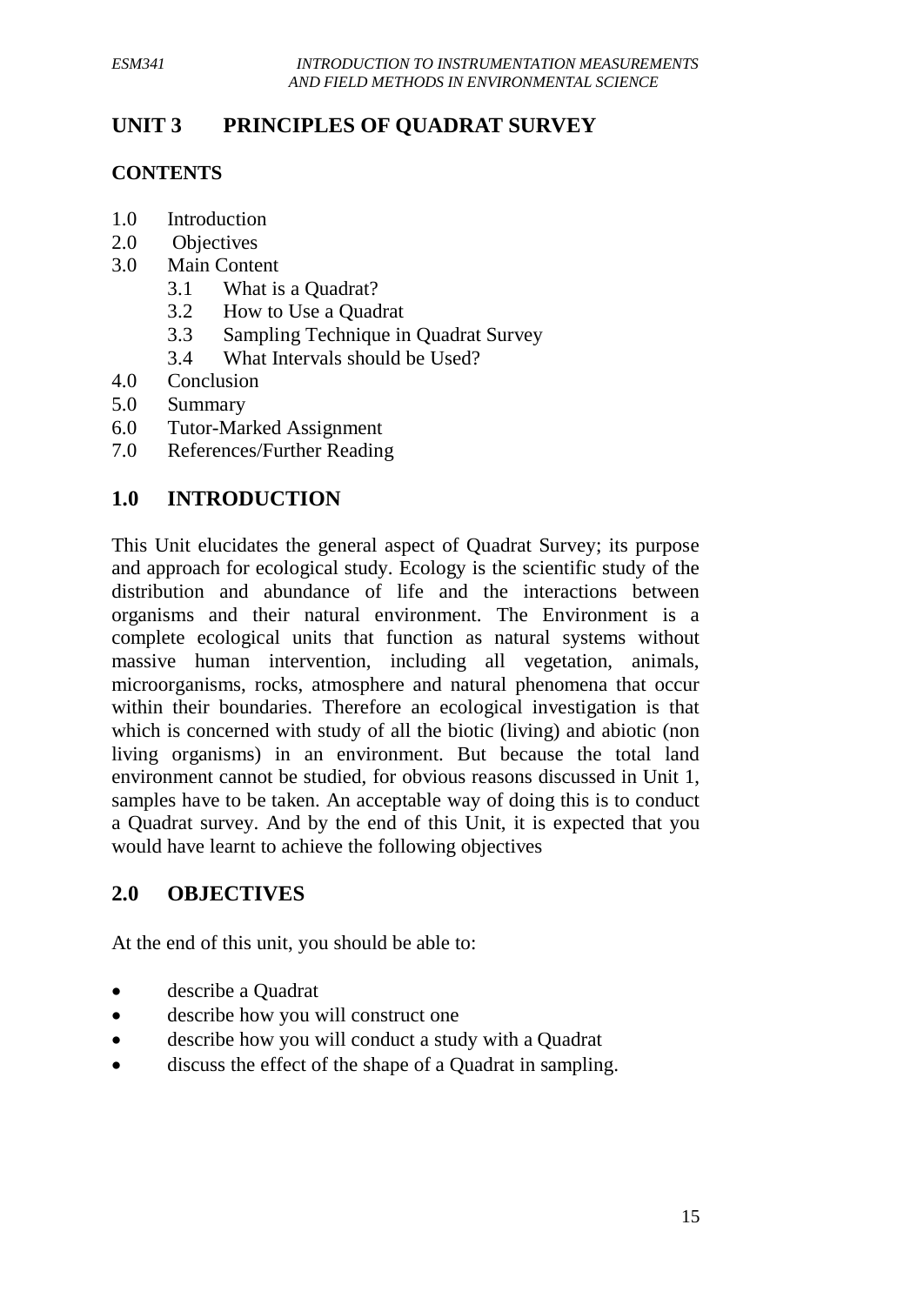## UNIT 3 PRINCIPLES OF QUADRAT SURVEY

### CONTENTS

1.0 Introduction
2.0 Objectives
3.0 Main Content
 3.1 What is a Quadrat?
 3.2 How to Use a Quadrat
 3.3 Sampling Technique in Quadrat Survey
 3.4 What Intervals should be Used?
4.0 Conclusion
5.0 Summary
6.0 Tutor-Marked Assignment
7.0 References/Further Reading

### 1.0 INTRODUCTION

This Unit elucidates the general aspect of Quadrat Survey; its purpose and approach for ecological study. Ecology is the scientific study of the distribution and abundance of life and the interactions between organisms and their natural environment. The Environment is a complete ecological units that function as natural systems without massive human intervention, including all vegetation, animals, microorganisms, rocks, atmosphere and natural phenomena that occur within their boundaries. Therefore an ecological investigation is that which is concerned with study of all the biotic (living) and abiotic (non living organisms) in an environment. But because the total land environment cannot be studied, for obvious reasons discussed in Unit 1, samples have to be taken. An acceptable way of doing this is to conduct a Quadrat survey. And by the end of this Unit, it is expected that you would have learnt to achieve the following objectives

### 2.0 OBJECTIVES

At the end of this unit, you should be able to:

- describe a Quadrat
- describe how you will construct one
- describe how you will conduct a study with a Quadrat
- discuss the effect of the shape of a Quadrat in sampling.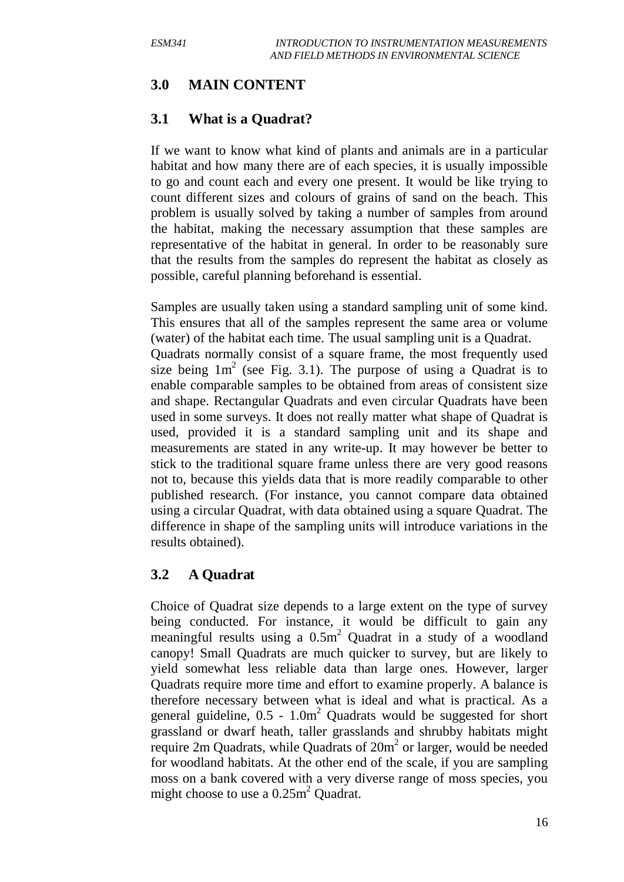## 3.0 MAIN CONTENT

### 3.1 What is a Quadrat?

If we want to know what kind of plants and animals are in a particular habitat and how many there are of each species, it is usually impossible to go and count each and every one present. It would be like trying to count different sizes and colours of grains of sand on the beach. This problem is usually solved by taking a number of samples from around the habitat, making the necessary assumption that these samples are representative of the habitat in general. In order to be reasonably sure that the results from the samples do represent the habitat as closely as possible, careful planning beforehand is essential.

Samples are usually taken using a standard sampling unit of some kind. This ensures that all of the samples represent the same area or volume (water) of the habitat each time. The usual sampling unit is a Quadrat. Quadrats normally consist of a square frame, the most frequently used size being $1m^2$ (see Fig. 3.1). The purpose of using a Quadrat is to enable comparable samples to be obtained from areas of consistent size and shape. Rectangular Quadrats and even circular Quadrats have been used in some surveys. It does not really matter what shape of Quadrat is used, provided it is a standard sampling unit and its shape and measurements are stated in any write-up. It may however be better to stick to the traditional square frame unless there are very good reasons not to, because this yields data that is more readily comparable to other published research. (For instance, you cannot compare data obtained using a circular Quadrat, with data obtained using a square Quadrat. The difference in shape of the sampling units will introduce variations in the results obtained).

### 3.2 A Quadrat

Choice of Quadrat size depends to a large extent on the type of survey being conducted. For instance, it would be difficult to gain any meaningful results using a $0.5m^2$ Quadrat in a study of a woodland canopy! Small Quadrats are much quicker to survey, but are likely to yield somewhat less reliable data than large ones. However, larger Quadrats require more time and effort to examine properly. A balance is therefore necessary between what is ideal and what is practical. As a general guideline, $0.5$ - $1.0m^2$ Quadrats would be suggested for short grassland or dwarf heath, taller grasslands and shrubby habitats might require 2m Quadrats, while Quadrats of $20m^2$ or larger, would be needed for woodland habitats. At the other end of the scale, if you are sampling moss on a bank covered with a very diverse range of moss species, you might choose to use a $0.25m^2$ Quadrat.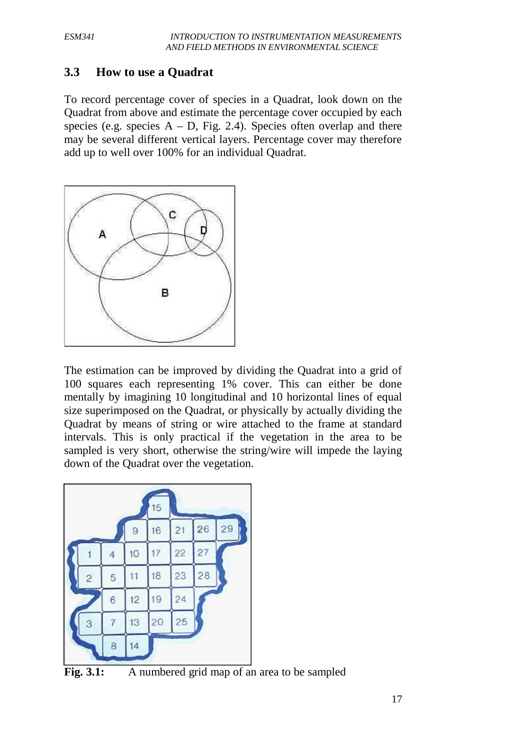## 3.3 How to use a Quadrat

To record percentage cover of species in a Quadrat, look down on the Quadrat from above and estimate the percentage cover occupied by each species (e.g. species A – D, Fig. 2.4). Species often overlap and there may be several different vertical layers. Percentage cover may therefore add up to well over 100% for an individual Quadrat.

The estimation can be improved by dividing the Quadrat into a grid of 100 squares each representing 1% cover. This can either be done mentally by imagining 10 longitudinal and 10 horizontal lines of equal size superimposed on the Quadrat, or physically by actually dividing the Quadrat by means of string or wire attached to the frame at standard intervals. This is only practical if the vegetation in the area to be sampled is very short, otherwise the string/wire will impede the laying down of the Quadrat over the vegetation.

**Fig. 3.1:** A numbered grid map of an area to be sampled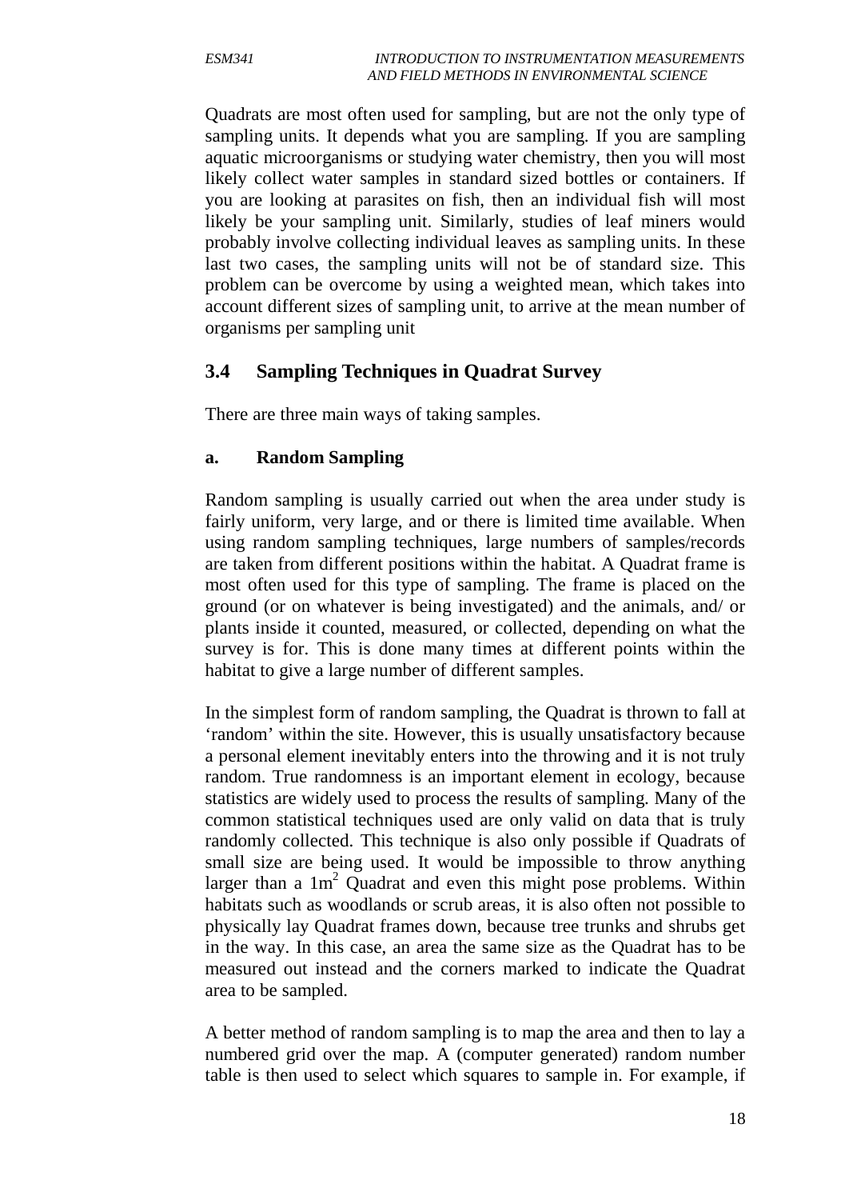Quadrats are most often used for sampling, but are not the only type of sampling units. It depends what you are sampling. If you are sampling aquatic microorganisms or studying water chemistry, then you will most likely collect water samples in standard sized bottles or containers. If you are looking at parasites on fish, then an individual fish will most likely be your sampling unit. Similarly, studies of leaf miners would probably involve collecting individual leaves as sampling units. In these last two cases, the sampling units will not be of standard size. This problem can be overcome by using a weighted mean, which takes into account different sizes of sampling unit, to arrive at the mean number of organisms per sampling unit

## 3.4 Sampling Techniques in Quadrat Survey

There are three main ways of taking samples.

### a. Random Sampling

Random sampling is usually carried out when the area under study is fairly uniform, very large, and or there is limited time available. When using random sampling techniques, large numbers of samples/records are taken from different positions within the habitat. A Quadrat frame is most often used for this type of sampling. The frame is placed on the ground (or on whatever is being investigated) and the animals, and/ or plants inside it counted, measured, or collected, depending on what the survey is for. This is done many times at different points within the habitat to give a large number of different samples.

In the simplest form of random sampling, the Quadrat is thrown to fall at 'random' within the site. However, this is usually unsatisfactory because a personal element inevitably enters into the throwing and it is not truly random. True randomness is an important element in ecology, because statistics are widely used to process the results of sampling. Many of the common statistical techniques used are only valid on data that is truly randomly collected. This technique is also only possible if Quadrats of small size are being used. It would be impossible to throw anything larger than a $1m^2$ Quadrat and even this might pose problems. Within habitats such as woodlands or scrub areas, it is also often not possible to physically lay Quadrat frames down, because tree trunks and shrubs get in the way. In this case, an area the same size as the Quadrat has to be measured out instead and the corners marked to indicate the Quadrat area to be sampled.

A better method of random sampling is to map the area and then to lay a numbered grid over the map. A (computer generated) random number table is then used to select which squares to sample in. For example, if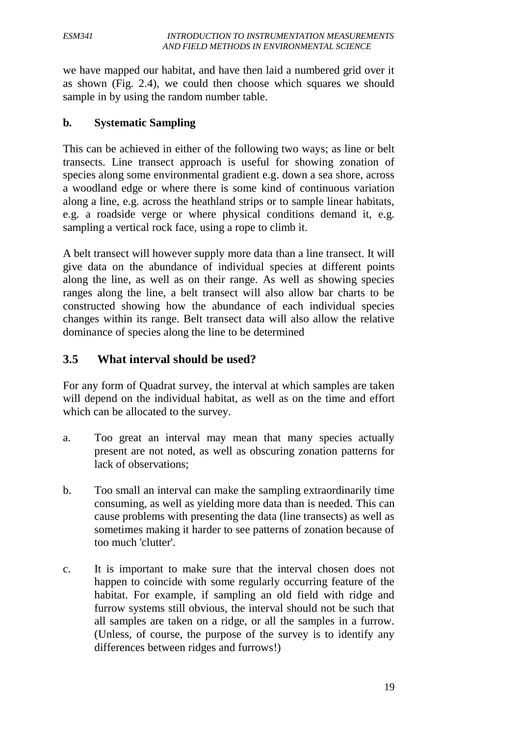we have mapped our habitat, and have then laid a numbered grid over it as shown (Fig. 2.4), we could then choose which squares we should sample in by using the random number table.

**b. Systematic Sampling**

This can be achieved in either of the following two ways; as line or belt transects. Line transect approach is useful for showing zonation of species along some environmental gradient e.g. down a sea shore, across a woodland edge or where there is some kind of continuous variation along a line, e.g. across the heathland strips or to sample linear habitats, e.g. a roadside verge or where physical conditions demand it, e.g. sampling a vertical rock face, using a rope to climb it.

A belt transect will however supply more data than a line transect. It will give data on the abundance of individual species at different points along the line, as well as on their range. As well as showing species ranges along the line, a belt transect will also allow bar charts to be constructed showing how the abundance of each individual species changes within its range. Belt transect data will also allow the relative dominance of species along the line to be determined

## 3.5 What interval should be used?

For any form of Quadrat survey, the interval at which samples are taken will depend on the individual habitat, as well as on the time and effort which can be allocated to the survey.

a. Too great an interval may mean that many species actually present are not noted, as well as obscuring zonation patterns for lack of observations;

b. Too small an interval can make the sampling extraordinarily time consuming, as well as yielding more data than is needed. This can cause problems with presenting the data (line transects) as well as sometimes making it harder to see patterns of zonation because of too much 'clutter'.

c. It is important to make sure that the interval chosen does not happen to coincide with some regularly occurring feature of the habitat. For example, if sampling an old field with ridge and furrow systems still obvious, the interval should not be such that all samples are taken on a ridge, or all the samples in a furrow. (Unless, of course, the purpose of the survey is to identify any differences between ridges and furrows!)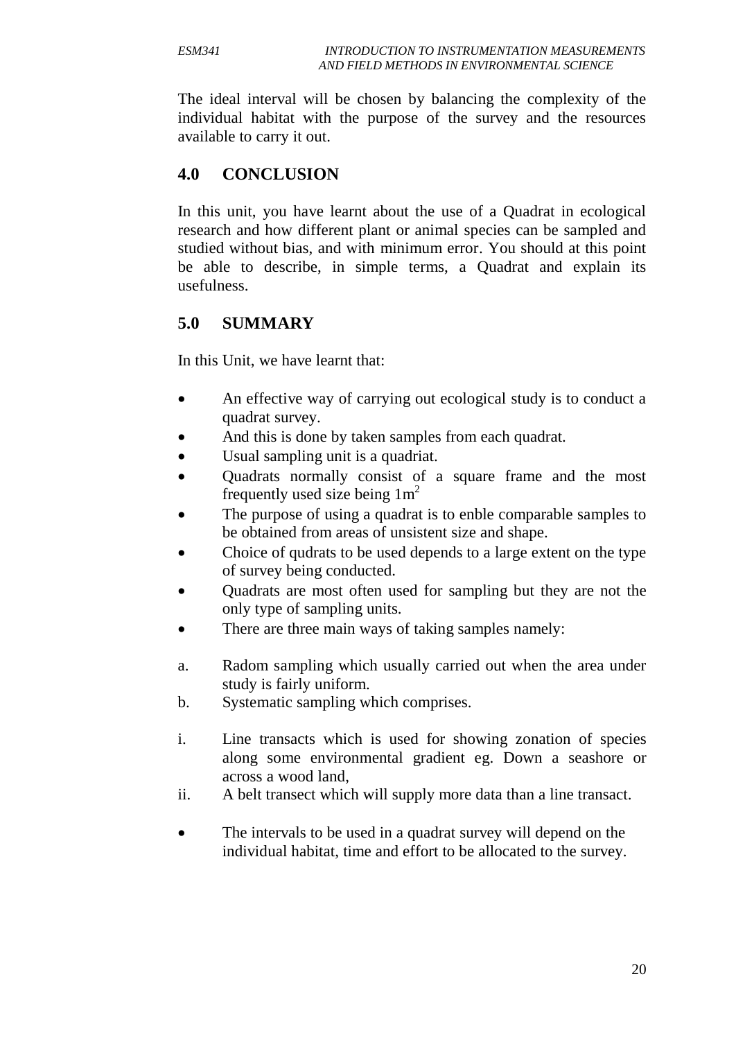The ideal interval will be chosen by balancing the complexity of the individual habitat with the purpose of the survey and the resources available to carry it out.

## 4.0 CONCLUSION

In this unit, you have learnt about the use of a Quadrat in ecological research and how different plant or animal species can be sampled and studied without bias, and with minimum error. You should at this point be able to describe, in simple terms, a Quadrat and explain its usefulness.

## 5.0 SUMMARY

In this Unit, we have learnt that:

- An effective way of carrying out ecological study is to conduct a quadrat survey.
- And this is done by taken samples from each quadrat.
- Usual sampling unit is a quadriat.
- Quadrats normally consist of a square frame and the most frequently used size being $1m^2$
- The purpose of using a quadrat is to enble comparable samples to be obtained from areas of unsistent size and shape.
- Choice of qudrats to be used depends to a large extent on the type of survey being conducted.
- Quadrats are most often used for sampling but they are not the only type of sampling units.
- There are three main ways of taking samples namely:

a. Radom sampling which usually carried out when the area under study is fairly uniform.
b. Systematic sampling which comprises.

i. Line transacts which is used for showing zonation of species along some environmental gradient eg. Down a seashore or across a wood land,
ii. A belt transect which will supply more data than a line transact.

- The intervals to be used in a quadrat survey will depend on the individual habitat, time and effort to be allocated to the survey.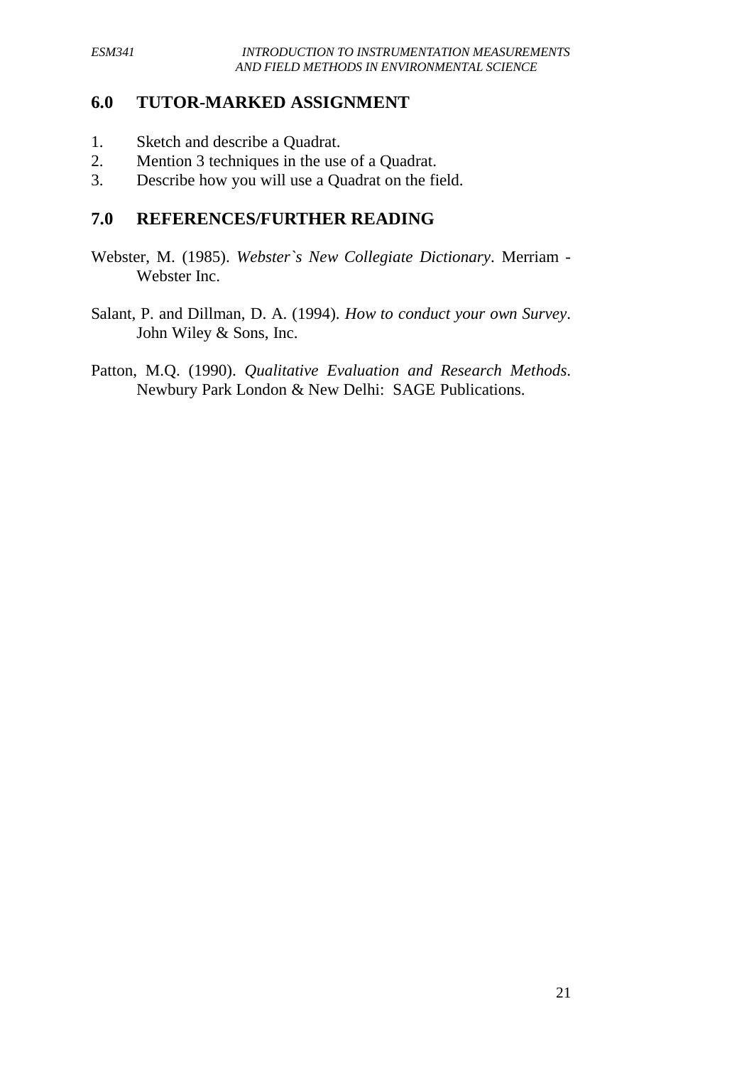## 6.0 TUTOR-MARKED ASSIGNMENT

1. Sketch and describe a Quadrat.
2. Mention 3 techniques in the use of a Quadrat.
3. Describe how you will use a Quadrat on the field.

## 7.0 REFERENCES/FURTHER READING

Webster, M. (1985). *Webster`s New Collegiate Dictionary*. Merriam - Webster Inc.

Salant, P. and Dillman, D. A. (1994). *How to conduct your own Survey*. John Wiley & Sons, Inc.

Patton, M.Q. (1990). *Qualitative Evaluation and Research Methods*. Newbury Park London & New Delhi: SAGE Publications.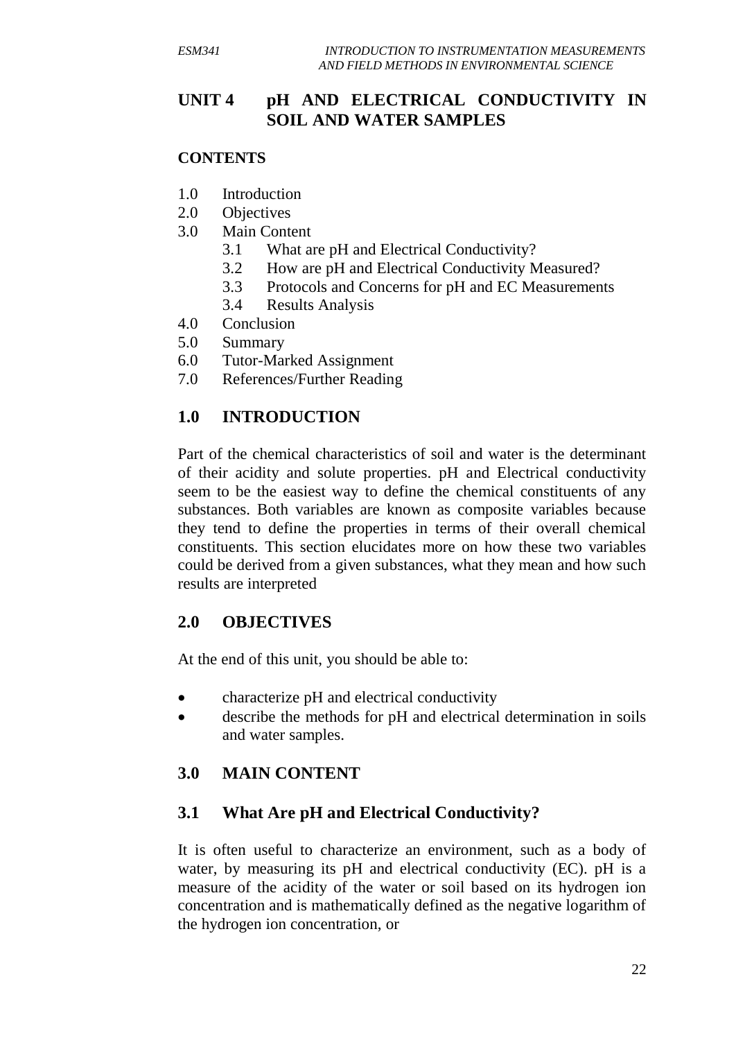## UNIT 4 pH AND ELECTRICAL CONDUCTIVITY IN SOIL AND WATER SAMPLES

**CONTENTS**

1.0 Introduction
2.0 Objectives
3.0 Main Content
    3.1 What are pH and Electrical Conductivity?
    3.2 How are pH and Electrical Conductivity Measured?
    3.3 Protocols and Concerns for pH and EC Measurements
    3.4 Results Analysis
4.0 Conclusion
5.0 Summary
6.0 Tutor-Marked Assignment
7.0 References/Further Reading

## 1.0 INTRODUCTION

Part of the chemical characteristics of soil and water is the determinant of their acidity and solute properties. pH and Electrical conductivity seem to be the easiest way to define the chemical constituents of any substances. Both variables are known as composite variables because they tend to define the properties in terms of their overall chemical constituents. This section elucidates more on how these two variables could be derived from a given substances, what they mean and how such results are interpreted

## 2.0 OBJECTIVES

At the end of this unit, you should be able to:

- characterize pH and electrical conductivity
- describe the methods for pH and electrical determination in soils and water samples.

## 3.0 MAIN CONTENT

### 3.1 What Are pH and Electrical Conductivity?

It is often useful to characterize an environment, such as a body of water, by measuring its pH and electrical conductivity (EC). pH is a measure of the acidity of the water or soil based on its hydrogen ion concentration and is mathematically defined as the negative logarithm of the hydrogen ion concentration, or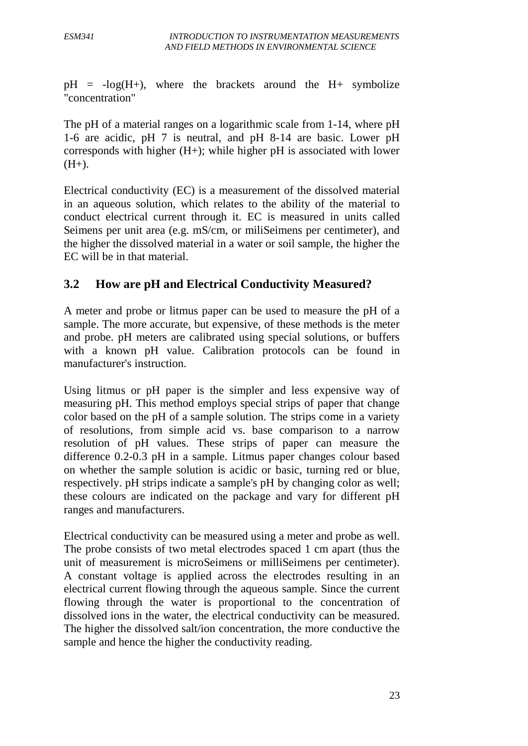pH = -log(H+), where the brackets around the H+ symbolize "concentration"

The pH of a material ranges on a logarithmic scale from 1-14, where pH 1-6 are acidic, pH 7 is neutral, and pH 8-14 are basic. Lower pH corresponds with higher (H+); while higher pH is associated with lower (H+).

Electrical conductivity (EC) is a measurement of the dissolved material in an aqueous solution, which relates to the ability of the material to conduct electrical current through it. EC is measured in units called Seimens per unit area (e.g. mS/cm, or miliSeimens per centimeter), and the higher the dissolved material in a water or soil sample, the higher the EC will be in that material.

## 3.2 How are pH and Electrical Conductivity Measured?

A meter and probe or litmus paper can be used to measure the pH of a sample. The more accurate, but expensive, of these methods is the meter and probe. pH meters are calibrated using special solutions, or buffers with a known pH value. Calibration protocols can be found in manufacturer's instruction.

Using litmus or pH paper is the simpler and less expensive way of measuring pH. This method employs special strips of paper that change color based on the pH of a sample solution. The strips come in a variety of resolutions, from simple acid vs. base comparison to a narrow resolution of pH values. These strips of paper can measure the difference 0.2-0.3 pH in a sample. Litmus paper changes colour based on whether the sample solution is acidic or basic, turning red or blue, respectively. pH strips indicate a sample's pH by changing color as well; these colours are indicated on the package and vary for different pH ranges and manufacturers.

Electrical conductivity can be measured using a meter and probe as well. The probe consists of two metal electrodes spaced 1 cm apart (thus the unit of measurement is microSeimens or milliSeimens per centimeter). A constant voltage is applied across the electrodes resulting in an electrical current flowing through the aqueous sample. Since the current flowing through the water is proportional to the concentration of dissolved ions in the water, the electrical conductivity can be measured. The higher the dissolved salt/ion concentration, the more conductive the sample and hence the higher the conductivity reading.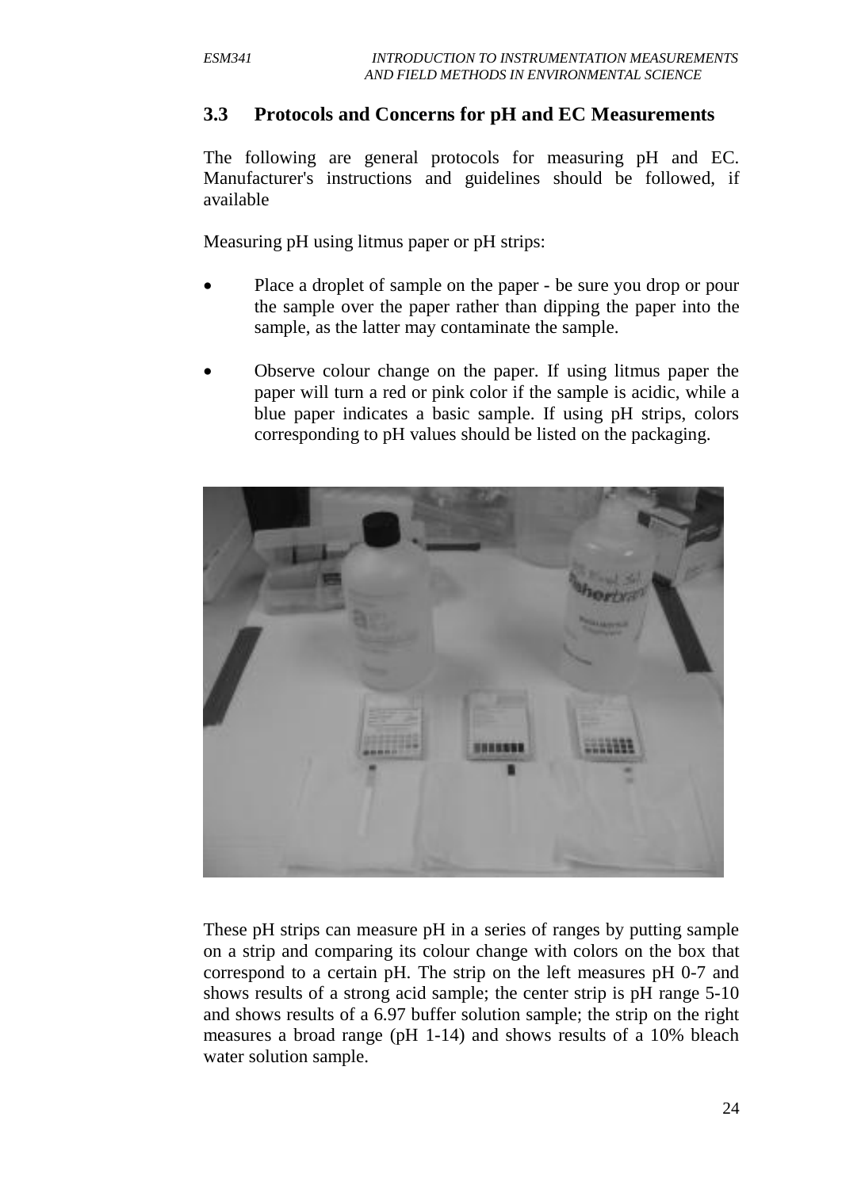## 3.3 Protocols and Concerns for pH and EC Measurements

The following are general protocols for measuring pH and EC. Manufacturer's instructions and guidelines should be followed, if available

Measuring pH using litmus paper or pH strips:

- Place a droplet of sample on the paper - be sure you drop or pour the sample over the paper rather than dipping the paper into the sample, as the latter may contaminate the sample.
- Observe colour change on the paper. If using litmus paper the paper will turn a red or pink color if the sample is acidic, while a blue paper indicates a basic sample. If using pH strips, colors corresponding to pH values should be listed on the packaging.

These pH strips can measure pH in a series of ranges by putting sample on a strip and comparing its colour change with colors on the box that correspond to a certain pH. The strip on the left measures pH 0-7 and shows results of a strong acid sample; the center strip is pH range 5-10 and shows results of a 6.97 buffer solution sample; the strip on the right measures a broad range (pH 1-14) and shows results of a 10% bleach water solution sample.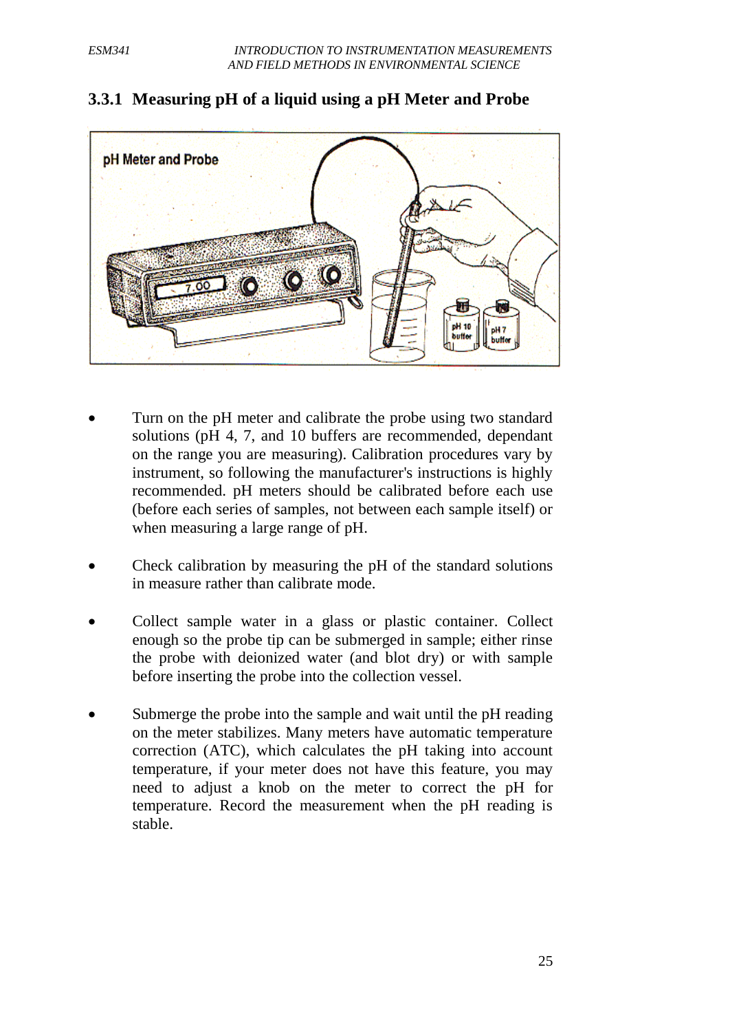### 3.3.1 Measuring pH of a liquid using a pH Meter and Probe

- Turn on the pH meter and calibrate the probe using two standard solutions (pH 4, 7, and 10 buffers are recommended, dependant on the range you are measuring). Calibration procedures vary by instrument, so following the manufacturer's instructions is highly recommended. pH meters should be calibrated before each use (before each series of samples, not between each sample itself) or when measuring a large range of pH.

- Check calibration by measuring the pH of the standard solutions in measure rather than calibrate mode.

- Collect sample water in a glass or plastic container. Collect enough so the probe tip can be submerged in sample; either rinse the probe with deionized water (and blot dry) or with sample before inserting the probe into the collection vessel.

- Submerge the probe into the sample and wait until the pH reading on the meter stabilizes. Many meters have automatic temperature correction (ATC), which calculates the pH taking into account temperature, if your meter does not have this feature, you may need to adjust a knob on the meter to correct the pH for temperature. Record the measurement when the pH reading is stable.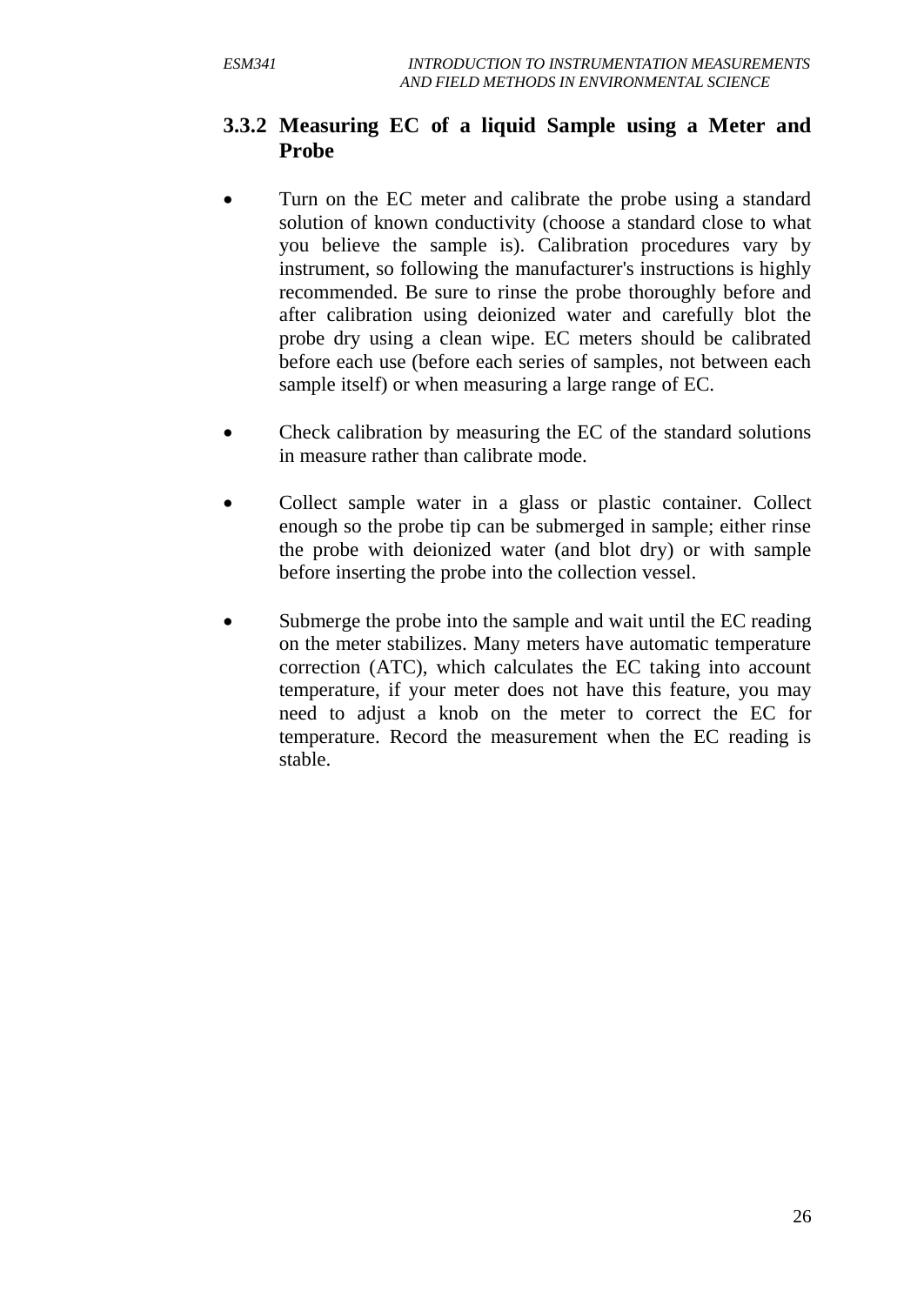### 3.3.2 Measuring EC of a liquid Sample using a Meter and Probe

- Turn on the EC meter and calibrate the probe using a standard solution of known conductivity (choose a standard close to what you believe the sample is). Calibration procedures vary by instrument, so following the manufacturer's instructions is highly recommended. Be sure to rinse the probe thoroughly before and after calibration using deionized water and carefully blot the probe dry using a clean wipe. EC meters should be calibrated before each use (before each series of samples, not between each sample itself) or when measuring a large range of EC.

- Check calibration by measuring the EC of the standard solutions in measure rather than calibrate mode.

- Collect sample water in a glass or plastic container. Collect enough so the probe tip can be submerged in sample; either rinse the probe with deionized water (and blot dry) or with sample before inserting the probe into the collection vessel.

- Submerge the probe into the sample and wait until the EC reading on the meter stabilizes. Many meters have automatic temperature correction (ATC), which calculates the EC taking into account temperature, if your meter does not have this feature, you may need to adjust a knob on the meter to correct the EC for temperature. Record the measurement when the EC reading is stable.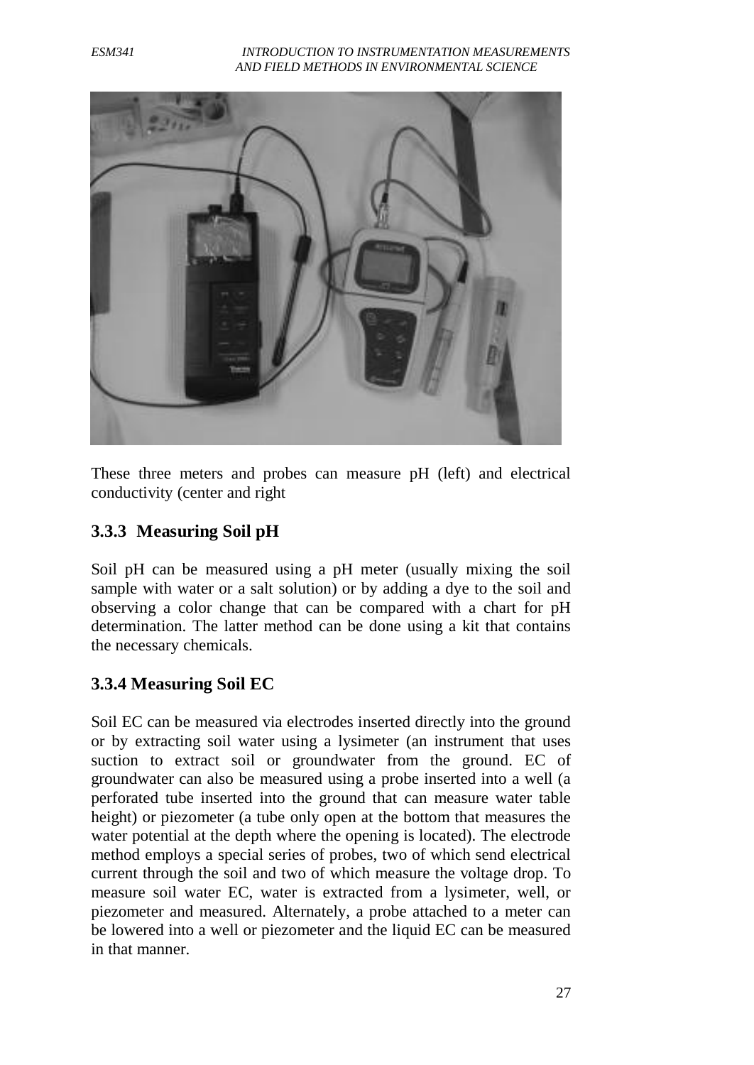These three meters and probes can measure pH (left) and electrical conductivity (center and right

### 3.3.3 Measuring Soil pH

Soil pH can be measured using a pH meter (usually mixing the soil sample with water or a salt solution) or by adding a dye to the soil and observing a color change that can be compared with a chart for pH determination. The latter method can be done using a kit that contains the necessary chemicals.

### 3.3.4 Measuring Soil EC

Soil EC can be measured via electrodes inserted directly into the ground or by extracting soil water using a lysimeter (an instrument that uses suction to extract soil or groundwater from the ground. EC of groundwater can also be measured using a probe inserted into a well (a perforated tube inserted into the ground that can measure water table height) or piezometer (a tube only open at the bottom that measures the water potential at the depth where the opening is located). The electrode method employs a special series of probes, two of which send electrical current through the soil and two of which measure the voltage drop. To measure soil water EC, water is extracted from a lysimeter, well, or piezometer and measured. Alternately, a probe attached to a meter can be lowered into a well or piezometer and the liquid EC can be measured in that manner.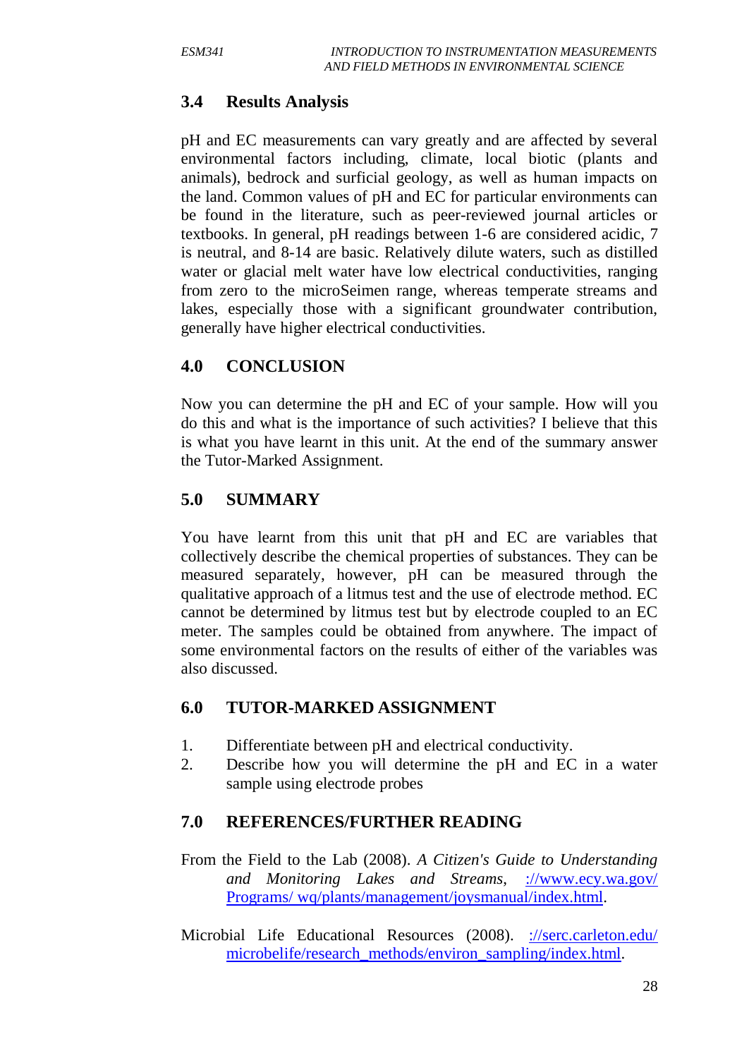## 3.4 Results Analysis

pH and EC measurements can vary greatly and are affected by several environmental factors including, climate, local biotic (plants and animals), bedrock and surficial geology, as well as human impacts on the land. Common values of pH and EC for particular environments can be found in the literature, such as peer-reviewed journal articles or textbooks. In general, pH readings between 1-6 are considered acidic, 7 is neutral, and 8-14 are basic. Relatively dilute waters, such as distilled water or glacial melt water have low electrical conductivities, ranging from zero to the microSeimen range, whereas temperate streams and lakes, especially those with a significant groundwater contribution, generally have higher electrical conductivities.

## 4.0 CONCLUSION

Now you can determine the pH and EC of your sample. How will you do this and what is the importance of such activities? I believe that this is what you have learnt in this unit. At the end of the summary answer the Tutor-Marked Assignment.

## 5.0 SUMMARY

You have learnt from this unit that pH and EC are variables that collectively describe the chemical properties of substances. They can be measured separately, however, pH can be measured through the qualitative approach of a litmus test and the use of electrode method. EC cannot be determined by litmus test but by electrode coupled to an EC meter. The samples could be obtained from anywhere. The impact of some environmental factors on the results of either of the variables was also discussed.

## 6.0 TUTOR-MARKED ASSIGNMENT

1. Differentiate between pH and electrical conductivity.
2. Describe how you will determine the pH and EC in a water sample using electrode probes

## 7.0 REFERENCES/FURTHER READING

From the Field to the Lab (2008). *A Citizen's Guide to Understanding and Monitoring Lakes and Streams*, ://www.ecy.wa.gov/Programs/ wq/plants/management/joysmanual/index.html.

Microbial Life Educational Resources (2008). ://serc.carleton.edu/microbelife/research_methods/environ_sampling/index.html.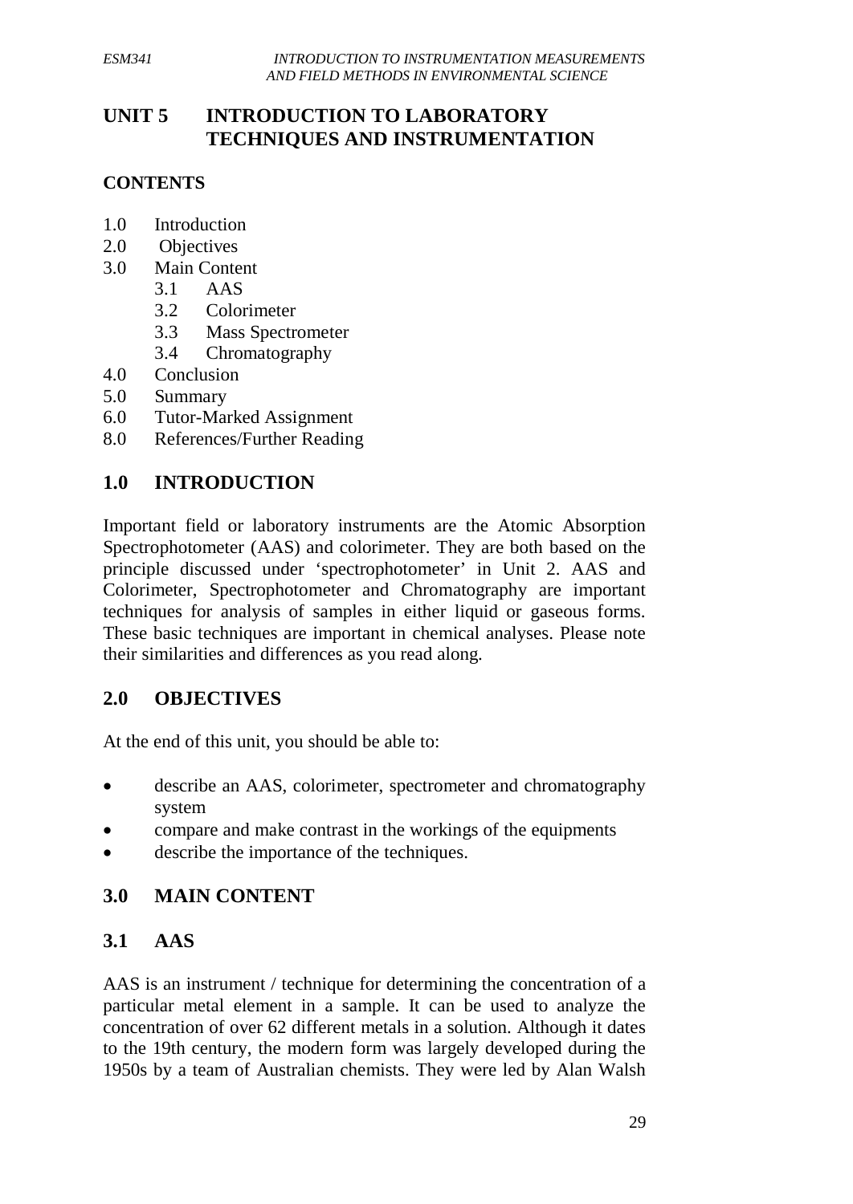# UNIT 5 INTRODUCTION TO LABORATORY TECHNIQUES AND INSTRUMENTATION

## CONTENTS

1.0 Introduction
2.0 Objectives
3.0 Main Content
    3.1 AAS
    3.2 Colorimeter
    3.3 Mass Spectrometer
    3.4 Chromatography
4.0 Conclusion
5.0 Summary
6.0 Tutor-Marked Assignment
8.0 References/Further Reading

## 1.0 INTRODUCTION

Important field or laboratory instruments are the Atomic Absorption Spectrophotometer (AAS) and colorimeter. They are both based on the principle discussed under 'spectrophotometer' in Unit 2. AAS and Colorimeter, Spectrophotometer and Chromatography are important techniques for analysis of samples in either liquid or gaseous forms. These basic techniques are important in chemical analyses. Please note their similarities and differences as you read along.

## 2.0 OBJECTIVES

At the end of this unit, you should be able to:

- describe an AAS, colorimeter, spectrometer and chromatography system
- compare and make contrast in the workings of the equipments
- describe the importance of the techniques.

## 3.0 MAIN CONTENT

### 3.1 AAS

AAS is an instrument / technique for determining the concentration of a particular metal element in a sample. It can be used to analyze the concentration of over 62 different metals in a solution. Although it dates to the 19th century, the modern form was largely developed during the 1950s by a team of Australian chemists. They were led by Alan Walsh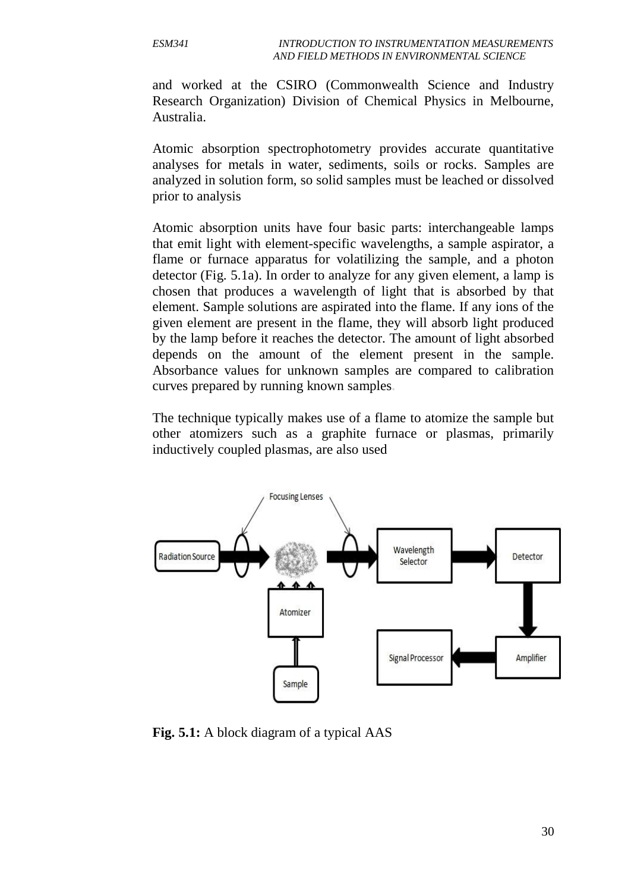and worked at the CSIRO (Commonwealth Science and Industry Research Organization) Division of Chemical Physics in Melbourne, Australia.

Atomic absorption spectrophotometry provides accurate quantitative analyses for metals in water, sediments, soils or rocks. Samples are analyzed in solution form, so solid samples must be leached or dissolved prior to analysis

Atomic absorption units have four basic parts: interchangeable lamps that emit light with element-specific wavelengths, a sample aspirator, a flame or furnace apparatus for volatilizing the sample, and a photon detector (Fig. 5.1a). In order to analyze for any given element, a lamp is chosen that produces a wavelength of light that is absorbed by that element. Sample solutions are aspirated into the flame. If any ions of the given element are present in the flame, they will absorb light produced by the lamp before it reaches the detector. The amount of light absorbed depends on the amount of the element present in the sample. Absorbance values for unknown samples are compared to calibration curves prepared by running known samples.

The technique typically makes use of a flame to atomize the sample but other atomizers such as a graphite furnace or plasmas, primarily inductively coupled plasmas, are also used

Focusing Lenses

Radiation Source → Atomizer (Sample) → Wavelength Selector → Detector → Amplifier → Signal Processor

**Fig. 5.1:** A block diagram of a typical AAS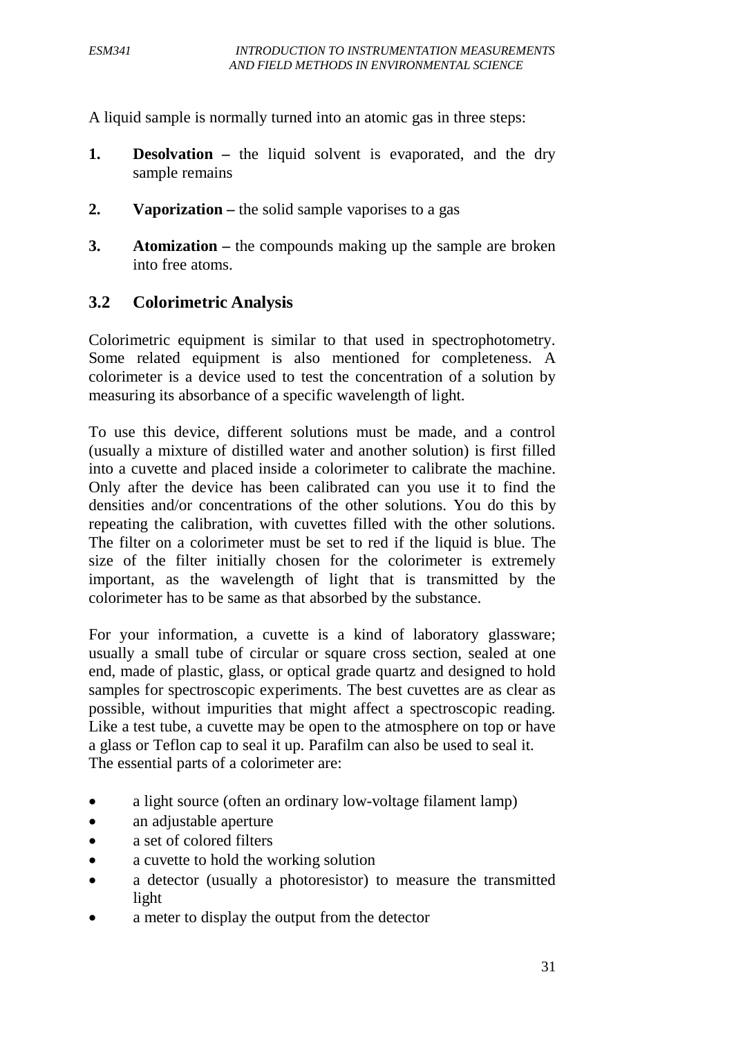A liquid sample is normally turned into an atomic gas in three steps:

1. **Desolvation –** the liquid solvent is evaporated, and the dry sample remains
2. **Vaporization –** the solid sample vaporises to a gas
3. **Atomization –** the compounds making up the sample are broken into free atoms.

## 3.2 Colorimetric Analysis

Colorimetric equipment is similar to that used in spectrophotometry. Some related equipment is also mentioned for completeness. A colorimeter is a device used to test the concentration of a solution by measuring its absorbance of a specific wavelength of light.

To use this device, different solutions must be made, and a control (usually a mixture of distilled water and another solution) is first filled into a cuvette and placed inside a colorimeter to calibrate the machine. Only after the device has been calibrated can you use it to find the densities and/or concentrations of the other solutions. You do this by repeating the calibration, with cuvettes filled with the other solutions. The filter on a colorimeter must be set to red if the liquid is blue. The size of the filter initially chosen for the colorimeter is extremely important, as the wavelength of light that is transmitted by the colorimeter has to be same as that absorbed by the substance.

For your information, a cuvette is a kind of laboratory glassware; usually a small tube of circular or square cross section, sealed at one end, made of plastic, glass, or optical grade quartz and designed to hold samples for spectroscopic experiments. The best cuvettes are as clear as possible, without impurities that might affect a spectroscopic reading. Like a test tube, a cuvette may be open to the atmosphere on top or have a glass or Teflon cap to seal it up. Parafilm can also be used to seal it.
The essential parts of a colorimeter are:

- a light source (often an ordinary low-voltage filament lamp)
- an adjustable aperture
- a set of colored filters
- a cuvette to hold the working solution
- a detector (usually a photoresistor) to measure the transmitted light
- a meter to display the output from the detector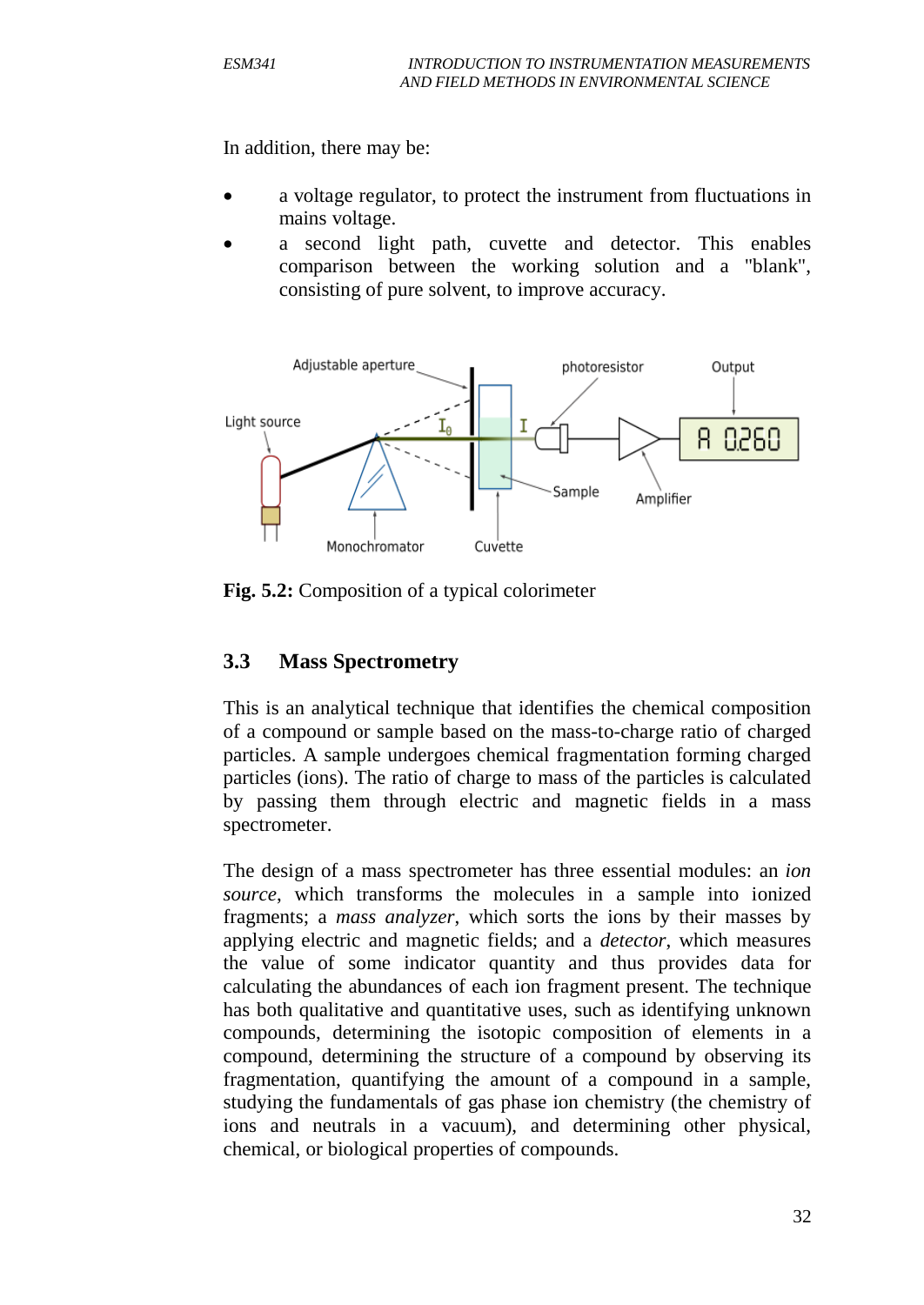In addition, there may be:

- a voltage regulator, to protect the instrument from fluctuations in mains voltage.
- a second light path, cuvette and detector. This enables comparison between the working solution and a "blank", consisting of pure solvent, to improve accuracy.

**Fig. 5.2:** Composition of a typical colorimeter

## 3.3 Mass Spectrometry

This is an analytical technique that identifies the chemical composition of a compound or sample based on the mass-to-charge ratio of charged particles. A sample undergoes chemical fragmentation forming charged particles (ions). The ratio of charge to mass of the particles is calculated by passing them through electric and magnetic fields in a mass spectrometer.

The design of a mass spectrometer has three essential modules: an *ion source*, which transforms the molecules in a sample into ionized fragments; a *mass analyzer*, which sorts the ions by their masses by applying electric and magnetic fields; and a *detector*, which measures the value of some indicator quantity and thus provides data for calculating the abundances of each ion fragment present. The technique has both qualitative and quantitative uses, such as identifying unknown compounds, determining the isotopic composition of elements in a compound, determining the structure of a compound by observing its fragmentation, quantifying the amount of a compound in a sample, studying the fundamentals of gas phase ion chemistry (the chemistry of ions and neutrals in a vacuum), and determining other physical, chemical, or biological properties of compounds.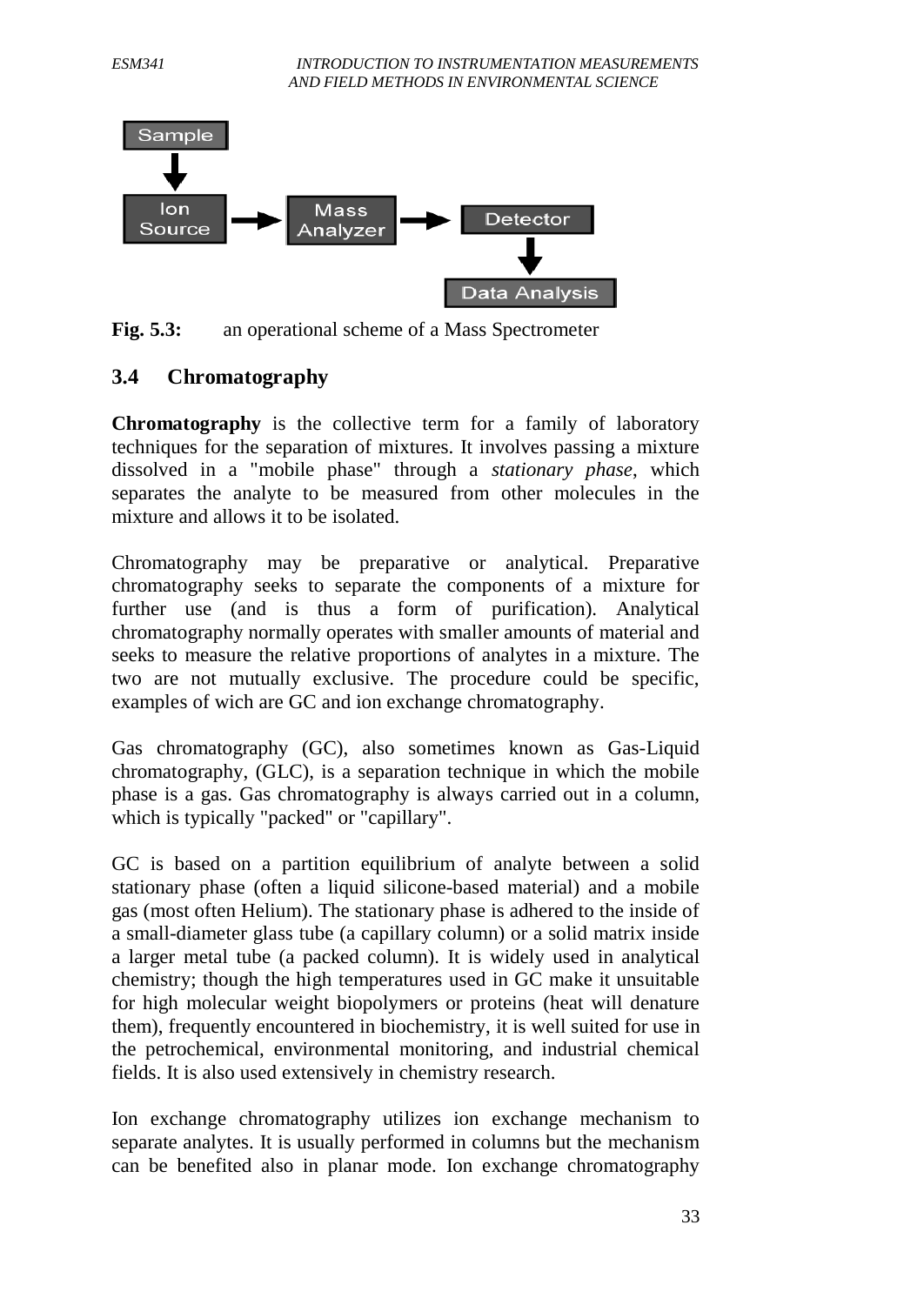Sample → Ion Source → Mass Analyzer → Detector → Data Analysis

**Fig. 5.3:** an operational scheme of a Mass Spectrometer

## 3.4 Chromatography

**Chromatography** is the collective term for a family of laboratory techniques for the separation of mixtures. It involves passing a mixture dissolved in a "mobile phase" through a *stationary phase*, which separates the analyte to be measured from other molecules in the mixture and allows it to be isolated.

Chromatography may be preparative or analytical. Preparative chromatography seeks to separate the components of a mixture for further use (and is thus a form of purification). Analytical chromatography normally operates with smaller amounts of material and seeks to measure the relative proportions of analytes in a mixture. The two are not mutually exclusive. The procedure could be specific, examples of wich are GC and ion exchange chromatography.

Gas chromatography (GC), also sometimes known as Gas-Liquid chromatography, (GLC), is a separation technique in which the mobile phase is a gas. Gas chromatography is always carried out in a column, which is typically "packed" or "capillary".

GC is based on a partition equilibrium of analyte between a solid stationary phase (often a liquid silicone-based material) and a mobile gas (most often Helium). The stationary phase is adhered to the inside of a small-diameter glass tube (a capillary column) or a solid matrix inside a larger metal tube (a packed column). It is widely used in analytical chemistry; though the high temperatures used in GC make it unsuitable for high molecular weight biopolymers or proteins (heat will denature them), frequently encountered in biochemistry, it is well suited for use in the petrochemical, environmental monitoring, and industrial chemical fields. It is also used extensively in chemistry research.

Ion exchange chromatography utilizes ion exchange mechanism to separate analytes. It is usually performed in columns but the mechanism can be benefited also in planar mode. Ion exchange chromatography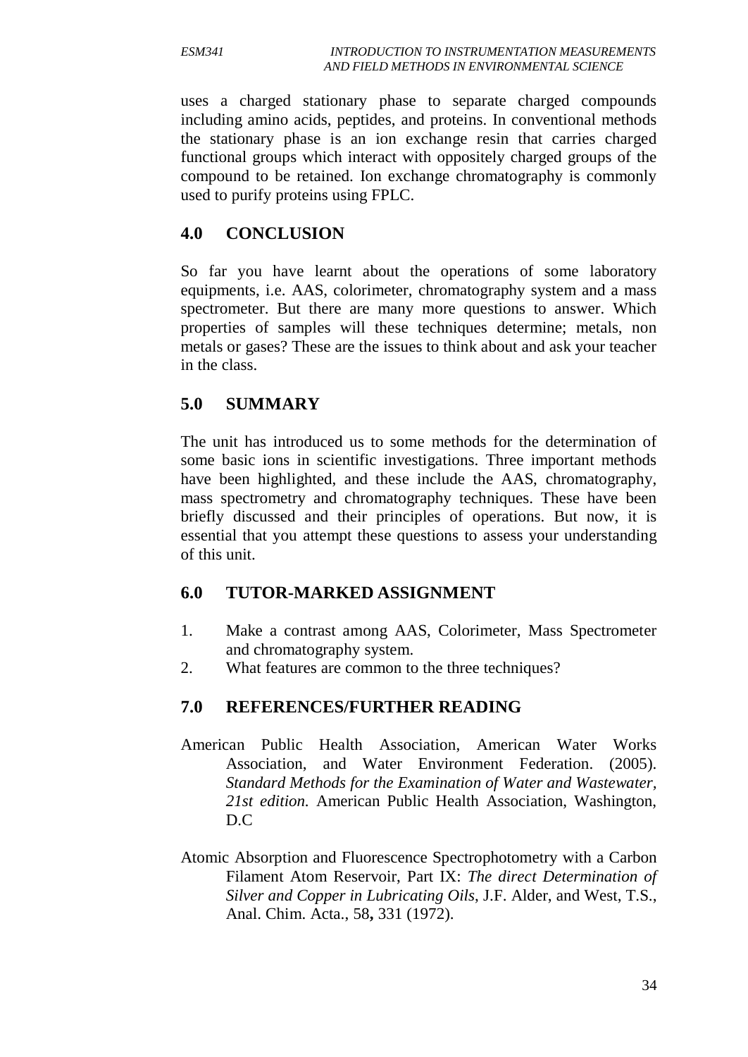uses a charged stationary phase to separate charged compounds including amino acids, peptides, and proteins. In conventional methods the stationary phase is an ion exchange resin that carries charged functional groups which interact with oppositely charged groups of the compound to be retained. Ion exchange chromatography is commonly used to purify proteins using FPLC.

## 4.0 CONCLUSION

So far you have learnt about the operations of some laboratory equipments, i.e. AAS, colorimeter, chromatography system and a mass spectrometer. But there are many more questions to answer. Which properties of samples will these techniques determine; metals, non metals or gases? These are the issues to think about and ask your teacher in the class.

## 5.0 SUMMARY

The unit has introduced us to some methods for the determination of some basic ions in scientific investigations. Three important methods have been highlighted, and these include the AAS, chromatography, mass spectrometry and chromatography techniques. These have been briefly discussed and their principles of operations. But now, it is essential that you attempt these questions to assess your understanding of this unit.

## 6.0 TUTOR-MARKED ASSIGNMENT

1. Make a contrast among AAS, Colorimeter, Mass Spectrometer and chromatography system.
2. What features are common to the three techniques?

## 7.0 REFERENCES/FURTHER READING

American Public Health Association, American Water Works Association, and Water Environment Federation. (2005). *Standard Methods for the Examination of Water and Wastewater, 21st edition.* American Public Health Association, Washington, D.C

Atomic Absorption and Fluorescence Spectrophotometry with a Carbon Filament Atom Reservoir, Part IX: *The direct Determination of Silver and Copper in Lubricating Oils*, J.F. Alder, and West, T.S., Anal. Chim. Acta., 58**,** 331 (1972).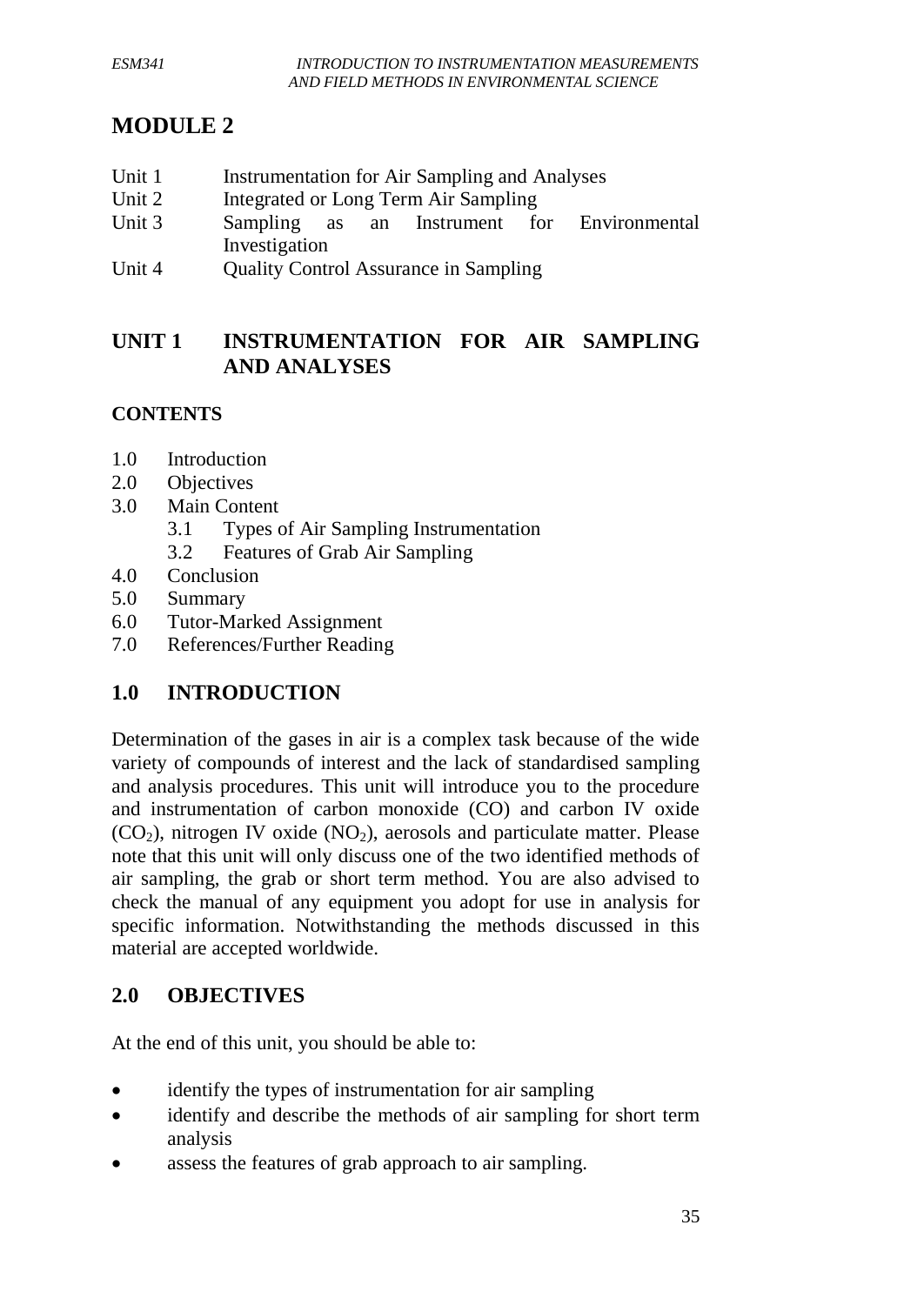# MODULE 2

Unit 1 Instrumentation for Air Sampling and Analyses
Unit 2 Integrated or Long Term Air Sampling
Unit 3 Sampling as an Instrument for Environmental Investigation
Unit 4 Quality Control Assurance in Sampling

## UNIT 1 INSTRUMENTATION FOR AIR SAMPLING AND ANALYSES

**CONTENTS**

- 1.0 Introduction
- 2.0 Objectives
- 3.0 Main Content
  - 3.1 Types of Air Sampling Instrumentation
  - 3.2 Features of Grab Air Sampling
- 4.0 Conclusion
- 5.0 Summary
- 6.0 Tutor-Marked Assignment
- 7.0 References/Further Reading

## 1.0 INTRODUCTION

Determination of the gases in air is a complex task because of the wide variety of compounds of interest and the lack of standardised sampling and analysis procedures. This unit will introduce you to the procedure and instrumentation of carbon monoxide (CO) and carbon IV oxide ($CO_2$), nitrogen IV oxide ($NO_2$), aerosols and particulate matter. Please note that this unit will only discuss one of the two identified methods of air sampling, the grab or short term method. You are also advised to check the manual of any equipment you adopt for use in analysis for specific information. Notwithstanding the methods discussed in this material are accepted worldwide.

## 2.0 OBJECTIVES

At the end of this unit, you should be able to:

- identify the types of instrumentation for air sampling
- identify and describe the methods of air sampling for short term analysis
- assess the features of grab approach to air sampling.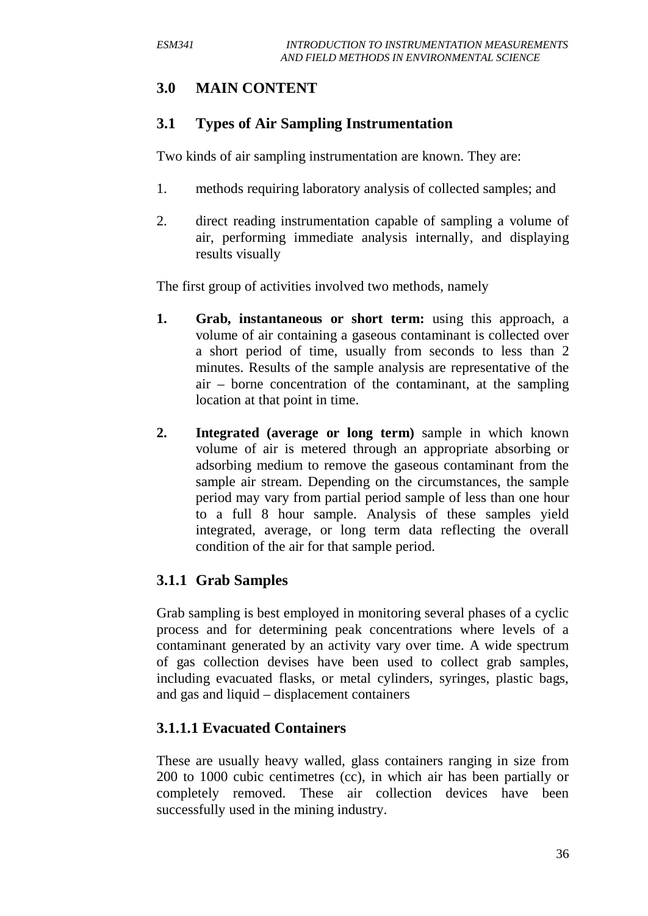## 3.0 MAIN CONTENT

### 3.1 Types of Air Sampling Instrumentation

Two kinds of air sampling instrumentation are known. They are:

1. methods requiring laboratory analysis of collected samples; and
2. direct reading instrumentation capable of sampling a volume of air, performing immediate analysis internally, and displaying results visually

The first group of activities involved two methods, namely

1. **Grab, instantaneous or short term:** using this approach, a volume of air containing a gaseous contaminant is collected over a short period of time, usually from seconds to less than 2 minutes. Results of the sample analysis are representative of the air – borne concentration of the contaminant, at the sampling location at that point in time.
2. **Integrated (average or long term)** sample in which known volume of air is metered through an appropriate absorbing or adsorbing medium to remove the gaseous contaminant from the sample air stream. Depending on the circumstances, the sample period may vary from partial period sample of less than one hour to a full 8 hour sample. Analysis of these samples yield integrated, average, or long term data reflecting the overall condition of the air for that sample period.

#### 3.1.1 Grab Samples

Grab sampling is best employed in monitoring several phases of a cyclic process and for determining peak concentrations where levels of a contaminant generated by an activity vary over time. A wide spectrum of gas collection devises have been used to collect grab samples, including evacuated flasks, or metal cylinders, syringes, plastic bags, and gas and liquid – displacement containers

##### 3.1.1.1 Evacuated Containers

These are usually heavy walled, glass containers ranging in size from 200 to 1000 cubic centimetres (cc), in which air has been partially or completely removed. These air collection devices have been successfully used in the mining industry.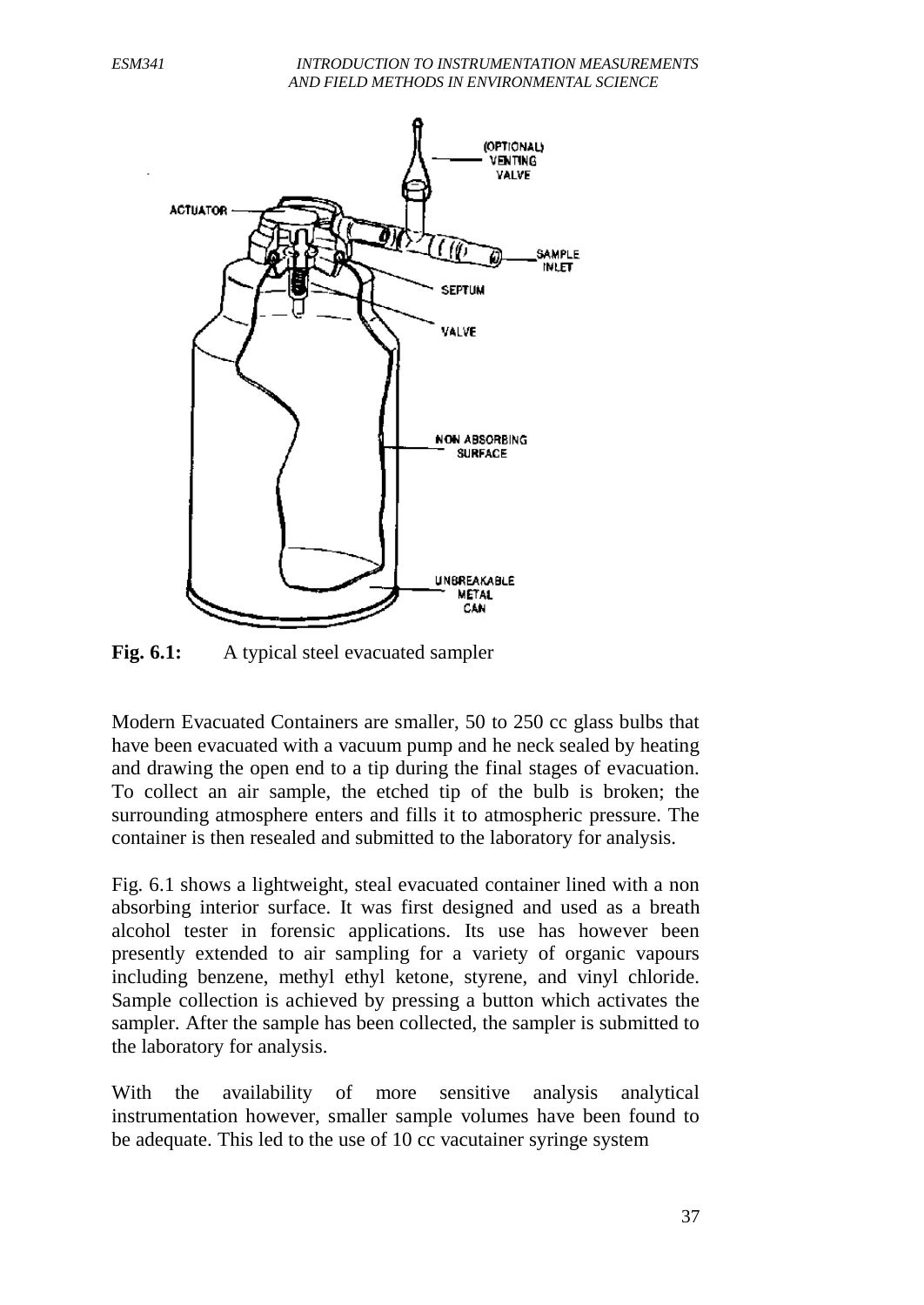**Fig. 6.1:** A typical steel evacuated sampler

Modern Evacuated Containers are smaller, 50 to 250 cc glass bulbs that have been evacuated with a vacuum pump and he neck sealed by heating and drawing the open end to a tip during the final stages of evacuation. To collect an air sample, the etched tip of the bulb is broken; the surrounding atmosphere enters and fills it to atmospheric pressure. The container is then resealed and submitted to the laboratory for analysis.

Fig. 6.1 shows a lightweight, steal evacuated container lined with a non absorbing interior surface. It was first designed and used as a breath alcohol tester in forensic applications. Its use has however been presently extended to air sampling for a variety of organic vapours including benzene, methyl ethyl ketone, styrene, and vinyl chloride. Sample collection is achieved by pressing a button which activates the sampler. After the sample has been collected, the sampler is submitted to the laboratory for analysis.

With the availability of more sensitive analysis analytical instrumentation however, smaller sample volumes have been found to be adequate. This led to the use of 10 cc vacutainer syringe system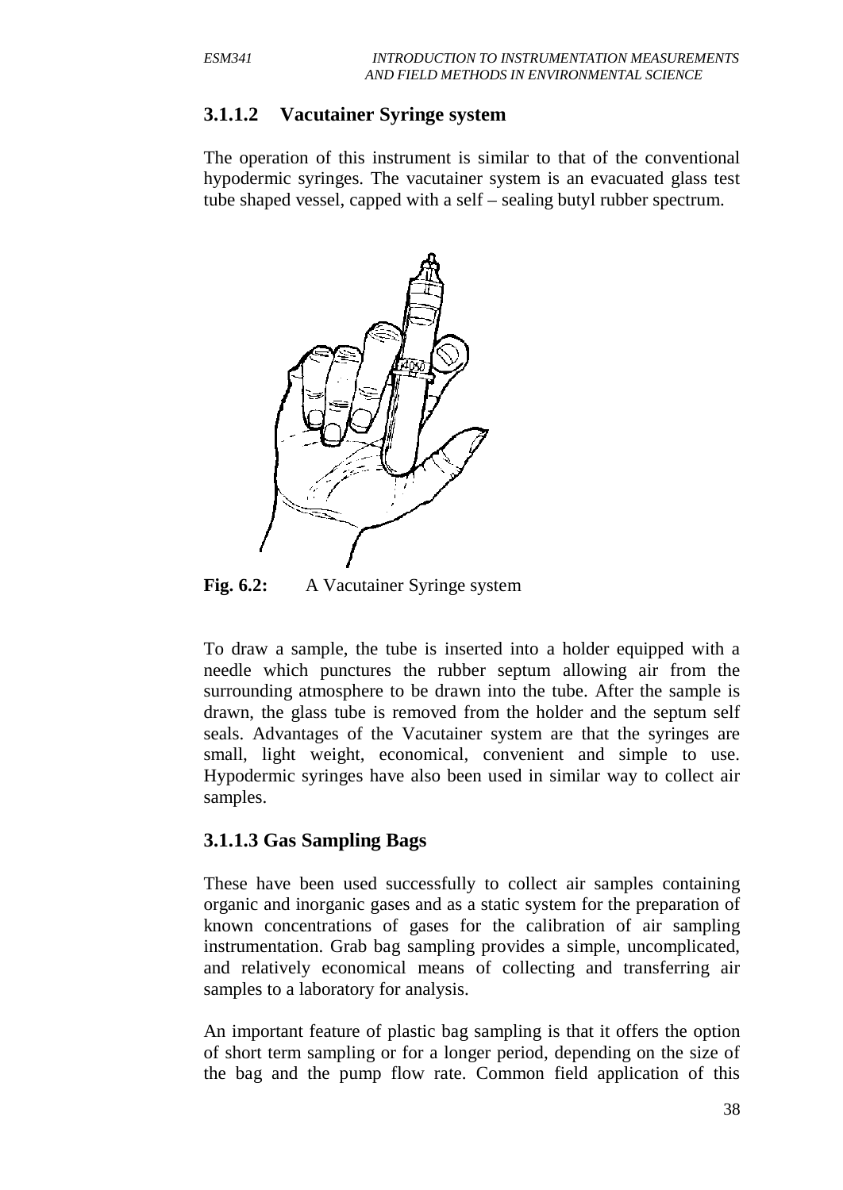### 3.1.1.2 Vacutainer Syringe system

The operation of this instrument is similar to that of the conventional hypodermic syringes. The vacutainer system is an evacuated glass test tube shaped vessel, capped with a self – sealing butyl rubber spectrum.

**Fig. 6.2:** A Vacutainer Syringe system

To draw a sample, the tube is inserted into a holder equipped with a needle which punctures the rubber septum allowing air from the surrounding atmosphere to be drawn into the tube. After the sample is drawn, the glass tube is removed from the holder and the septum self seals. Advantages of the Vacutainer system are that the syringes are small, light weight, economical, convenient and simple to use. Hypodermic syringes have also been used in similar way to collect air samples.

### 3.1.1.3 Gas Sampling Bags

These have been used successfully to collect air samples containing organic and inorganic gases and as a static system for the preparation of known concentrations of gases for the calibration of air sampling instrumentation. Grab bag sampling provides a simple, uncomplicated, and relatively economical means of collecting and transferring air samples to a laboratory for analysis.

An important feature of plastic bag sampling is that it offers the option of short term sampling or for a longer period, depending on the size of the bag and the pump flow rate. Common field application of this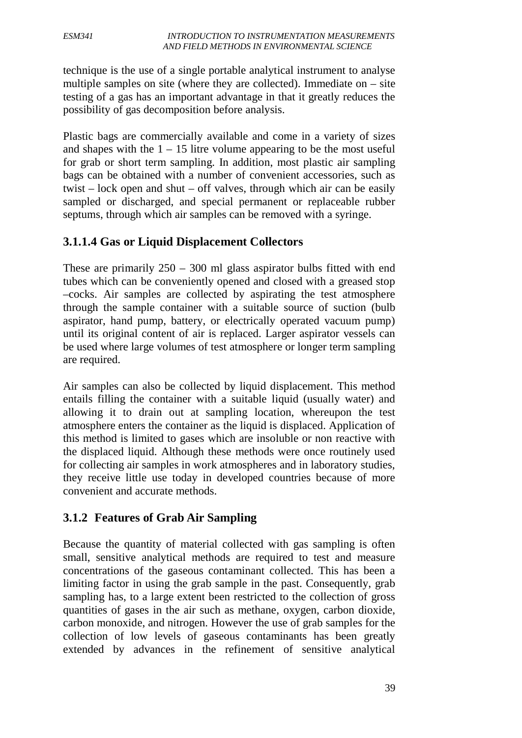technique is the use of a single portable analytical instrument to analyse multiple samples on site (where they are collected). Immediate on – site testing of a gas has an important advantage in that it greatly reduces the possibility of gas decomposition before analysis.

Plastic bags are commercially available and come in a variety of sizes and shapes with the 1 – 15 litre volume appearing to be the most useful for grab or short term sampling. In addition, most plastic air sampling bags can be obtained with a number of convenient accessories, such as twist – lock open and shut – off valves, through which air can be easily sampled or discharged, and special permanent or replaceable rubber septums, through which air samples can be removed with a syringe.

### 3.1.1.4 Gas or Liquid Displacement Collectors

These are primarily 250 – 300 ml glass aspirator bulbs fitted with end tubes which can be conveniently opened and closed with a greased stop –cocks. Air samples are collected by aspirating the test atmosphere through the sample container with a suitable source of suction (bulb aspirator, hand pump, battery, or electrically operated vacuum pump) until its original content of air is replaced. Larger aspirator vessels can be used where large volumes of test atmosphere or longer term sampling are required.

Air samples can also be collected by liquid displacement. This method entails filling the container with a suitable liquid (usually water) and allowing it to drain out at sampling location, whereupon the test atmosphere enters the container as the liquid is displaced. Application of this method is limited to gases which are insoluble or non reactive with the displaced liquid. Although these methods were once routinely used for collecting air samples in work atmospheres and in laboratory studies, they receive little use today in developed countries because of more convenient and accurate methods.

### 3.1.2 Features of Grab Air Sampling

Because the quantity of material collected with gas sampling is often small, sensitive analytical methods are required to test and measure concentrations of the gaseous contaminant collected. This has been a limiting factor in using the grab sample in the past. Consequently, grab sampling has, to a large extent been restricted to the collection of gross quantities of gases in the air such as methane, oxygen, carbon dioxide, carbon monoxide, and nitrogen. However the use of grab samples for the collection of low levels of gaseous contaminants has been greatly extended by advances in the refinement of sensitive analytical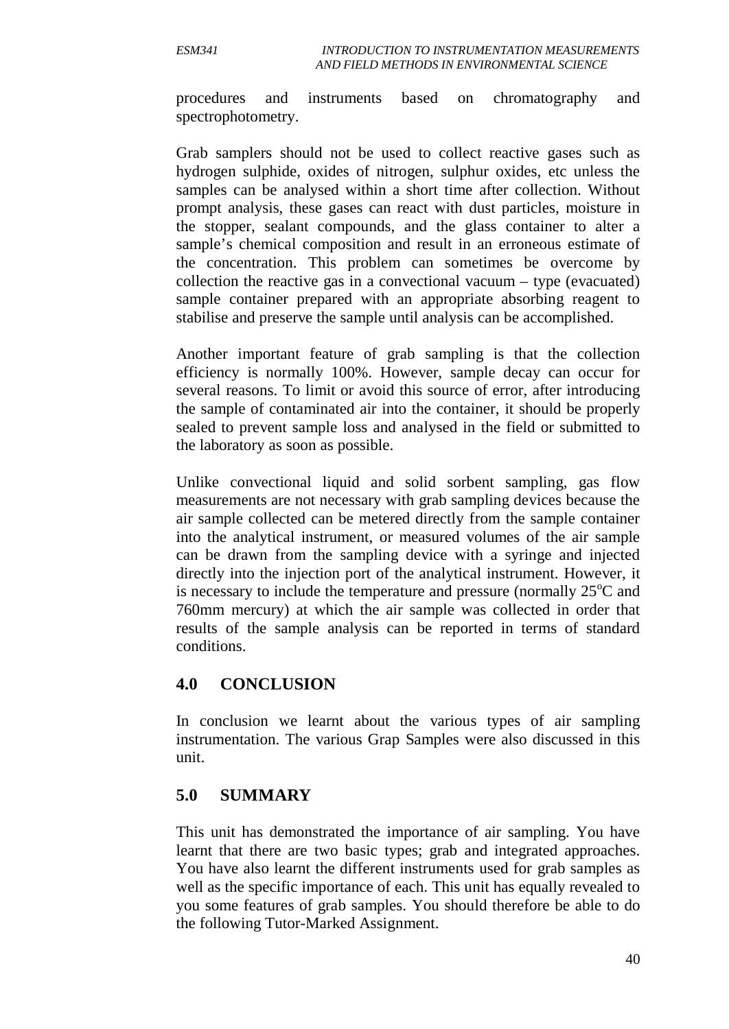procedures and instruments based on chromatography and spectrophotometry.

Grab samplers should not be used to collect reactive gases such as hydrogen sulphide, oxides of nitrogen, sulphur oxides, etc unless the samples can be analysed within a short time after collection. Without prompt analysis, these gases can react with dust particles, moisture in the stopper, sealant compounds, and the glass container to alter a sample's chemical composition and result in an erroneous estimate of the concentration. This problem can sometimes be overcome by collection the reactive gas in a convectional vacuum – type (evacuated) sample container prepared with an appropriate absorbing reagent to stabilise and preserve the sample until analysis can be accomplished.

Another important feature of grab sampling is that the collection efficiency is normally 100%. However, sample decay can occur for several reasons. To limit or avoid this source of error, after introducing the sample of contaminated air into the container, it should be properly sealed to prevent sample loss and analysed in the field or submitted to the laboratory as soon as possible.

Unlike convectional liquid and solid sorbent sampling, gas flow measurements are not necessary with grab sampling devices because the air sample collected can be metered directly from the sample container into the analytical instrument, or measured volumes of the air sample can be drawn from the sampling device with a syringe and injected directly into the injection port of the analytical instrument. However, it is necessary to include the temperature and pressure (normally $25^oC$ and 760mm mercury) at which the air sample was collected in order that results of the sample analysis can be reported in terms of standard conditions.

## 4.0 CONCLUSION

In conclusion we learnt about the various types of air sampling instrumentation. The various Grap Samples were also discussed in this unit.

## 5.0 SUMMARY

This unit has demonstrated the importance of air sampling. You have learnt that there are two basic types; grab and integrated approaches. You have also learnt the different instruments used for grab samples as well as the specific importance of each. This unit has equally revealed to you some features of grab samples. You should therefore be able to do the following Tutor-Marked Assignment.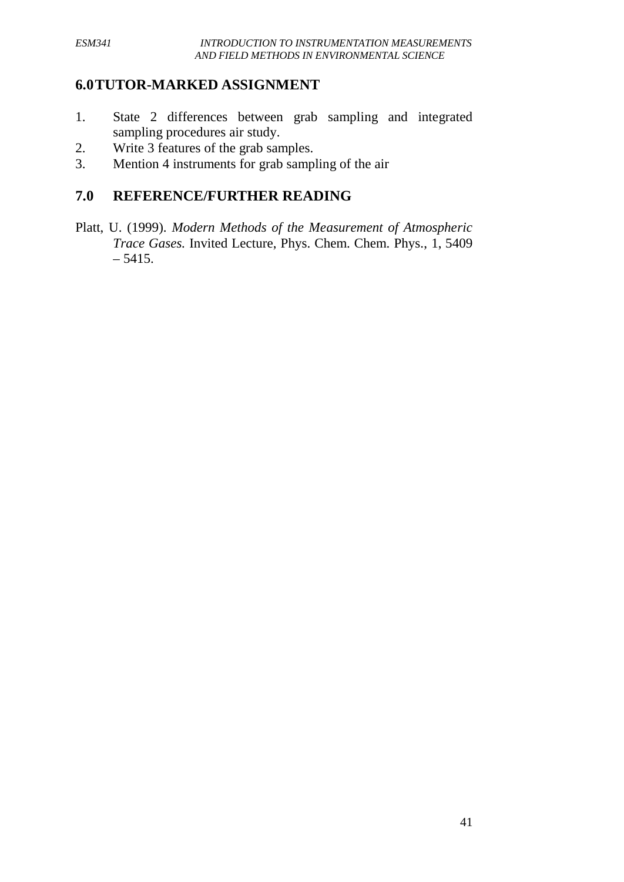## 6.0 TUTOR-MARKED ASSIGNMENT

1. State 2 differences between grab sampling and integrated sampling procedures air study.
2. Write 3 features of the grab samples.
3. Mention 4 instruments for grab sampling of the air

## 7.0 REFERENCE/FURTHER READING

Platt, U. (1999). *Modern Methods of the Measurement of Atmospheric Trace Gases.* Invited Lecture, Phys. Chem. Chem. Phys., 1, 5409 – 5415.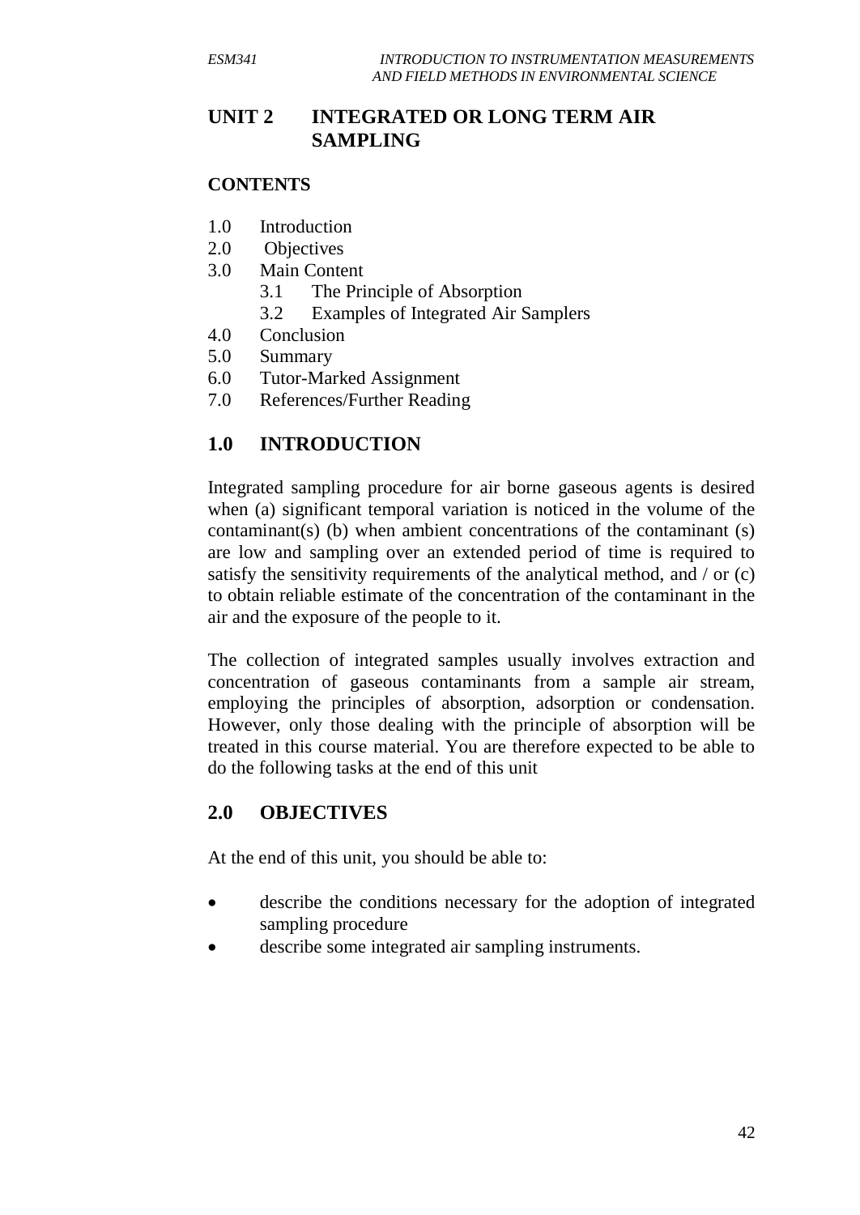# UNIT 2 INTEGRATED OR LONG TERM AIR SAMPLING

## CONTENTS

1.0 Introduction
2.0 Objectives
3.0 Main Content
  3.1 The Principle of Absorption
  3.2 Examples of Integrated Air Samplers
4.0 Conclusion
5.0 Summary
6.0 Tutor-Marked Assignment
7.0 References/Further Reading

## 1.0 INTRODUCTION

Integrated sampling procedure for air borne gaseous agents is desired when (a) significant temporal variation is noticed in the volume of the contaminant(s) (b) when ambient concentrations of the contaminant (s) are low and sampling over an extended period of time is required to satisfy the sensitivity requirements of the analytical method, and / or (c) to obtain reliable estimate of the concentration of the contaminant in the air and the exposure of the people to it.

The collection of integrated samples usually involves extraction and concentration of gaseous contaminants from a sample air stream, employing the principles of absorption, adsorption or condensation. However, only those dealing with the principle of absorption will be treated in this course material. You are therefore expected to be able to do the following tasks at the end of this unit

## 2.0 OBJECTIVES

At the end of this unit, you should be able to:

- describe the conditions necessary for the adoption of integrated sampling procedure
- describe some integrated air sampling instruments.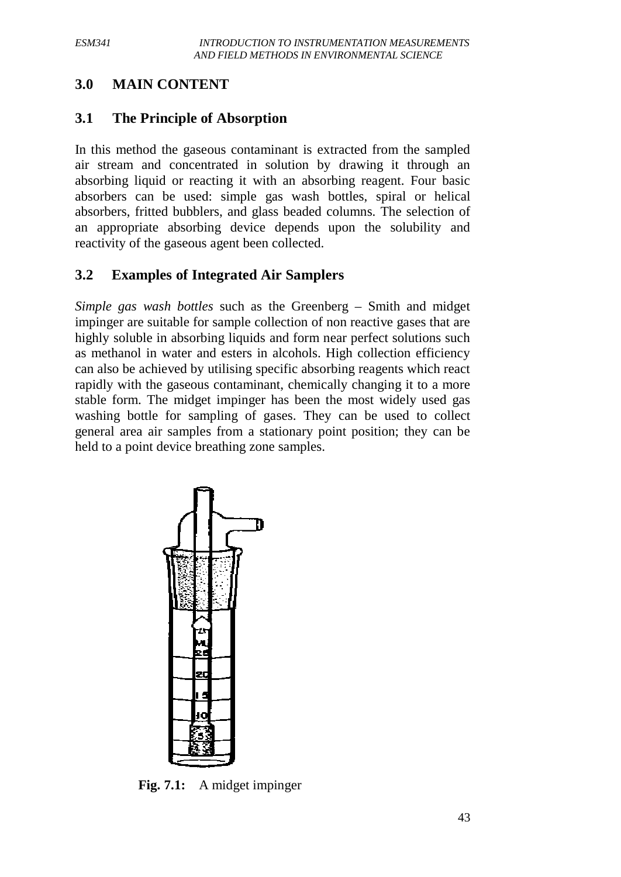## 3.0 MAIN CONTENT

### 3.1 The Principle of Absorption

In this method the gaseous contaminant is extracted from the sampled air stream and concentrated in solution by drawing it through an absorbing liquid or reacting it with an absorbing reagent. Four basic absorbers can be used: simple gas wash bottles, spiral or helical absorbers, fritted bubblers, and glass beaded columns. The selection of an appropriate absorbing device depends upon the solubility and reactivity of the gaseous agent been collected.

### 3.2 Examples of Integrated Air Samplers

*Simple gas wash bottles* such as the Greenberg – Smith and midget impinger are suitable for sample collection of non reactive gases that are highly soluble in absorbing liquids and form near perfect solutions such as methanol in water and esters in alcohols. High collection efficiency can also be achieved by utilising specific absorbing reagents which react rapidly with the gaseous contaminant, chemically changing it to a more stable form. The midget impinger has been the most widely used gas washing bottle for sampling of gases. They can be used to collect general area air samples from a stationary point position; they can be held to a point device breathing zone samples.

**Fig. 7.1:** A midget impinger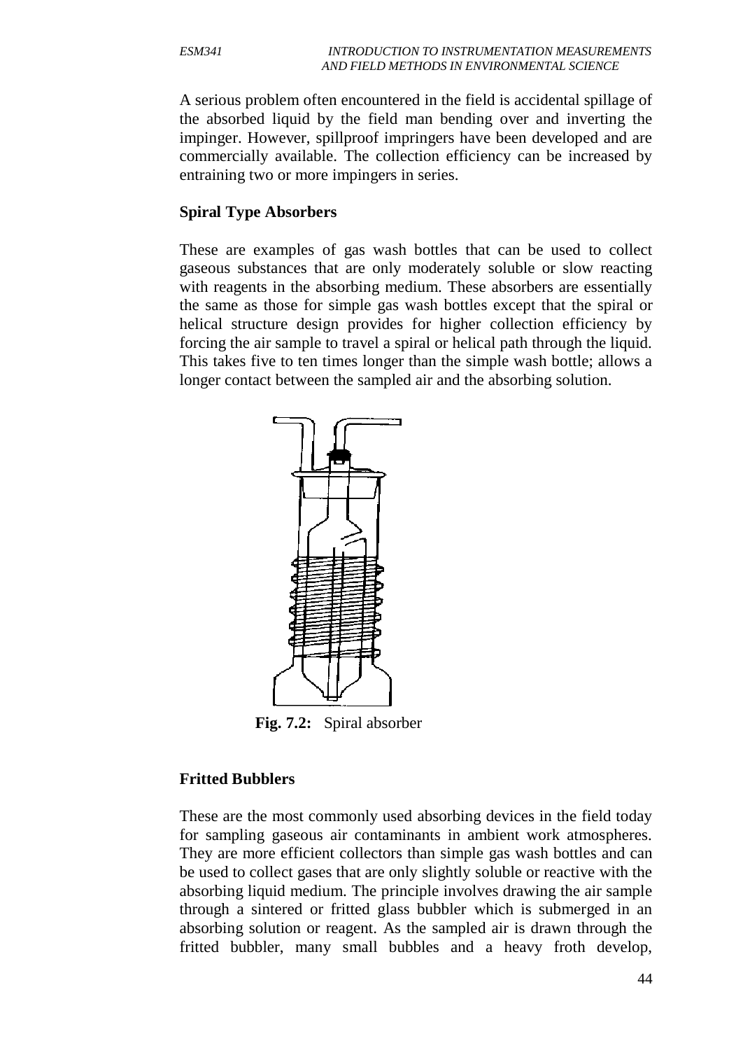A serious problem often encountered in the field is accidental spillage of the absorbed liquid by the field man bending over and inverting the impinger. However, spillproof impringers have been developed and are commercially available. The collection efficiency can be increased by entraining two or more impingers in series.

**Spiral Type Absorbers**

These are examples of gas wash bottles that can be used to collect gaseous substances that are only moderately soluble or slow reacting with reagents in the absorbing medium. These absorbers are essentially the same as those for simple gas wash bottles except that the spiral or helical structure design provides for higher collection efficiency by forcing the air sample to travel a spiral or helical path through the liquid. This takes five to ten times longer than the simple wash bottle; allows a longer contact between the sampled air and the absorbing solution.

**Fig. 7.2:** Spiral absorber

**Fritted Bubblers**

These are the most commonly used absorbing devices in the field today for sampling gaseous air contaminants in ambient work atmospheres. They are more efficient collectors than simple gas wash bottles and can be used to collect gases that are only slightly soluble or reactive with the absorbing liquid medium. The principle involves drawing the air sample through a sintered or fritted glass bubbler which is submerged in an absorbing solution or reagent. As the sampled air is drawn through the fritted bubbler, many small bubbles and a heavy froth develop,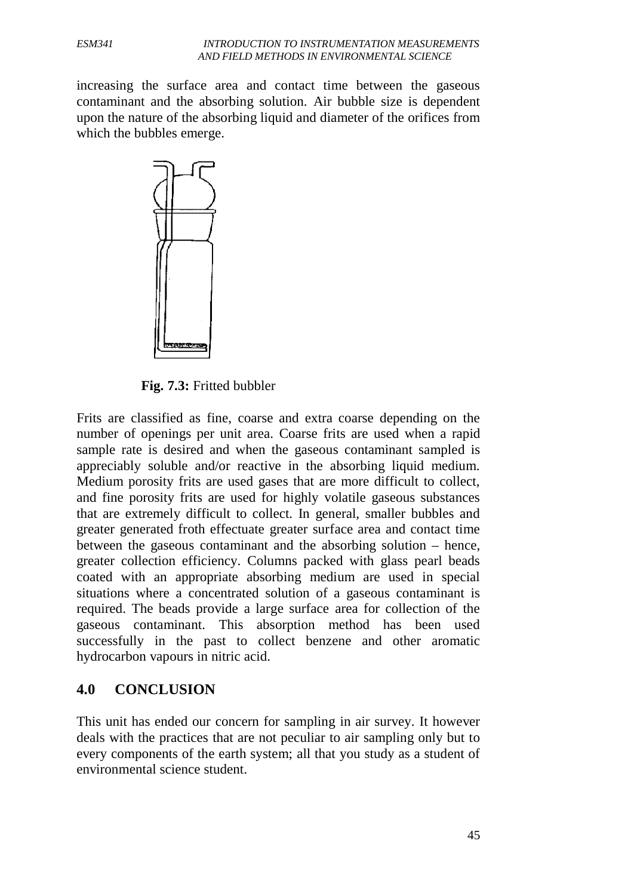increasing the surface area and contact time between the gaseous contaminant and the absorbing solution. Air bubble size is dependent upon the nature of the absorbing liquid and diameter of the orifices from which the bubbles emerge.

**Fig. 7.3:** Fritted bubbler

Frits are classified as fine, coarse and extra coarse depending on the number of openings per unit area. Coarse frits are used when a rapid sample rate is desired and when the gaseous contaminant sampled is appreciably soluble and/or reactive in the absorbing liquid medium. Medium porosity frits are used gases that are more difficult to collect, and fine porosity frits are used for highly volatile gaseous substances that are extremely difficult to collect. In general, smaller bubbles and greater generated froth effectuate greater surface area and contact time between the gaseous contaminant and the absorbing solution – hence, greater collection efficiency. Columns packed with glass pearl beads coated with an appropriate absorbing medium are used in special situations where a concentrated solution of a gaseous contaminant is required. The beads provide a large surface area for collection of the gaseous contaminant. This absorption method has been used successfully in the past to collect benzene and other aromatic hydrocarbon vapours in nitric acid.

## 4.0 CONCLUSION

This unit has ended our concern for sampling in air survey. It however deals with the practices that are not peculiar to air sampling only but to every components of the earth system; all that you study as a student of environmental science student.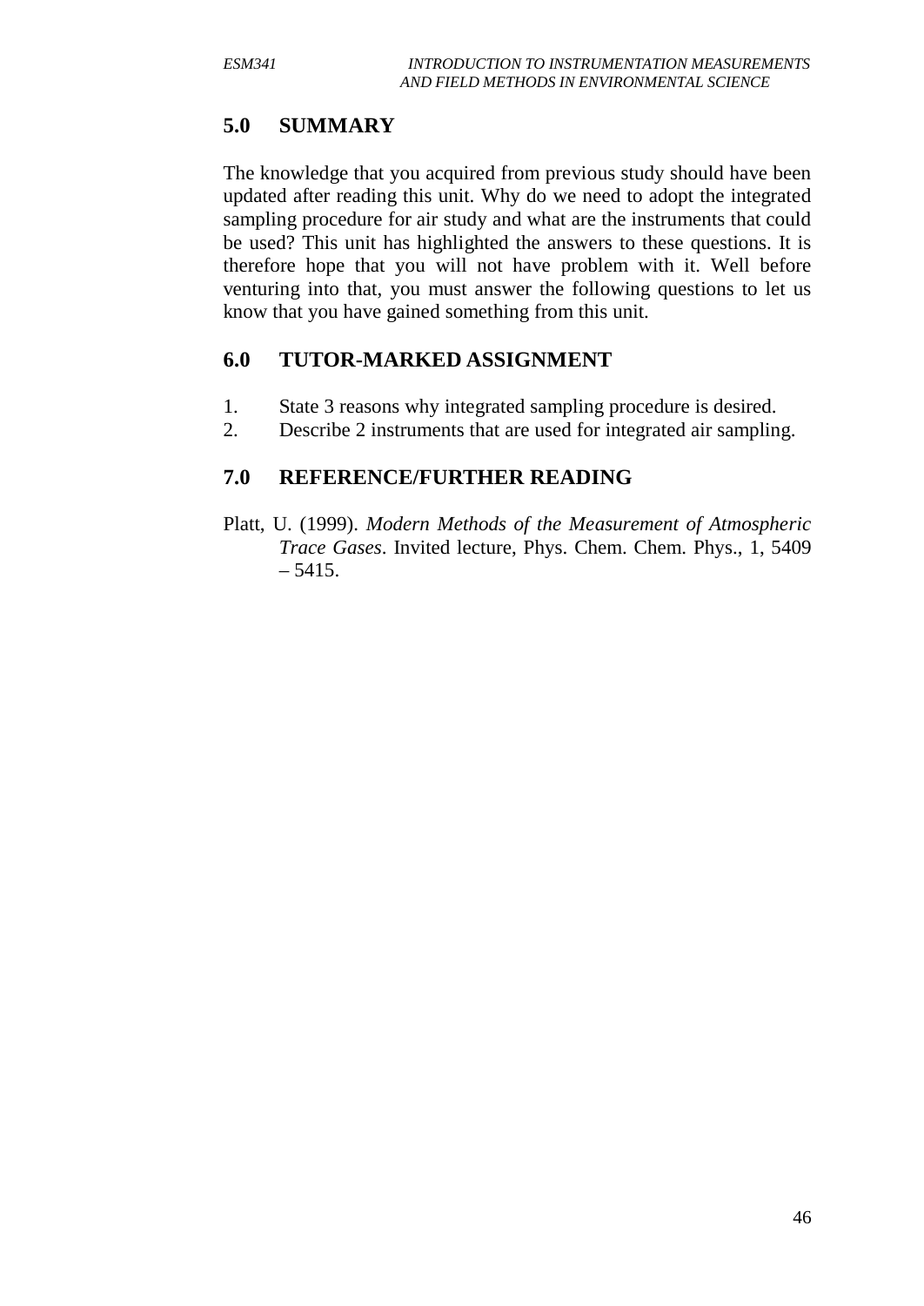## 5.0 SUMMARY

The knowledge that you acquired from previous study should have been updated after reading this unit. Why do we need to adopt the integrated sampling procedure for air study and what are the instruments that could be used? This unit has highlighted the answers to these questions. It is therefore hope that you will not have problem with it. Well before venturing into that, you must answer the following questions to let us know that you have gained something from this unit.

## 6.0 TUTOR-MARKED ASSIGNMENT

1. State 3 reasons why integrated sampling procedure is desired.
2. Describe 2 instruments that are used for integrated air sampling.

## 7.0 REFERENCE/FURTHER READING

Platt, U. (1999). *Modern Methods of the Measurement of Atmospheric Trace Gases*. Invited lecture, Phys. Chem. Chem. Phys., 1, 5409 – 5415.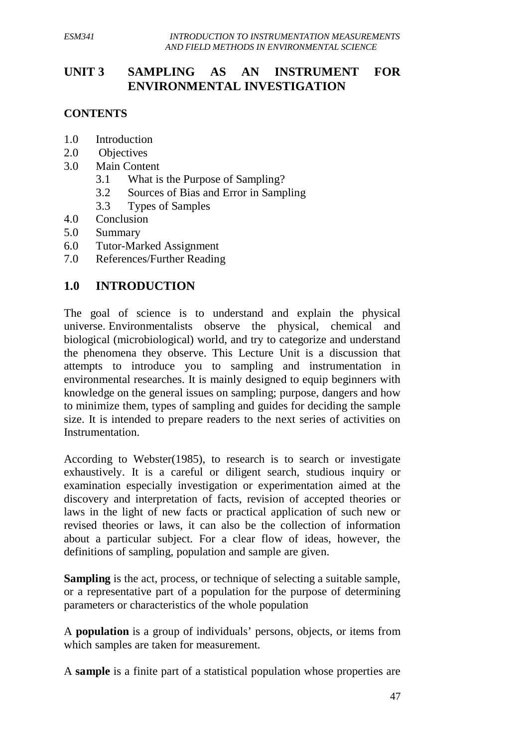## UNIT 3 SAMPLING AS AN INSTRUMENT FOR ENVIRONMENTAL INVESTIGATION

**CONTENTS**

1.0 Introduction
2.0 Objectives
3.0 Main Content
   3.1 What is the Purpose of Sampling?
   3.2 Sources of Bias and Error in Sampling
   3.3 Types of Samples
4.0 Conclusion
5.0 Summary
6.0 Tutor-Marked Assignment
7.0 References/Further Reading

## 1.0 INTRODUCTION

The goal of science is to understand and explain the physical universe. Environmentalists observe the physical, chemical and biological (microbiological) world, and try to categorize and understand the phenomena they observe. This Lecture Unit is a discussion that attempts to introduce you to sampling and instrumentation in environmental researches. It is mainly designed to equip beginners with knowledge on the general issues on sampling; purpose, dangers and how to minimize them, types of sampling and guides for deciding the sample size. It is intended to prepare readers to the next series of activities on Instrumentation.

According to Webster(1985), to research is to search or investigate exhaustively. It is a careful or diligent search, studious inquiry or examination especially investigation or experimentation aimed at the discovery and interpretation of facts, revision of accepted theories or laws in the light of new facts or practical application of such new or revised theories or laws, it can also be the collection of information about a particular subject. For a clear flow of ideas, however, the definitions of sampling, population and sample are given.

**Sampling** is the act, process, or technique of selecting a suitable sample, or a representative part of a population for the purpose of determining parameters or characteristics of the whole population

A **population** is a group of individuals' persons, objects, or items from which samples are taken for measurement.

A **sample** is a finite part of a statistical population whose properties are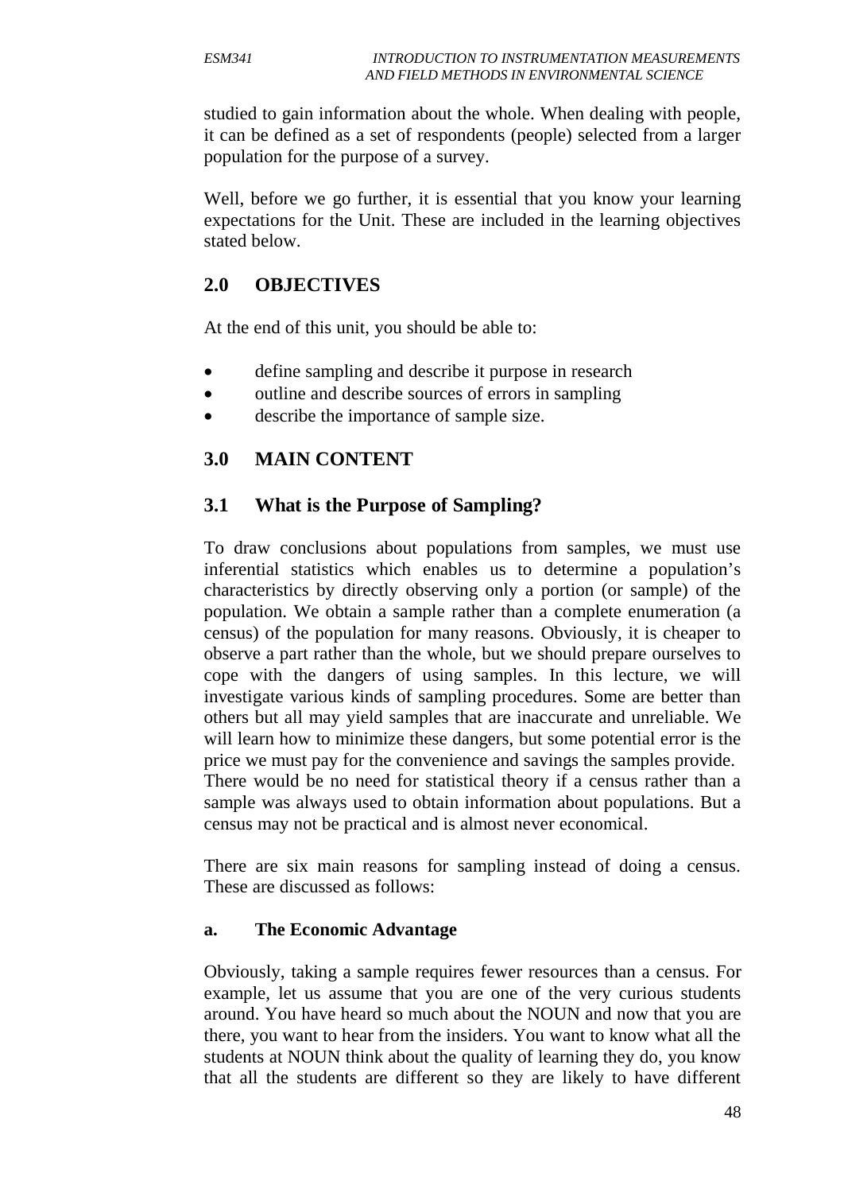studied to gain information about the whole. When dealing with people, it can be defined as a set of respondents (people) selected from a larger population for the purpose of a survey.

Well, before we go further, it is essential that you know your learning expectations for the Unit. These are included in the learning objectives stated below.

## 2.0 OBJECTIVES

At the end of this unit, you should be able to:

- define sampling and describe it purpose in research
- outline and describe sources of errors in sampling
- describe the importance of sample size.

## 3.0 MAIN CONTENT

### 3.1 What is the Purpose of Sampling?

To draw conclusions about populations from samples, we must use inferential statistics which enables us to determine a population's characteristics by directly observing only a portion (or sample) of the population. We obtain a sample rather than a complete enumeration (a census) of the population for many reasons. Obviously, it is cheaper to observe a part rather than the whole, but we should prepare ourselves to cope with the dangers of using samples. In this lecture, we will investigate various kinds of sampling procedures. Some are better than others but all may yield samples that are inaccurate and unreliable. We will learn how to minimize these dangers, but some potential error is the price we must pay for the convenience and savings the samples provide. There would be no need for statistical theory if a census rather than a sample was always used to obtain information about populations. But a census may not be practical and is almost never economical.

There are six main reasons for sampling instead of doing a census. These are discussed as follows:

#### a. The Economic Advantage

Obviously, taking a sample requires fewer resources than a census. For example, let us assume that you are one of the very curious students around. You have heard so much about the NOUN and now that you are there, you want to hear from the insiders. You want to know what all the students at NOUN think about the quality of learning they do, you know that all the students are different so they are likely to have different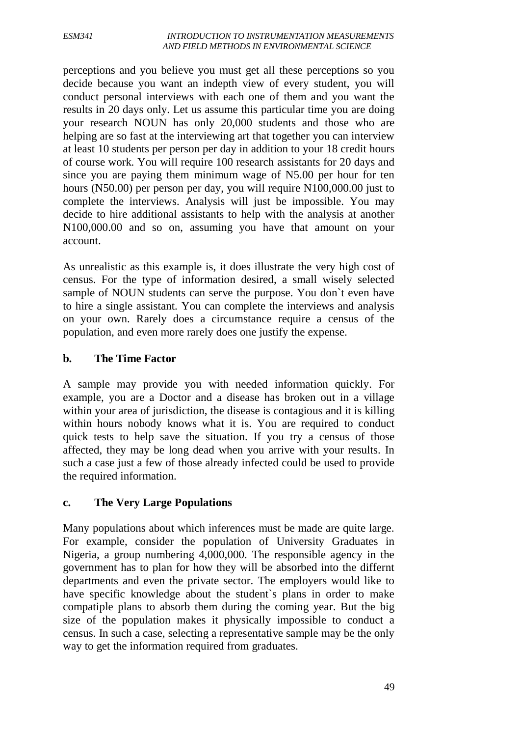perceptions and you believe you must get all these perceptions so you decide because you want an indepth view of every student, you will conduct personal interviews with each one of them and you want the results in 20 days only. Let us assume this particular time you are doing your research NOUN has only 20,000 students and those who are helping are so fast at the interviewing art that together you can interview at least 10 students per person per day in addition to your 18 credit hours of course work. You will require 100 research assistants for 20 days and since you are paying them minimum wage of N5.00 per hour for ten hours (N50.00) per person per day, you will require N100,000.00 just to complete the interviews. Analysis will just be impossible. You may decide to hire additional assistants to help with the analysis at another N100,000.00 and so on, assuming you have that amount on your account.

As unrealistic as this example is, it does illustrate the very high cost of census. For the type of information desired, a small wisely selected sample of NOUN students can serve the purpose. You don`t even have to hire a single assistant. You can complete the interviews and analysis on your own. Rarely does a circumstance require a census of the population, and even more rarely does one justify the expense.

### b. The Time Factor

A sample may provide you with needed information quickly. For example, you are a Doctor and a disease has broken out in a village within your area of jurisdiction, the disease is contagious and it is killing within hours nobody knows what it is. You are required to conduct quick tests to help save the situation. If you try a census of those affected, they may be long dead when you arrive with your results. In such a case just a few of those already infected could be used to provide the required information.

### c. The Very Large Populations

Many populations about which inferences must be made are quite large. For example, consider the population of University Graduates in Nigeria, a group numbering 4,000,000. The responsible agency in the government has to plan for how they will be absorbed into the differnt departments and even the private sector. The employers would like to have specific knowledge about the student`s plans in order to make compatiple plans to absorb them during the coming year. But the big size of the population makes it physically impossible to conduct a census. In such a case, selecting a representative sample may be the only way to get the information required from graduates.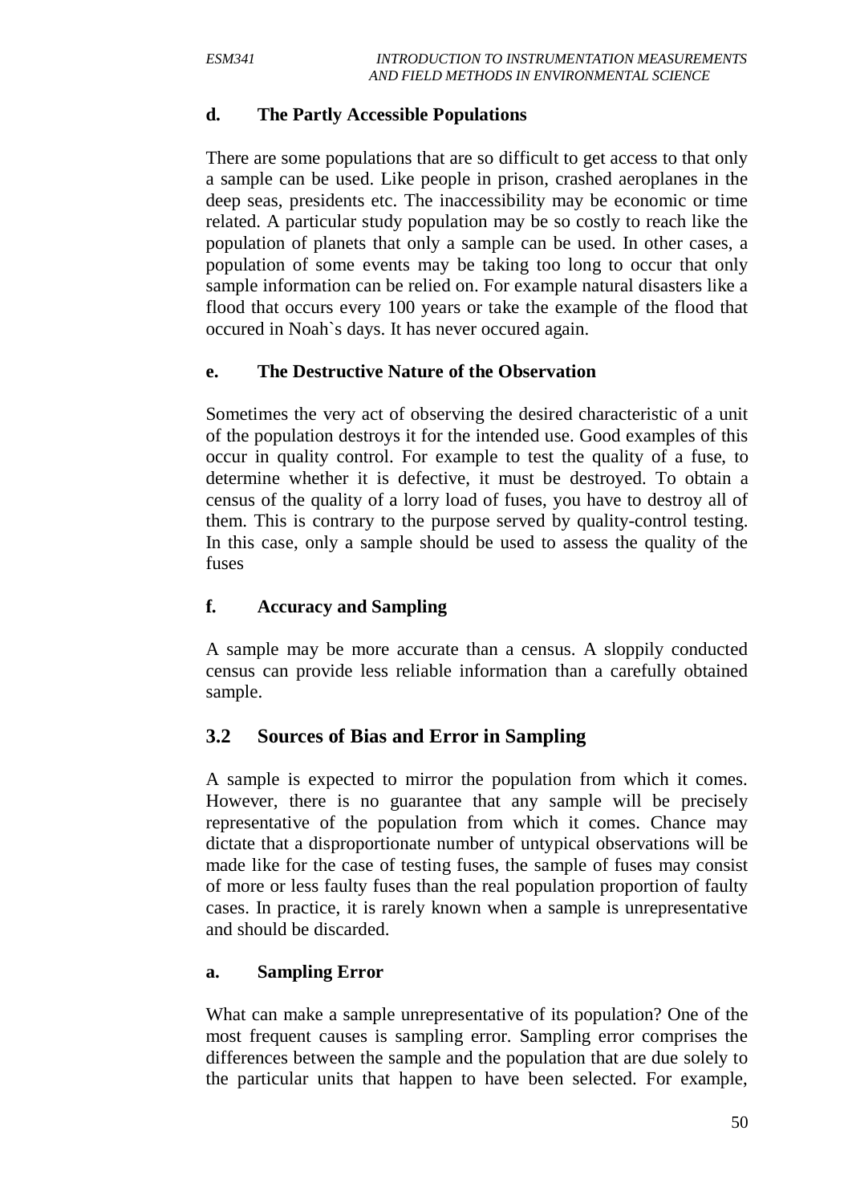#### d. The Partly Accessible Populations

There are some populations that are so difficult to get access to that only a sample can be used. Like people in prison, crashed aeroplanes in the deep seas, presidents etc. The inaccessibility may be economic or time related. A particular study population may be so costly to reach like the population of planets that only a sample can be used. In other cases, a population of some events may be taking too long to occur that only sample information can be relied on. For example natural disasters like a flood that occurs every 100 years or take the example of the flood that occured in Noah`s days. It has never occured again.

#### e. The Destructive Nature of the Observation

Sometimes the very act of observing the desired characteristic of a unit of the population destroys it for the intended use. Good examples of this occur in quality control. For example to test the quality of a fuse, to determine whether it is defective, it must be destroyed. To obtain a census of the quality of a lorry load of fuses, you have to destroy all of them. This is contrary to the purpose served by quality-control testing. In this case, only a sample should be used to assess the quality of the fuses

#### f. Accuracy and Sampling

A sample may be more accurate than a census. A sloppily conducted census can provide less reliable information than a carefully obtained sample.

### 3.2 Sources of Bias and Error in Sampling

A sample is expected to mirror the population from which it comes. However, there is no guarantee that any sample will be precisely representative of the population from which it comes. Chance may dictate that a disproportionate number of untypical observations will be made like for the case of testing fuses, the sample of fuses may consist of more or less faulty fuses than the real population proportion of faulty cases. In practice, it is rarely known when a sample is unrepresentative and should be discarded.

#### a. Sampling Error

What can make a sample unrepresentative of its population? One of the most frequent causes is sampling error. Sampling error comprises the differences between the sample and the population that are due solely to the particular units that happen to have been selected. For example,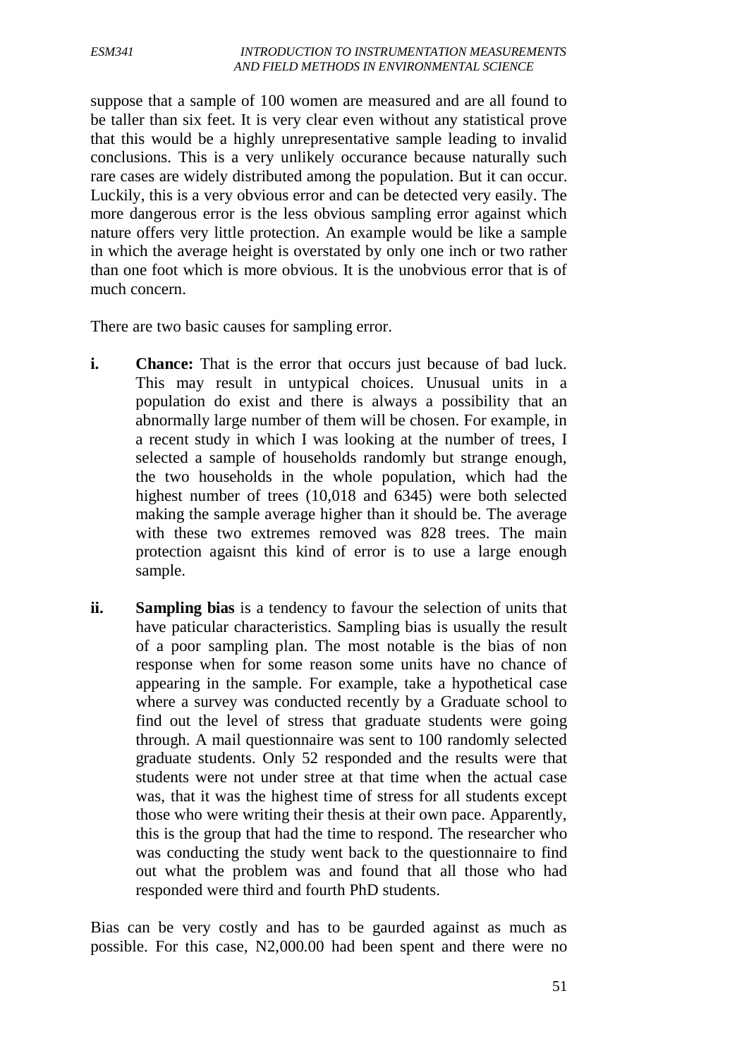suppose that a sample of 100 women are measured and are all found to be taller than six feet. It is very clear even without any statistical prove that this would be a highly unrepresentative sample leading to invalid conclusions. This is a very unlikely occurance because naturally such rare cases are widely distributed among the population. But it can occur. Luckily, this is a very obvious error and can be detected very easily. The more dangerous error is the less obvious sampling error against which nature offers very little protection. An example would be like a sample in which the average height is overstated by only one inch or two rather than one foot which is more obvious. It is the unobvious error that is of much concern.

There are two basic causes for sampling error.

i. **Chance:** That is the error that occurs just because of bad luck. This may result in untypical choices. Unusual units in a population do exist and there is always a possibility that an abnormally large number of them will be chosen. For example, in a recent study in which I was looking at the number of trees, I selected a sample of households randomly but strange enough, the two households in the whole population, which had the highest number of trees (10,018 and 6345) were both selected making the sample average higher than it should be. The average with these two extremes removed was 828 trees. The main protection agaisnt this kind of error is to use a large enough sample.

ii. **Sampling bias** is a tendency to favour the selection of units that have paticular characteristics. Sampling bias is usually the result of a poor sampling plan. The most notable is the bias of non response when for some reason some units have no chance of appearing in the sample. For example, take a hypothetical case where a survey was conducted recently by a Graduate school to find out the level of stress that graduate students were going through. A mail questionnaire was sent to 100 randomly selected graduate students. Only 52 responded and the results were that students were not under stree at that time when the actual case was, that it was the highest time of stress for all students except those who were writing their thesis at their own pace. Apparently, this is the group that had the time to respond. The researcher who was conducting the study went back to the questionnaire to find out what the problem was and found that all those who had responded were third and fourth PhD students.

Bias can be very costly and has to be gaurded against as much as possible. For this case, N2,000.00 had been spent and there were no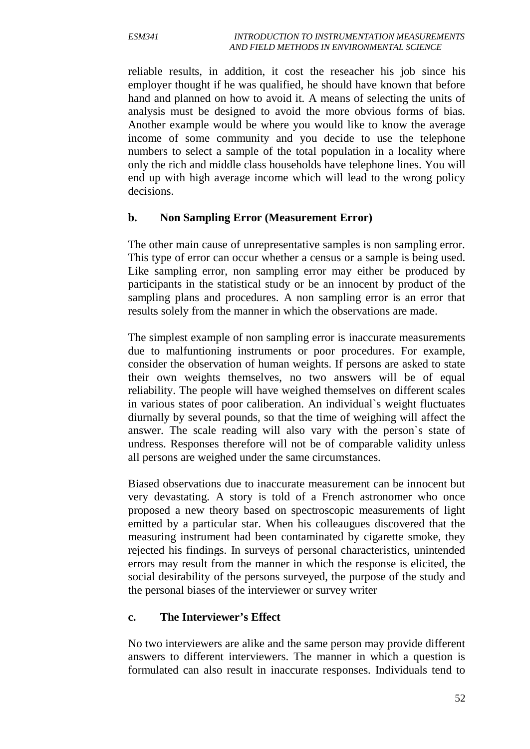reliable results, in addition, it cost the reseacher his job since his employer thought if he was qualified, he should have known that before hand and planned on how to avoid it. A means of selecting the units of analysis must be designed to avoid the more obvious forms of bias. Another example would be where you would like to know the average income of some community and you decide to use the telephone numbers to select a sample of the total population in a locality where only the rich and middle class households have telephone lines. You will end up with high average income which will lead to the wrong policy decisions.

**b. Non Sampling Error (Measurement Error)**

The other main cause of unrepresentative samples is non sampling error. This type of error can occur whether a census or a sample is being used. Like sampling error, non sampling error may either be produced by participants in the statistical study or be an innocent by product of the sampling plans and procedures. A non sampling error is an error that results solely from the manner in which the observations are made.

The simplest example of non sampling error is inaccurate measurements due to malfuntioning instruments or poor procedures. For example, consider the observation of human weights. If persons are asked to state their own weights themselves, no two answers will be of equal reliability. The people will have weighed themselves on different scales in various states of poor caliberation. An individual`s weight fluctuates diurnally by several pounds, so that the time of weighing will affect the answer. The scale reading will also vary with the person`s state of undress. Responses therefore will not be of comparable validity unless all persons are weighed under the same circumstances.

Biased observations due to inaccurate measurement can be innocent but very devastating. A story is told of a French astronomer who once proposed a new theory based on spectroscopic measurements of light emitted by a particular star. When his colleaugues discovered that the measuring instrument had been contaminated by cigarette smoke, they rejected his findings. In surveys of personal characteristics, unintended errors may result from the manner in which the response is elicited, the social desirability of the persons surveyed, the purpose of the study and the personal biases of the interviewer or survey writer

**c. The Interviewer's Effect**

No two interviewers are alike and the same person may provide different answers to different interviewers. The manner in which a question is formulated can also result in inaccurate responses. Individuals tend to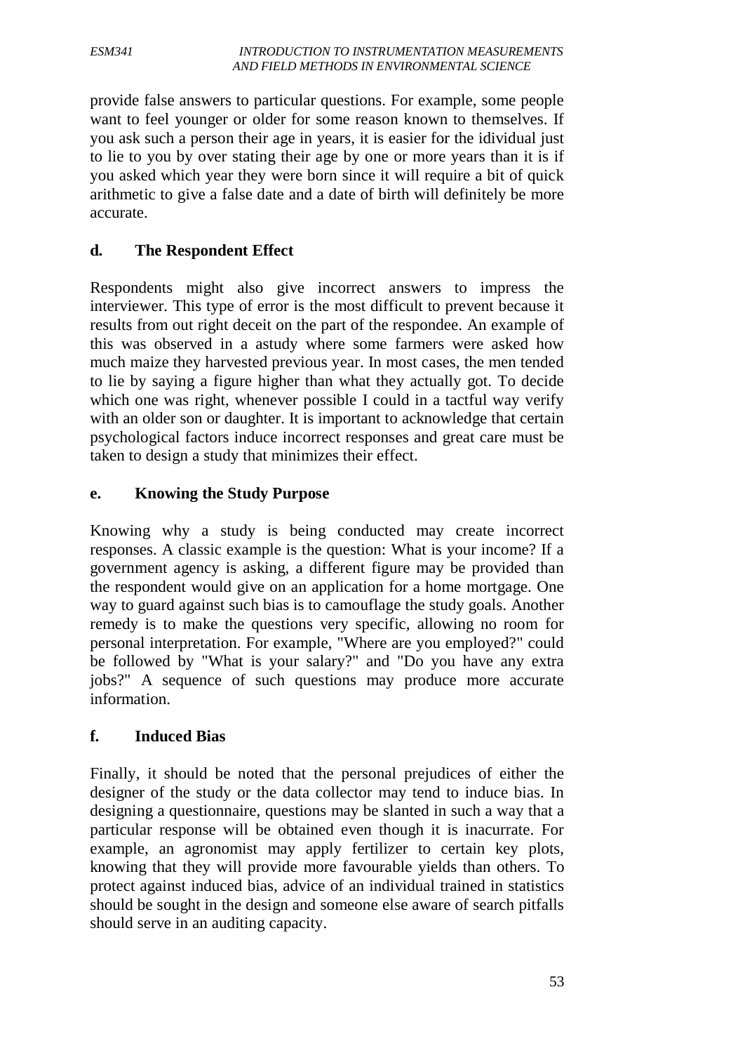provide false answers to particular questions. For example, some people want to feel younger or older for some reason known to themselves. If you ask such a person their age in years, it is easier for the idividual just to lie to you by over stating their age by one or more years than it is if you asked which year they were born since it will require a bit of quick arithmetic to give a false date and a date of birth will definitely be more accurate.

## d. The Respondent Effect

Respondents might also give incorrect answers to impress the interviewer. This type of error is the most difficult to prevent because it results from out right deceit on the part of the respondee. An example of this was observed in a astudy where some farmers were asked how much maize they harvested previous year. In most cases, the men tended to lie by saying a figure higher than what they actually got. To decide which one was right, whenever possible I could in a tactful way verify with an older son or daughter. It is important to acknowledge that certain psychological factors induce incorrect responses and great care must be taken to design a study that minimizes their effect.

## e. Knowing the Study Purpose

Knowing why a study is being conducted may create incorrect responses. A classic example is the question: What is your income? If a government agency is asking, a different figure may be provided than the respondent would give on an application for a home mortgage. One way to guard against such bias is to camouflage the study goals. Another remedy is to make the questions very specific, allowing no room for personal interpretation. For example, "Where are you employed?" could be followed by "What is your salary?" and "Do you have any extra jobs?" A sequence of such questions may produce more accurate information.

## f. Induced Bias

Finally, it should be noted that the personal prejudices of either the designer of the study or the data collector may tend to induce bias. In designing a questionnaire, questions may be slanted in such a way that a particular response will be obtained even though it is inacurrate. For example, an agronomist may apply fertilizer to certain key plots, knowing that they will provide more favourable yields than others. To protect against induced bias, advice of an individual trained in statistics should be sought in the design and someone else aware of search pitfalls should serve in an auditing capacity.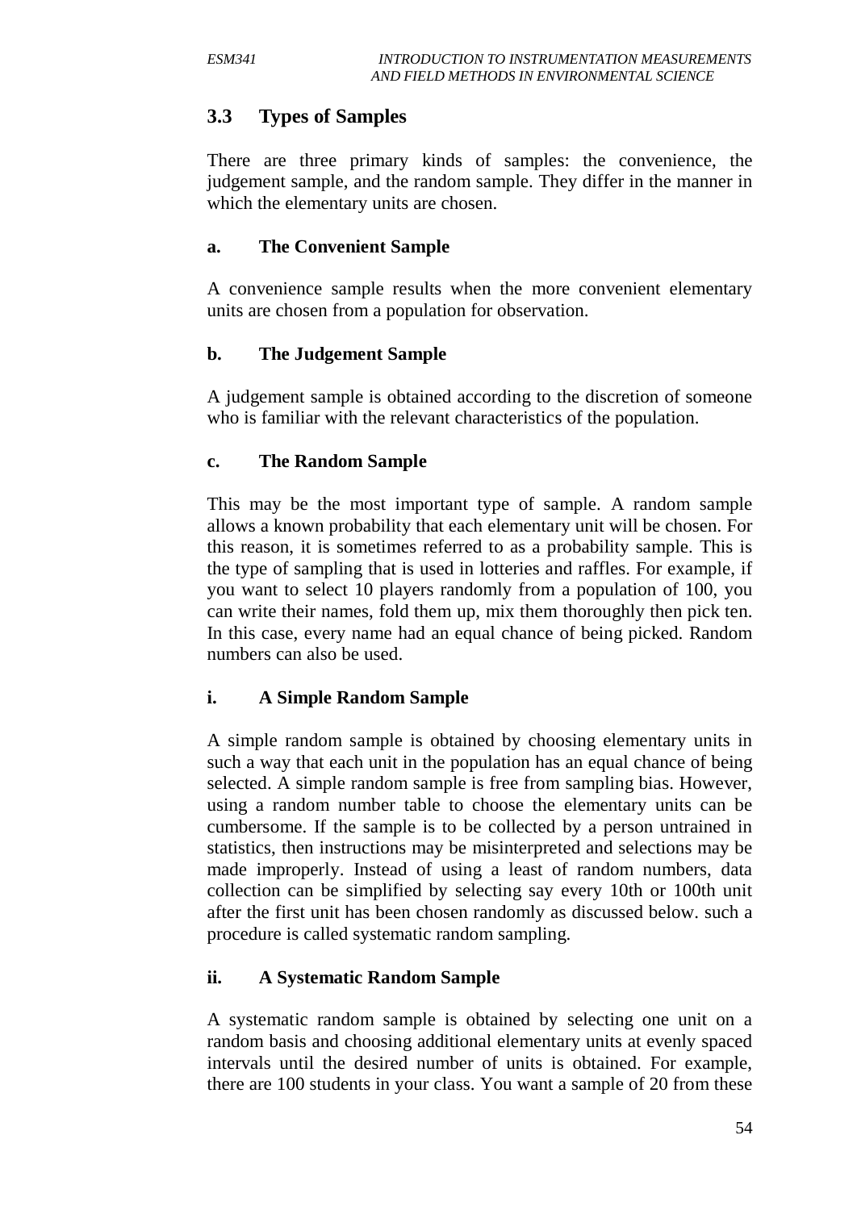## 3.3 Types of Samples

There are three primary kinds of samples: the convenience, the judgement sample, and the random sample. They differ in the manner in which the elementary units are chosen.

### a. The Convenient Sample

A convenience sample results when the more convenient elementary units are chosen from a population for observation.

### b. The Judgement Sample

A judgement sample is obtained according to the discretion of someone who is familiar with the relevant characteristics of the population.

### c. The Random Sample

This may be the most important type of sample. A random sample allows a known probability that each elementary unit will be chosen. For this reason, it is sometimes referred to as a probability sample. This is the type of sampling that is used in lotteries and raffles. For example, if you want to select 10 players randomly from a population of 100, you can write their names, fold them up, mix them thoroughly then pick ten. In this case, every name had an equal chance of being picked. Random numbers can also be used.

#### i. A Simple Random Sample

A simple random sample is obtained by choosing elementary units in such a way that each unit in the population has an equal chance of being selected. A simple random sample is free from sampling bias. However, using a random number table to choose the elementary units can be cumbersome. If the sample is to be collected by a person untrained in statistics, then instructions may be misinterpreted and selections may be made improperly. Instead of using a least of random numbers, data collection can be simplified by selecting say every 10th or 100th unit after the first unit has been chosen randomly as discussed below. such a procedure is called systematic random sampling.

#### ii. A Systematic Random Sample

A systematic random sample is obtained by selecting one unit on a random basis and choosing additional elementary units at evenly spaced intervals until the desired number of units is obtained. For example, there are 100 students in your class. You want a sample of 20 from these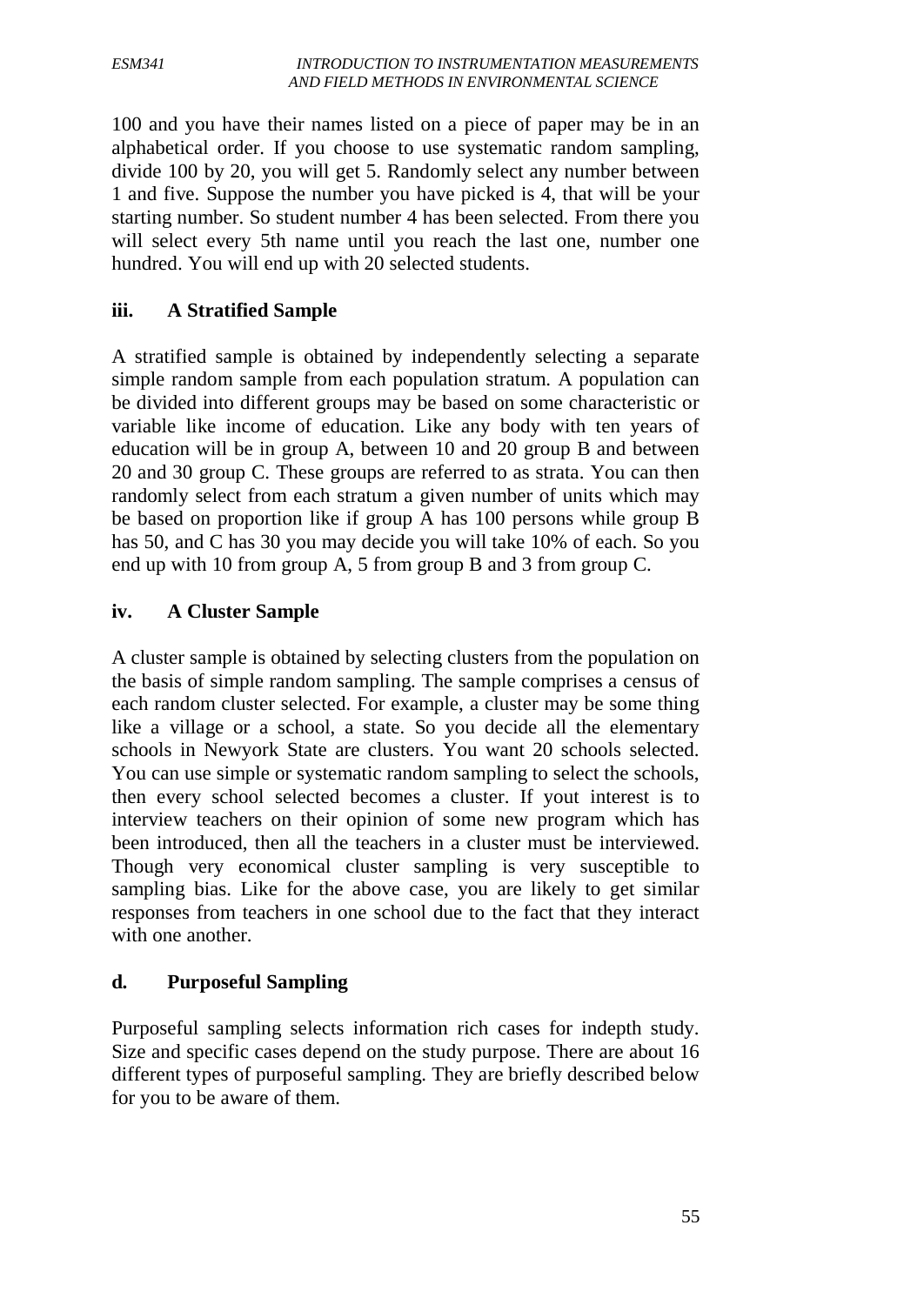100 and you have their names listed on a piece of paper may be in an alphabetical order. If you choose to use systematic random sampling, divide 100 by 20, you will get 5. Randomly select any number between 1 and five. Suppose the number you have picked is 4, that will be your starting number. So student number 4 has been selected. From there you will select every 5th name until you reach the last one, number one hundred. You will end up with 20 selected students.

### iii. A Stratified Sample

A stratified sample is obtained by independently selecting a separate simple random sample from each population stratum. A population can be divided into different groups may be based on some characteristic or variable like income of education. Like any body with ten years of education will be in group A, between 10 and 20 group B and between 20 and 30 group C. These groups are referred to as strata. You can then randomly select from each stratum a given number of units which may be based on proportion like if group A has 100 persons while group B has 50, and C has 30 you may decide you will take 10% of each. So you end up with 10 from group A, 5 from group B and 3 from group C.

### iv. A Cluster Sample

A cluster sample is obtained by selecting clusters from the population on the basis of simple random sampling. The sample comprises a census of each random cluster selected. For example, a cluster may be some thing like a village or a school, a state. So you decide all the elementary schools in Newyork State are clusters. You want 20 schools selected. You can use simple or systematic random sampling to select the schools, then every school selected becomes a cluster. If yout interest is to interview teachers on their opinion of some new program which has been introduced, then all the teachers in a cluster must be interviewed. Though very economical cluster sampling is very susceptible to sampling bias. Like for the above case, you are likely to get similar responses from teachers in one school due to the fact that they interact with one another.

### d. Purposeful Sampling

Purposeful sampling selects information rich cases for indepth study. Size and specific cases depend on the study purpose. There are about 16 different types of purposeful sampling. They are briefly described below for you to be aware of them.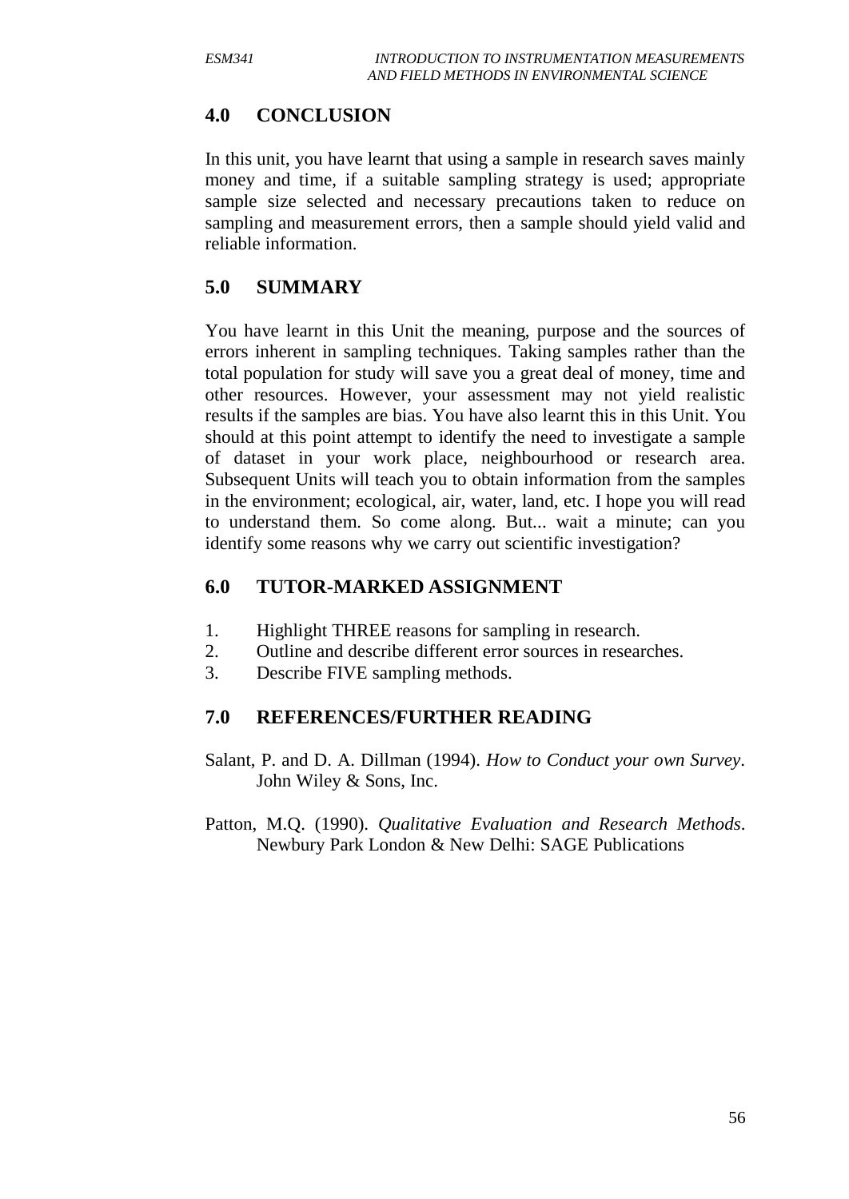## 4.0 CONCLUSION

In this unit, you have learnt that using a sample in research saves mainly money and time, if a suitable sampling strategy is used; appropriate sample size selected and necessary precautions taken to reduce on sampling and measurement errors, then a sample should yield valid and reliable information.

## 5.0 SUMMARY

You have learnt in this Unit the meaning, purpose and the sources of errors inherent in sampling techniques. Taking samples rather than the total population for study will save you a great deal of money, time and other resources. However, your assessment may not yield realistic results if the samples are bias. You have also learnt this in this Unit. You should at this point attempt to identify the need to investigate a sample of dataset in your work place, neighbourhood or research area. Subsequent Units will teach you to obtain information from the samples in the environment; ecological, air, water, land, etc. I hope you will read to understand them. So come along. But... wait a minute; can you identify some reasons why we carry out scientific investigation?

## 6.0 TUTOR-MARKED ASSIGNMENT

1. Highlight THREE reasons for sampling in research.
2. Outline and describe different error sources in researches.
3. Describe FIVE sampling methods.

## 7.0 REFERENCES/FURTHER READING

Salant, P. and D. A. Dillman (1994). *How to Conduct your own Survey*. John Wiley & Sons, Inc.

Patton, M.Q. (1990). *Qualitative Evaluation and Research Methods*. Newbury Park London & New Delhi: SAGE Publications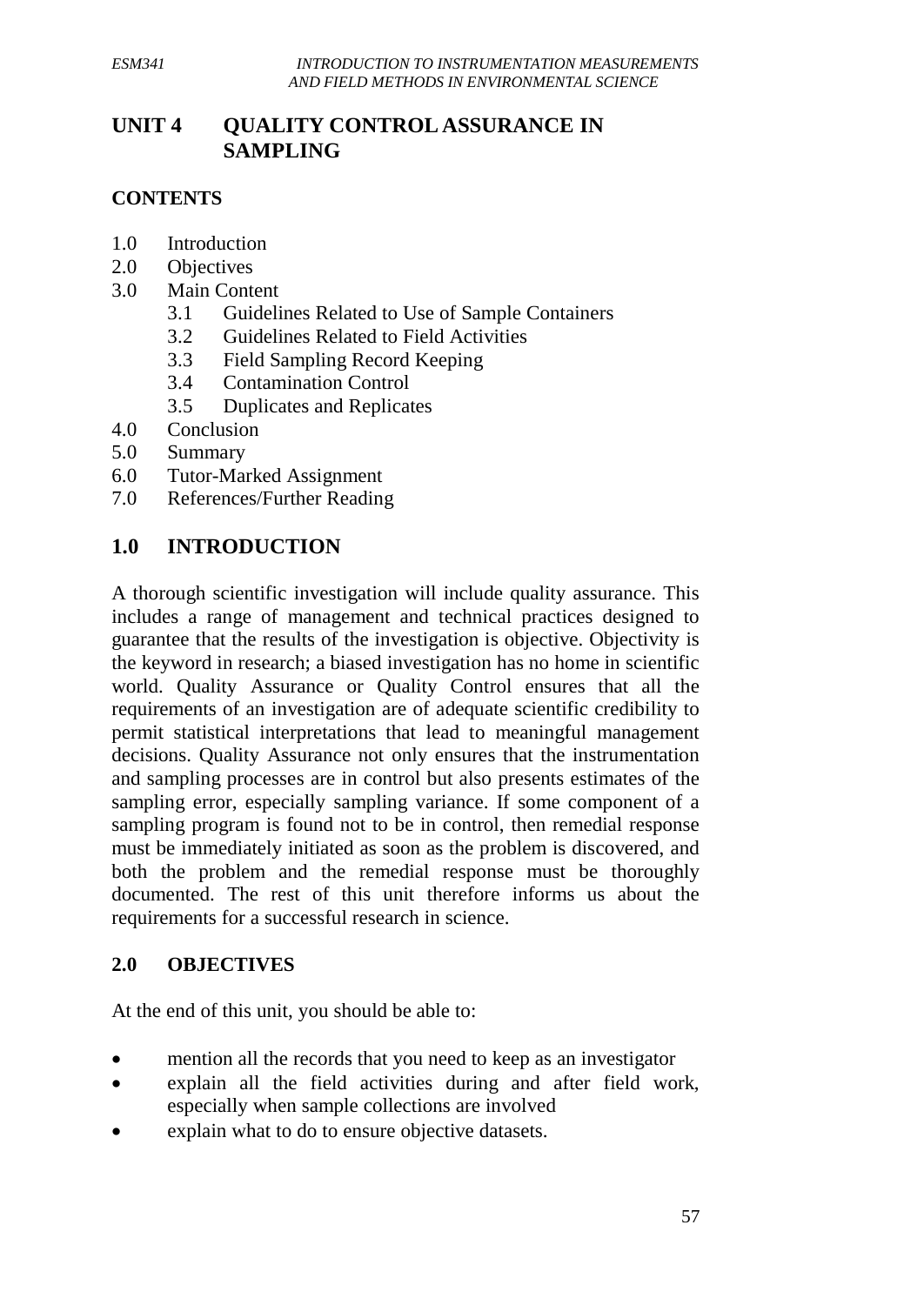# UNIT 4 QUALITY CONTROL ASSURANCE IN SAMPLING

**CONTENTS**

1.0 Introduction
2.0 Objectives
3.0 Main Content
  3.1 Guidelines Related to Use of Sample Containers
  3.2 Guidelines Related to Field Activities
  3.3 Field Sampling Record Keeping
  3.4 Contamination Control
  3.5 Duplicates and Replicates
4.0 Conclusion
5.0 Summary
6.0 Tutor-Marked Assignment
7.0 References/Further Reading

## 1.0 INTRODUCTION

A thorough scientific investigation will include quality assurance. This includes a range of management and technical practices designed to guarantee that the results of the investigation is objective. Objectivity is the keyword in research; a biased investigation has no home in scientific world. Quality Assurance or Quality Control ensures that all the requirements of an investigation are of adequate scientific credibility to permit statistical interpretations that lead to meaningful management decisions. Quality Assurance not only ensures that the instrumentation and sampling processes are in control but also presents estimates of the sampling error, especially sampling variance. If some component of a sampling program is found not to be in control, then remedial response must be immediately initiated as soon as the problem is discovered, and both the problem and the remedial response must be thoroughly documented. The rest of this unit therefore informs us about the requirements for a successful research in science.

## 2.0 OBJECTIVES

At the end of this unit, you should be able to:

- mention all the records that you need to keep as an investigator
- explain all the field activities during and after field work, especially when sample collections are involved
- explain what to do to ensure objective datasets.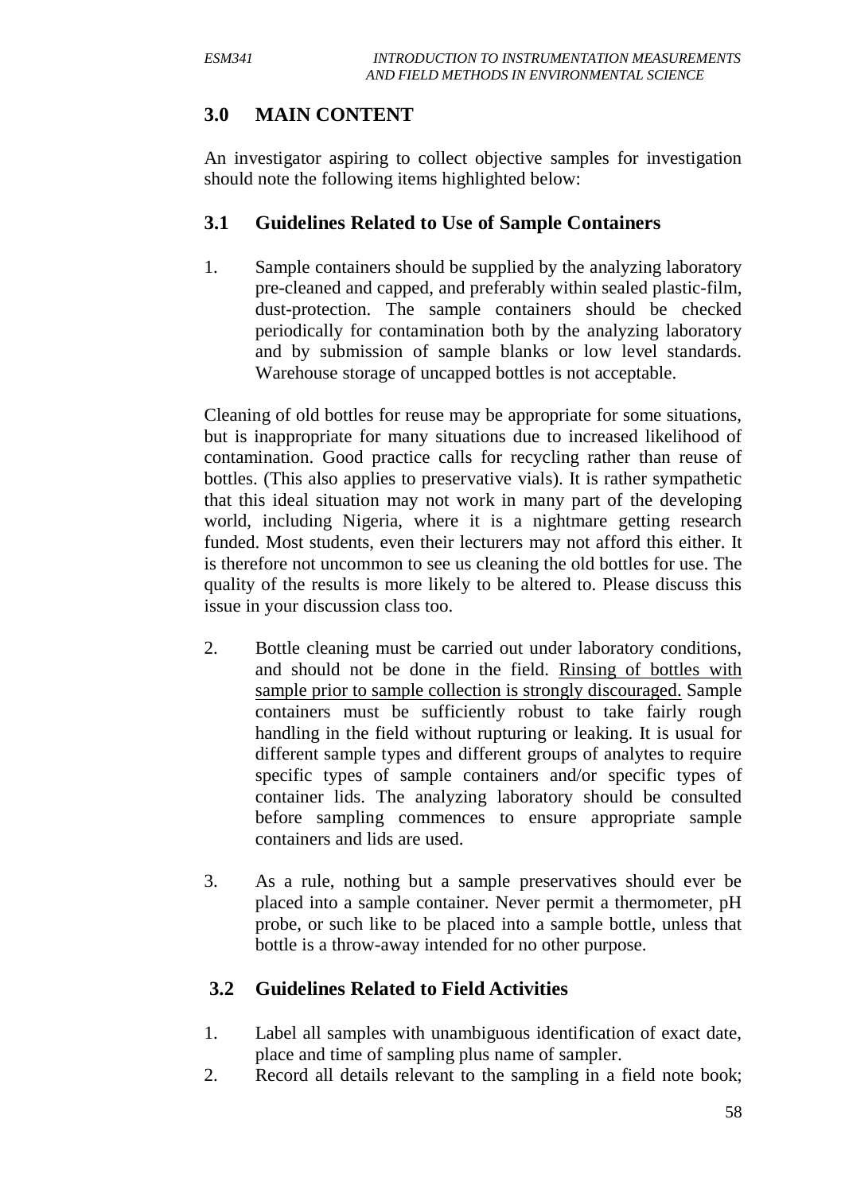## 3.0 MAIN CONTENT

An investigator aspiring to collect objective samples for investigation should note the following items highlighted below:

### 3.1 Guidelines Related to Use of Sample Containers

1. Sample containers should be supplied by the analyzing laboratory pre-cleaned and capped, and preferably within sealed plastic-film, dust-protection. The sample containers should be checked periodically for contamination both by the analyzing laboratory and by submission of sample blanks or low level standards. Warehouse storage of uncapped bottles is not acceptable.

Cleaning of old bottles for reuse may be appropriate for some situations, but is inappropriate for many situations due to increased likelihood of contamination. Good practice calls for recycling rather than reuse of bottles. (This also applies to preservative vials). It is rather sympathetic that this ideal situation may not work in many part of the developing world, including Nigeria, where it is a nightmare getting research funded. Most students, even their lecturers may not afford this either. It is therefore not uncommon to see us cleaning the old bottles for use. The quality of the results is more likely to be altered to. Please discuss this issue in your discussion class too.

2. Bottle cleaning must be carried out under laboratory conditions, and should not be done in the field. <u>Rinsing of bottles with sample prior to sample collection is strongly discouraged.</u> Sample containers must be sufficiently robust to take fairly rough handling in the field without rupturing or leaking. It is usual for different sample types and different groups of analytes to require specific types of sample containers and/or specific types of container lids. The analyzing laboratory should be consulted before sampling commences to ensure appropriate sample containers and lids are used.

3. As a rule, nothing but a sample preservatives should ever be placed into a sample container. Never permit a thermometer, pH probe, or such like to be placed into a sample bottle, unless that bottle is a throw-away intended for no other purpose.

### 3.2 Guidelines Related to Field Activities

1. Label all samples with unambiguous identification of exact date, place and time of sampling plus name of sampler.
2. Record all details relevant to the sampling in a field note book;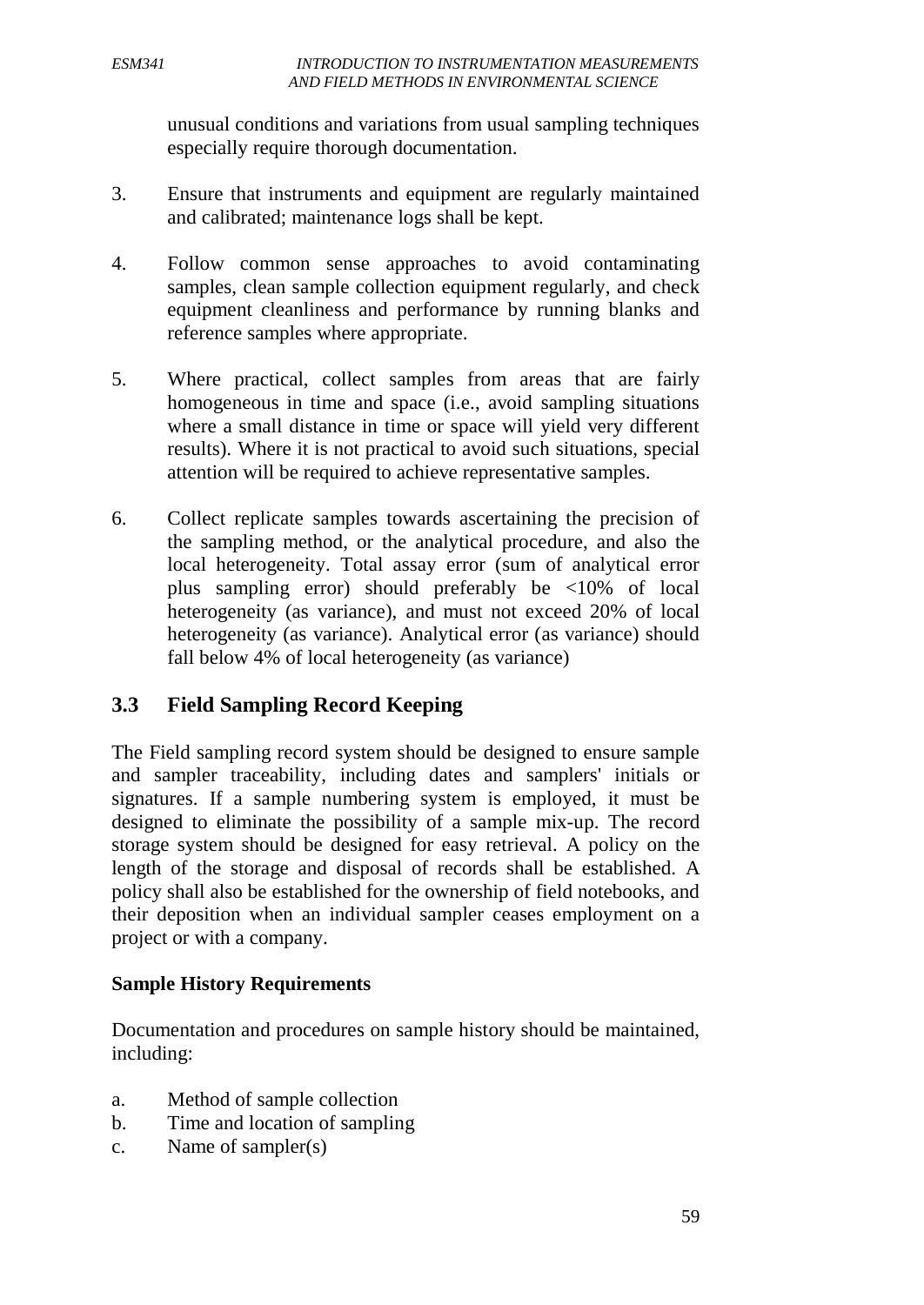unusual conditions and variations from usual sampling techniques especially require thorough documentation.

3. Ensure that instruments and equipment are regularly maintained and calibrated; maintenance logs shall be kept.

4. Follow common sense approaches to avoid contaminating samples, clean sample collection equipment regularly, and check equipment cleanliness and performance by running blanks and reference samples where appropriate.

5. Where practical, collect samples from areas that are fairly homogeneous in time and space (i.e., avoid sampling situations where a small distance in time or space will yield very different results). Where it is not practical to avoid such situations, special attention will be required to achieve representative samples.

6. Collect replicate samples towards ascertaining the precision of the sampling method, or the analytical procedure, and also the local heterogeneity. Total assay error (sum of analytical error plus sampling error) should preferably be <10% of local heterogeneity (as variance), and must not exceed 20% of local heterogeneity (as variance). Analytical error (as variance) should fall below 4% of local heterogeneity (as variance)

## 3.3 Field Sampling Record Keeping

The Field sampling record system should be designed to ensure sample and sampler traceability, including dates and samplers' initials or signatures. If a sample numbering system is employed, it must be designed to eliminate the possibility of a sample mix-up. The record storage system should be designed for easy retrieval. A policy on the length of the storage and disposal of records shall be established. A policy shall also be established for the ownership of field notebooks, and their deposition when an individual sampler ceases employment on a project or with a company.

**Sample History Requirements**

Documentation and procedures on sample history should be maintained, including:

a. Method of sample collection
b. Time and location of sampling
c. Name of sampler(s)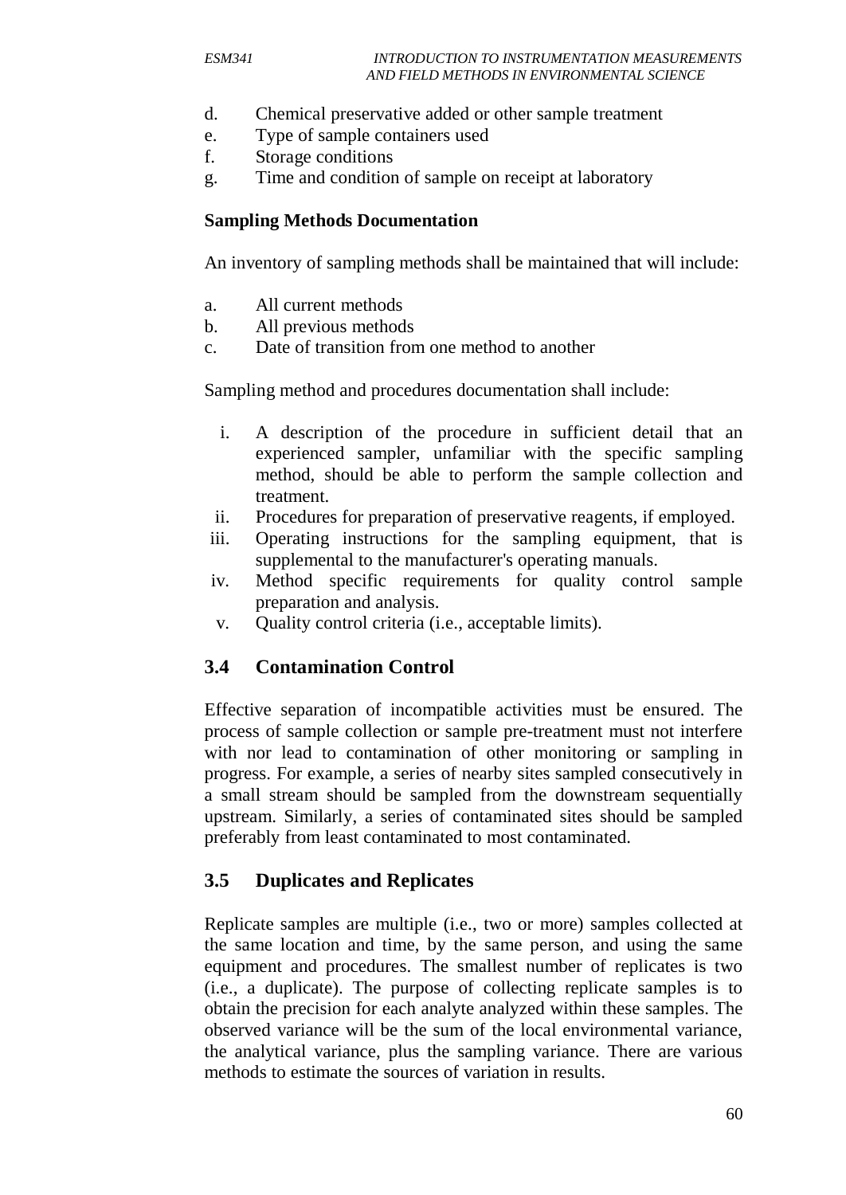d. Chemical preservative added or other sample treatment
e. Type of sample containers used
f. Storage conditions
g. Time and condition of sample on receipt at laboratory

**Sampling Methods Documentation**

An inventory of sampling methods shall be maintained that will include:

a. All current methods
b. All previous methods
c. Date of transition from one method to another

Sampling method and procedures documentation shall include:

i. A description of the procedure in sufficient detail that an experienced sampler, unfamiliar with the specific sampling method, should be able to perform the sample collection and treatment.
ii. Procedures for preparation of preservative reagents, if employed.
iii. Operating instructions for the sampling equipment, that is supplemental to the manufacturer's operating manuals.
iv. Method specific requirements for quality control sample preparation and analysis.
v. Quality control criteria (i.e., acceptable limits).

## 3.4 Contamination Control

Effective separation of incompatible activities must be ensured. The process of sample collection or sample pre-treatment must not interfere with nor lead to contamination of other monitoring or sampling in progress. For example, a series of nearby sites sampled consecutively in a small stream should be sampled from the downstream sequentially upstream. Similarly, a series of contaminated sites should be sampled preferably from least contaminated to most contaminated.

## 3.5 Duplicates and Replicates

Replicate samples are multiple (i.e., two or more) samples collected at the same location and time, by the same person, and using the same equipment and procedures. The smallest number of replicates is two (i.e., a duplicate). The purpose of collecting replicate samples is to obtain the precision for each analyte analyzed within these samples. The observed variance will be the sum of the local environmental variance, the analytical variance, plus the sampling variance. There are various methods to estimate the sources of variation in results.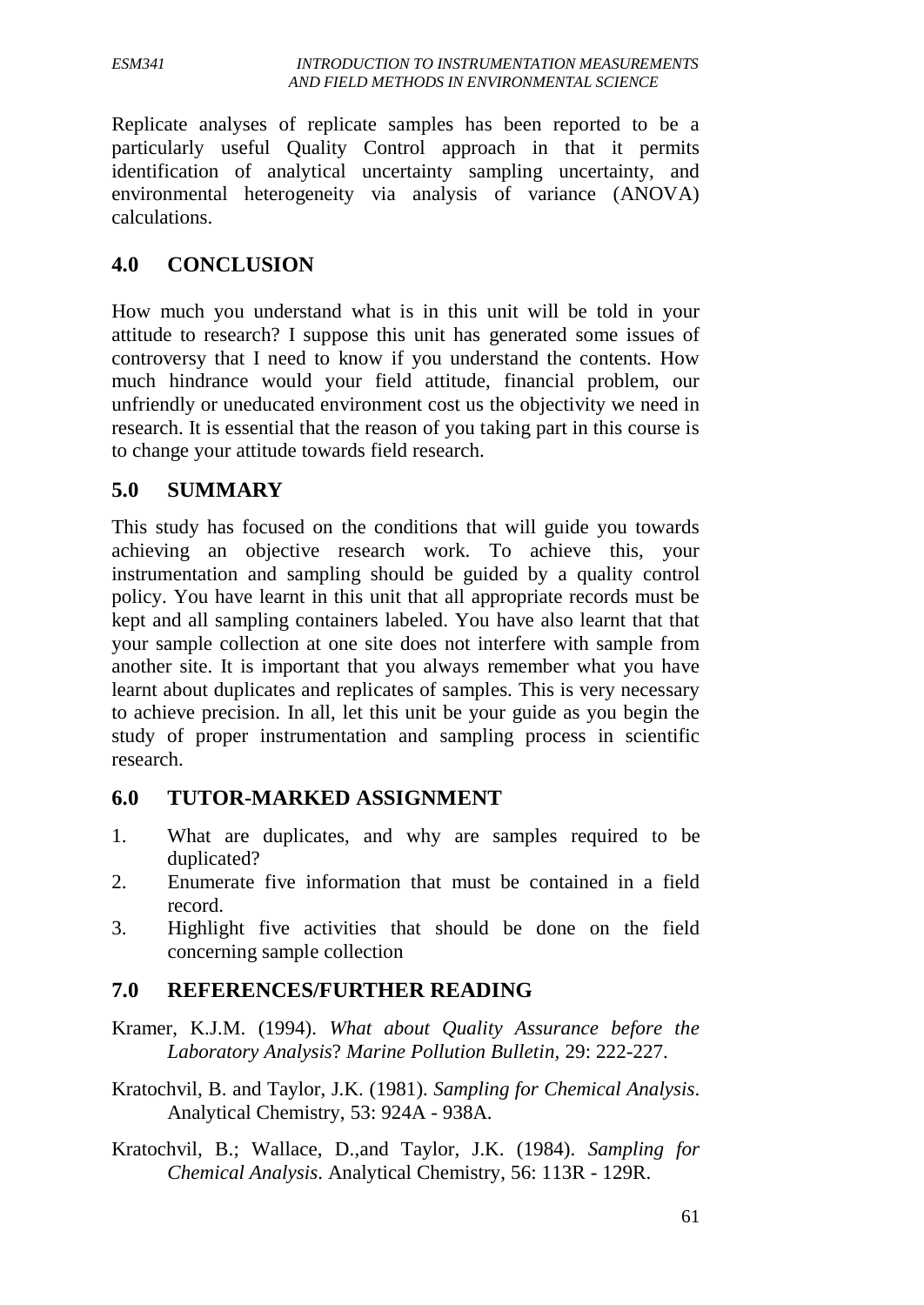Replicate analyses of replicate samples has been reported to be a particularly useful Quality Control approach in that it permits identification of analytical uncertainty sampling uncertainty, and environmental heterogeneity via analysis of variance (ANOVA) calculations.

## 4.0 CONCLUSION

How much you understand what is in this unit will be told in your attitude to research? I suppose this unit has generated some issues of controversy that I need to know if you understand the contents. How much hindrance would your field attitude, financial problem, our unfriendly or uneducated environment cost us the objectivity we need in research. It is essential that the reason of you taking part in this course is to change your attitude towards field research.

## 5.0 SUMMARY

This study has focused on the conditions that will guide you towards achieving an objective research work. To achieve this, your instrumentation and sampling should be guided by a quality control policy. You have learnt in this unit that all appropriate records must be kept and all sampling containers labeled. You have also learnt that that your sample collection at one site does not interfere with sample from another site. It is important that you always remember what you have learnt about duplicates and replicates of samples. This is very necessary to achieve precision. In all, let this unit be your guide as you begin the study of proper instrumentation and sampling process in scientific research.

## 6.0 TUTOR-MARKED ASSIGNMENT

1. What are duplicates, and why are samples required to be duplicated?
2. Enumerate five information that must be contained in a field record.
3. Highlight five activities that should be done on the field concerning sample collection

## 7.0 REFERENCES/FURTHER READING

Kramer, K.J.M. (1994). *What about Quality Assurance before the Laboratory Analysis*? *Marine Pollution Bulletin*, 29: 222-227.

Kratochvil, B. and Taylor, J.K. (1981). *Sampling for Chemical Analysis*. Analytical Chemistry, 53: 924A - 938A.

Kratochvil, B.; Wallace, D.,and Taylor, J.K. (1984). *Sampling for Chemical Analysis*. Analytical Chemistry, 56: 113R - 129R.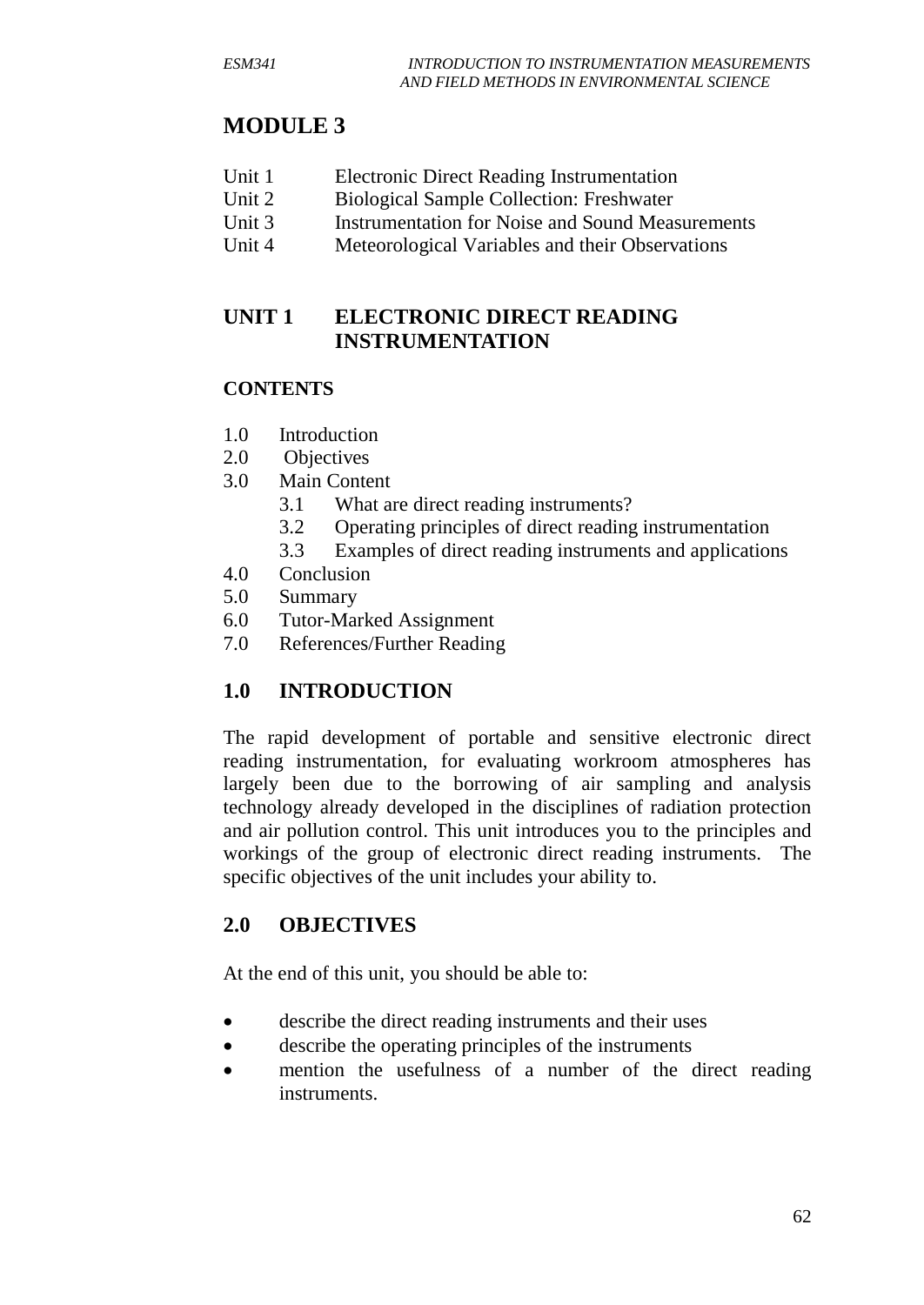# MODULE 3

Unit 1 Electronic Direct Reading Instrumentation
Unit 2 Biological Sample Collection: Freshwater
Unit 3 Instrumentation for Noise and Sound Measurements
Unit 4 Meteorological Variables and their Observations

## UNIT 1 ELECTRONIC DIRECT READING INSTRUMENTATION

### CONTENTS

1.0 Introduction
2.0 Objectives
3.0 Main Content
  3.1 What are direct reading instruments?
  3.2 Operating principles of direct reading instrumentation
  3.3 Examples of direct reading instruments and applications
4.0 Conclusion
5.0 Summary
6.0 Tutor-Marked Assignment
7.0 References/Further Reading

## 1.0 INTRODUCTION

The rapid development of portable and sensitive electronic direct reading instrumentation, for evaluating workroom atmospheres has largely been due to the borrowing of air sampling and analysis technology already developed in the disciplines of radiation protection and air pollution control. This unit introduces you to the principles and workings of the group of electronic direct reading instruments. The specific objectives of the unit includes your ability to.

## 2.0 OBJECTIVES

At the end of this unit, you should be able to:

- describe the direct reading instruments and their uses
- describe the operating principles of the instruments
- mention the usefulness of a number of the direct reading instruments.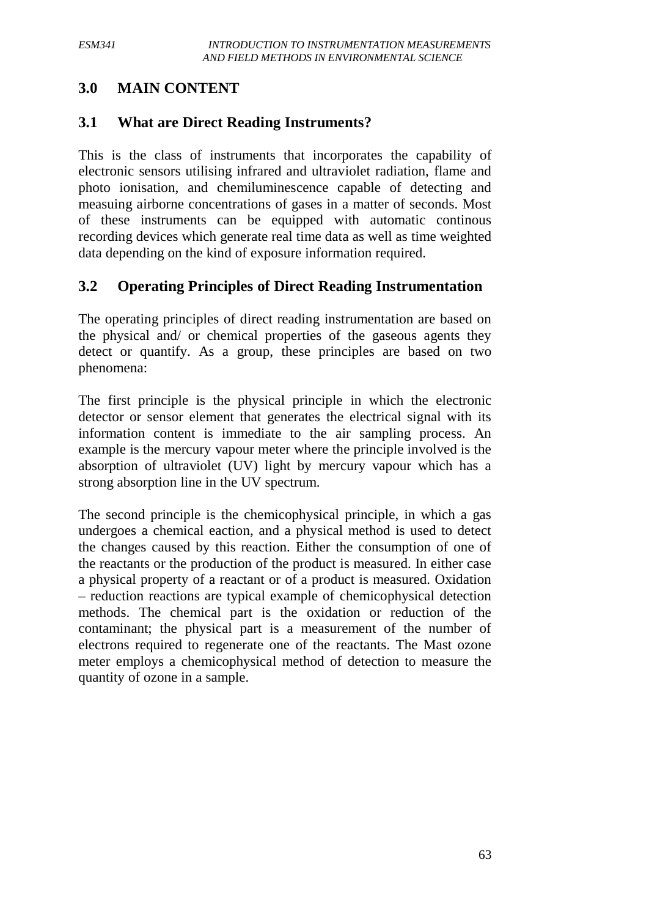## 3.0 MAIN CONTENT

### 3.1 What are Direct Reading Instruments?

This is the class of instruments that incorporates the capability of electronic sensors utilising infrared and ultraviolet radiation, flame and photo ionisation, and chemiluminescence capable of detecting and measuing airborne concentrations of gases in a matter of seconds. Most of these instruments can be equipped with automatic continous recording devices which generate real time data as well as time weighted data depending on the kind of exposure information required.

### 3.2 Operating Principles of Direct Reading Instrumentation

The operating principles of direct reading instrumentation are based on the physical and/ or chemical properties of the gaseous agents they detect or quantify. As a group, these principles are based on two phenomena:

The first principle is the physical principle in which the electronic detector or sensor element that generates the electrical signal with its information content is immediate to the air sampling process. An example is the mercury vapour meter where the principle involved is the absorption of ultraviolet (UV) light by mercury vapour which has a strong absorption line in the UV spectrum.

The second principle is the chemicophysical principle, in which a gas undergoes a chemical eaction, and a physical method is used to detect the changes caused by this reaction. Either the consumption of one of the reactants or the production of the product is measured. In either case a physical property of a reactant or of a product is measured. Oxidation – reduction reactions are typical example of chemicophysical detection methods. The chemical part is the oxidation or reduction of the contaminant; the physical part is a measurement of the number of electrons required to regenerate one of the reactants. The Mast ozone meter employs a chemicophysical method of detection to measure the quantity of ozone in a sample.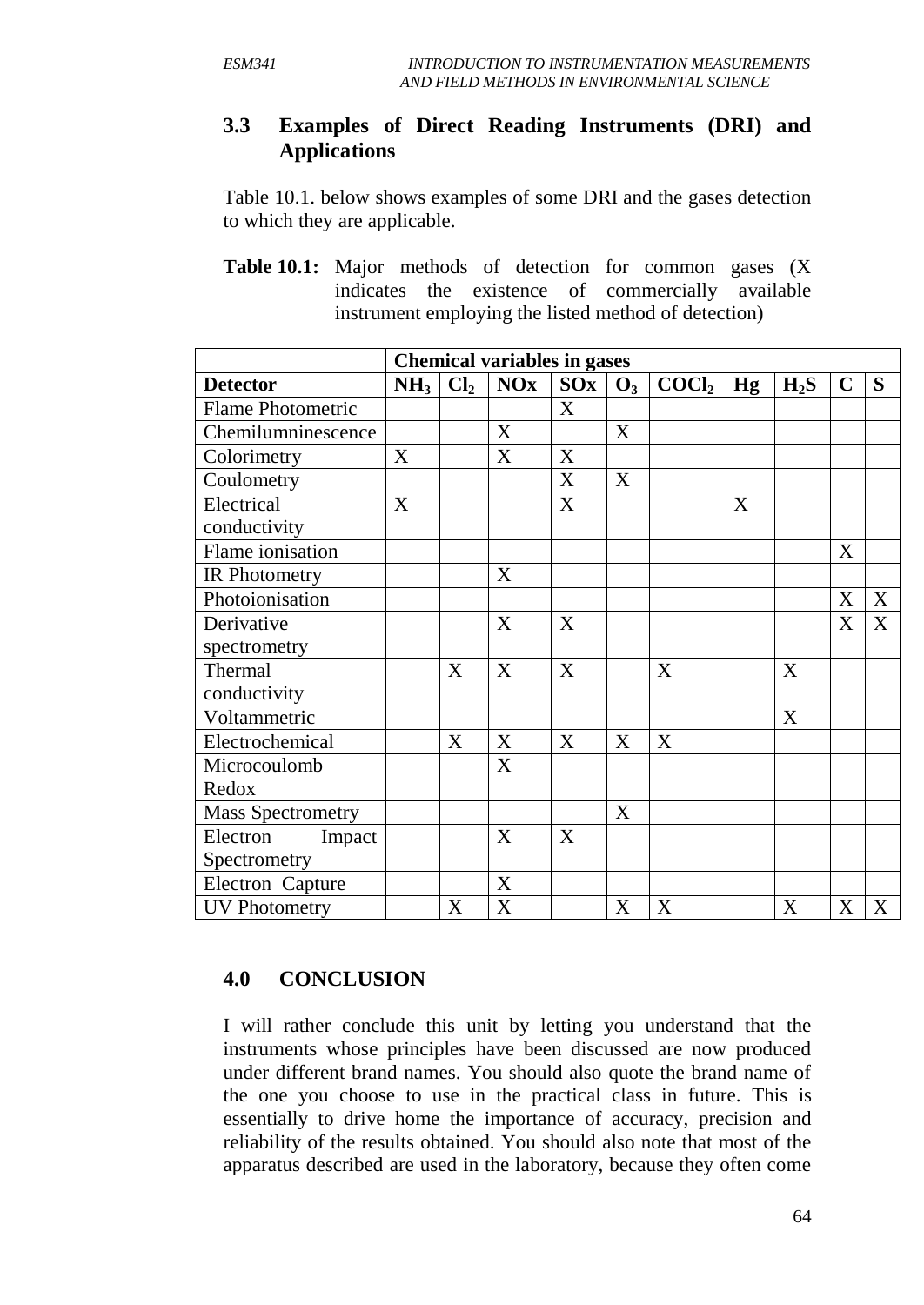### 3.3 Examples of Direct Reading Instruments (DRI) and Applications

Table 10.1. below shows examples of some DRI and the gases detection to which they are applicable.

**Table 10.1:** Major methods of detection for common gases (X indicates the existence of commercially available instrument employing the listed method of detection)

| | **Chemical variables in gases** | | | | | | | | | |
|---|---|---|---|---|---|---|---|---|---|---|
| **Detector** | **$NH_3$** | **$Cl_2$** | **NOx** | **SOx** | **$O_3$** | **$COCl_2$** | **Hg** | **$H_2S$** | **C** | **S** |
| Flame Photometric | | | | X | | | | | | |
| Chemilumninescence | | | X | | X | | | | | |
| Colorimetry | X | | X | X | | | | | | |
| Coulometry | | | | X | X | | | | | |
| Electrical conductivity | X | | | X | | | X | | | |
| Flame ionisation | | | | | | | | | X | |
| IR Photometry | | | X | | | | | | | |
| Photoionisation | | | | | | | | | X | X |
| Derivative spectrometry | | | X | X | | | | | X | X |
| Thermal conductivity | | X | X | X | | X | | X | | |
| Voltammetric | | | | | | | | X | | |
| Electrochemical | | X | X | X | X | X | | | | |
| Microcoulomb Redox | | | X | | | | | | | |
| Mass Spectrometry | | | | | X | | | | | |
| Electron Impact Spectrometry | | | X | X | | | | | | |
| Electron Capture | | | X | | | | | | | |
| UV Photometry | | X | X | | X | X | | X | X | X |

## 4.0 CONCLUSION

I will rather conclude this unit by letting you understand that the instruments whose principles have been discussed are now produced under different brand names. You should also quote the brand name of the one you choose to use in the practical class in future. This is essentially to drive home the importance of accuracy, precision and reliability of the results obtained. You should also note that most of the apparatus described are used in the laboratory, because they often come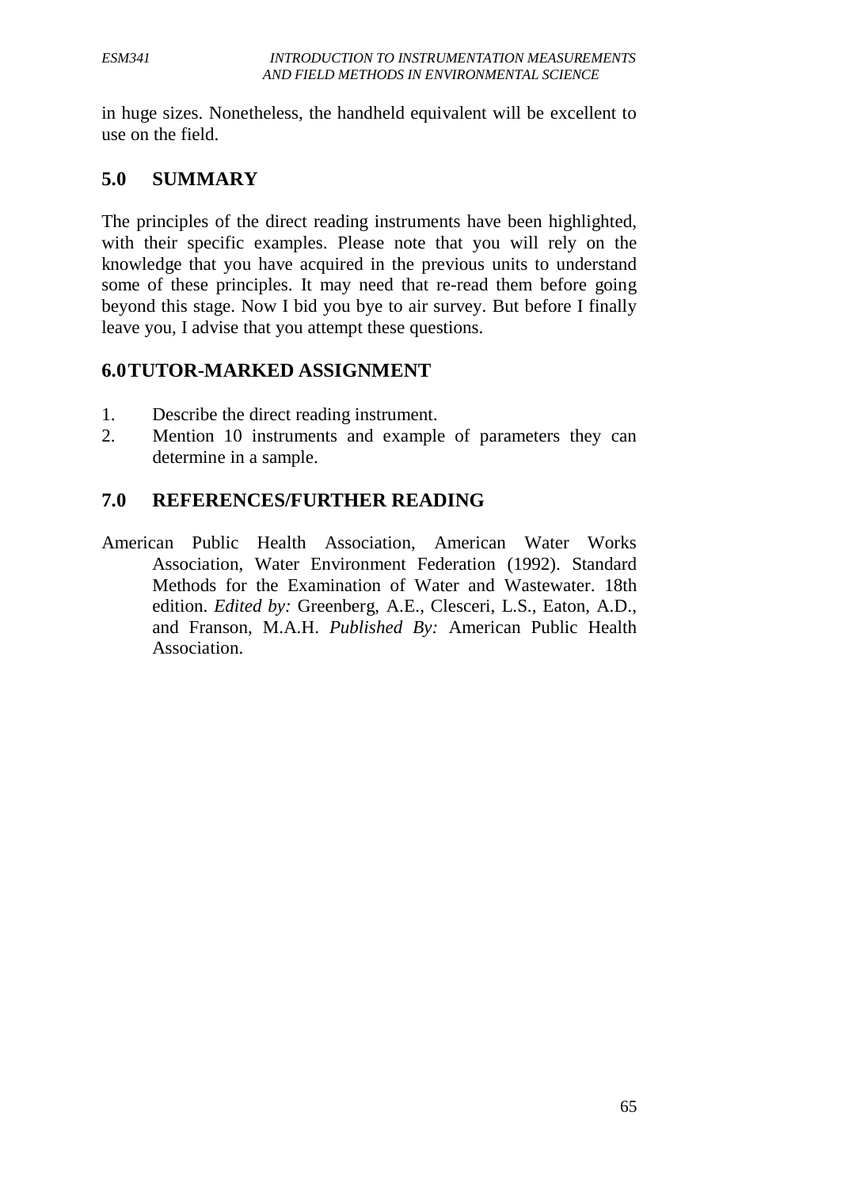in huge sizes. Nonetheless, the handheld equivalent will be excellent to use on the field.

## 5.0 SUMMARY

The principles of the direct reading instruments have been highlighted, with their specific examples. Please note that you will rely on the knowledge that you have acquired in the previous units to understand some of these principles. It may need that re-read them before going beyond this stage. Now I bid you bye to air survey. But before I finally leave you, I advise that you attempt these questions.

## 6.0 TUTOR-MARKED ASSIGNMENT

1. Describe the direct reading instrument.
2. Mention 10 instruments and example of parameters they can determine in a sample.

## 7.0 REFERENCES/FURTHER READING

American Public Health Association, American Water Works Association, Water Environment Federation (1992). Standard Methods for the Examination of Water and Wastewater. 18th edition. *Edited by:* Greenberg, A.E., Clesceri, L.S., Eaton, A.D., and Franson, M.A.H. *Published By:* American Public Health Association.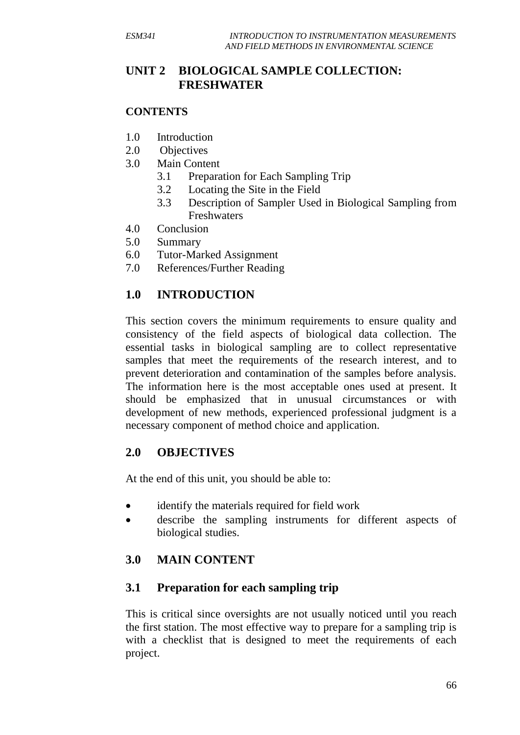# UNIT 2 BIOLOGICAL SAMPLE COLLECTION: FRESHWATER

**CONTENTS**

1.0 Introduction
2.0 Objectives
3.0 Main Content
    3.1 Preparation for Each Sampling Trip
    3.2 Locating the Site in the Field
    3.3 Description of Sampler Used in Biological Sampling from Freshwaters
4.0 Conclusion
5.0 Summary
6.0 Tutor-Marked Assignment
7.0 References/Further Reading

## 1.0 INTRODUCTION

This section covers the minimum requirements to ensure quality and consistency of the field aspects of biological data collection. The essential tasks in biological sampling are to collect representative samples that meet the requirements of the research interest, and to prevent deterioration and contamination of the samples before analysis. The information here is the most acceptable ones used at present. It should be emphasized that in unusual circumstances or with development of new methods, experienced professional judgment is a necessary component of method choice and application.

## 2.0 OBJECTIVES

At the end of this unit, you should be able to:

- identify the materials required for field work
- describe the sampling instruments for different aspects of biological studies.

## 3.0 MAIN CONTENT

### 3.1 Preparation for each sampling trip

This is critical since oversights are not usually noticed until you reach the first station. The most effective way to prepare for a sampling trip is with a checklist that is designed to meet the requirements of each project.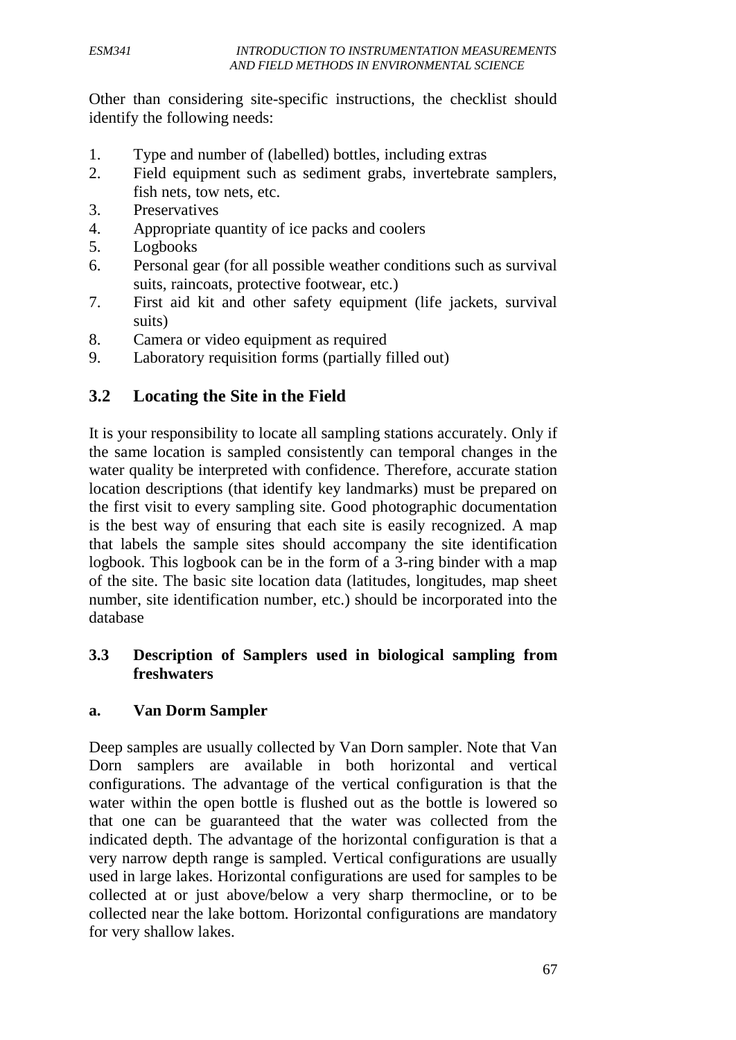Other than considering site-specific instructions, the checklist should identify the following needs:

1. Type and number of (labelled) bottles, including extras
2. Field equipment such as sediment grabs, invertebrate samplers, fish nets, tow nets, etc.
3. Preservatives
4. Appropriate quantity of ice packs and coolers
5. Logbooks
6. Personal gear (for all possible weather conditions such as survival suits, raincoats, protective footwear, etc.)
7. First aid kit and other safety equipment (life jackets, survival suits)
8. Camera or video equipment as required
9. Laboratory requisition forms (partially filled out)

## 3.2 Locating the Site in the Field

It is your responsibility to locate all sampling stations accurately. Only if the same location is sampled consistently can temporal changes in the water quality be interpreted with confidence. Therefore, accurate station location descriptions (that identify key landmarks) must be prepared on the first visit to every sampling site. Good photographic documentation is the best way of ensuring that each site is easily recognized. A map that labels the sample sites should accompany the site identification logbook. This logbook can be in the form of a 3-ring binder with a map of the site. The basic site location data (latitudes, longitudes, map sheet number, site identification number, etc.) should be incorporated into the database

## 3.3 Description of Samplers used in biological sampling from freshwaters

### a. Van Dorm Sampler

Deep samples are usually collected by Van Dorn sampler. Note that Van Dorn samplers are available in both horizontal and vertical configurations. The advantage of the vertical configuration is that the water within the open bottle is flushed out as the bottle is lowered so that one can be guaranteed that the water was collected from the indicated depth. The advantage of the horizontal configuration is that a very narrow depth range is sampled. Vertical configurations are usually used in large lakes. Horizontal configurations are used for samples to be collected at or just above/below a very sharp thermocline, or to be collected near the lake bottom. Horizontal configurations are mandatory for very shallow lakes.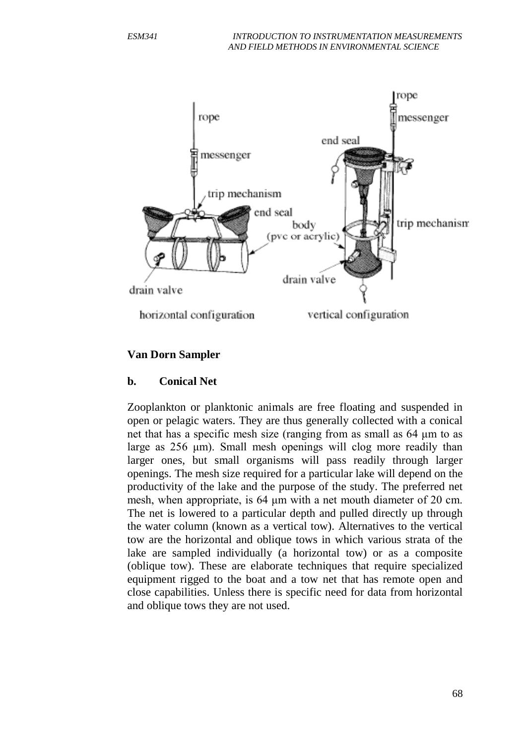**Van Dorn Sampler**

**b. Conical Net**

Zooplankton or planktonic animals are free floating and suspended in open or pelagic waters. They are thus generally collected with a conical net that has a specific mesh size (ranging from as small as 64 µm to as large as 256 µm). Small mesh openings will clog more readily than larger ones, but small organisms will pass readily through larger openings. The mesh size required for a particular lake will depend on the productivity of the lake and the purpose of the study. The preferred net mesh, when appropriate, is 64 µm with a net mouth diameter of 20 cm. The net is lowered to a particular depth and pulled directly up through the water column (known as a vertical tow). Alternatives to the vertical tow are the horizontal and oblique tows in which various strata of the lake are sampled individually (a horizontal tow) or as a composite (oblique tow). These are elaborate techniques that require specialized equipment rigged to the boat and a tow net that has remote open and close capabilities. Unless there is specific need for data from horizontal and oblique tows they are not used.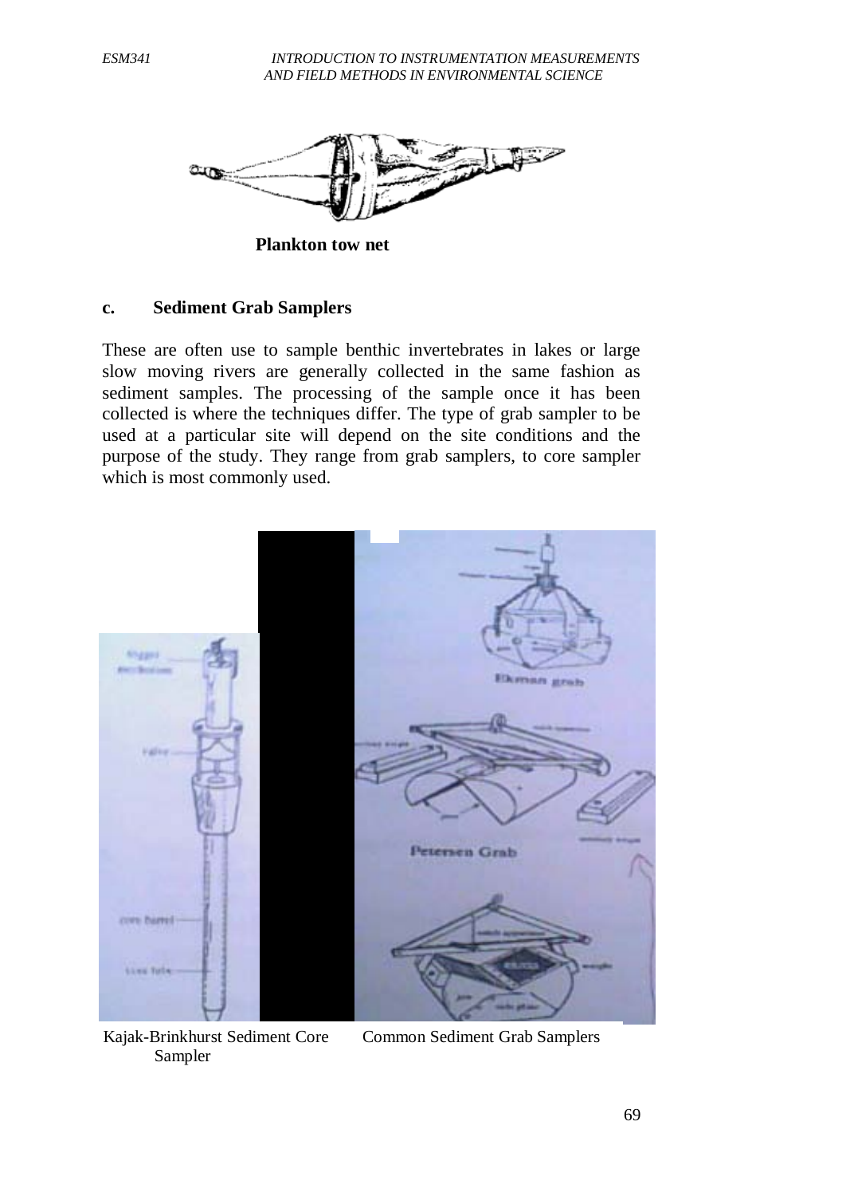**Plankton tow net**

### c. Sediment Grab Samplers

These are often use to sample benthic invertebrates in lakes or large slow moving rivers are generally collected in the same fashion as sediment samples. The processing of the sample once it has been collected is where the techniques differ. The type of grab sampler to be used at a particular site will depend on the site conditions and the purpose of the study. They range from grab samplers, to core sampler which is most commonly used.

Kajak-Brinkhurst Sediment Core Sampler

Common Sediment Grab Samplers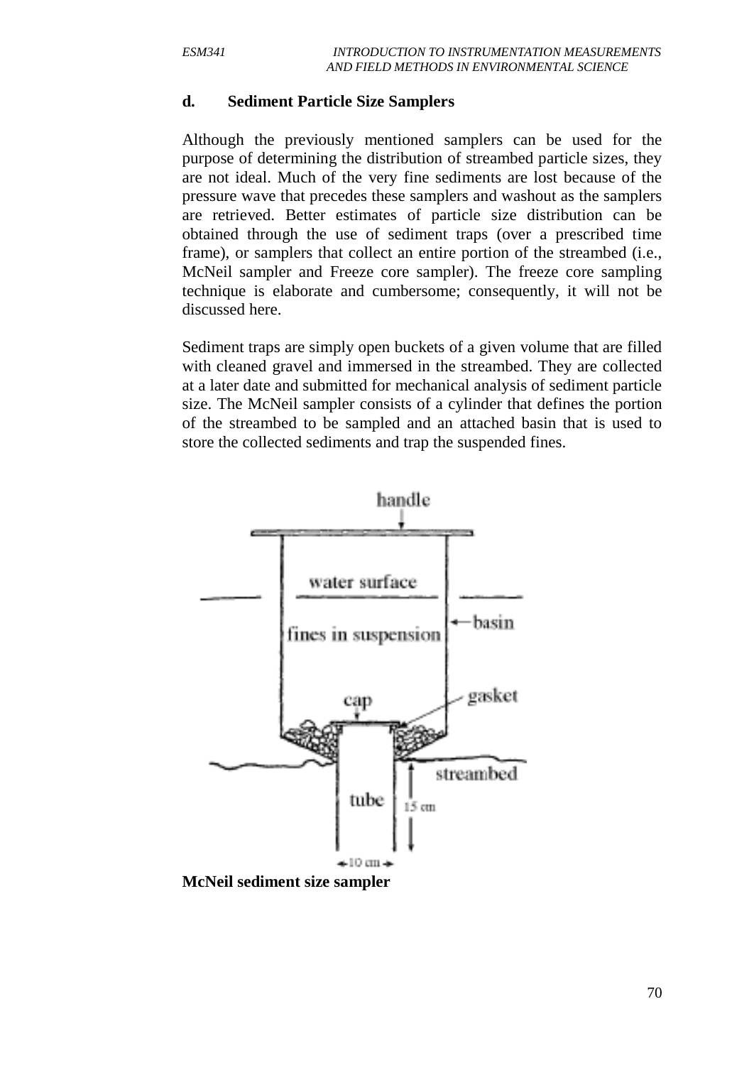### d. Sediment Particle Size Samplers

Although the previously mentioned samplers can be used for the purpose of determining the distribution of streambed particle sizes, they are not ideal. Much of the very fine sediments are lost because of the pressure wave that precedes these samplers and washout as the samplers are retrieved. Better estimates of particle size distribution can be obtained through the use of sediment traps (over a prescribed time frame), or samplers that collect an entire portion of the streambed (i.e., McNeil sampler and Freeze core sampler). The freeze core sampling technique is elaborate and cumbersome; consequently, it will not be discussed here.

Sediment traps are simply open buckets of a given volume that are filled with cleaned gravel and immersed in the streambed. They are collected at a later date and submitted for mechanical analysis of sediment particle size. The McNeil sampler consists of a cylinder that defines the portion of the streambed to be sampled and an attached basin that is used to store the collected sediments and trap the suspended fines.

**McNeil sediment size sampler**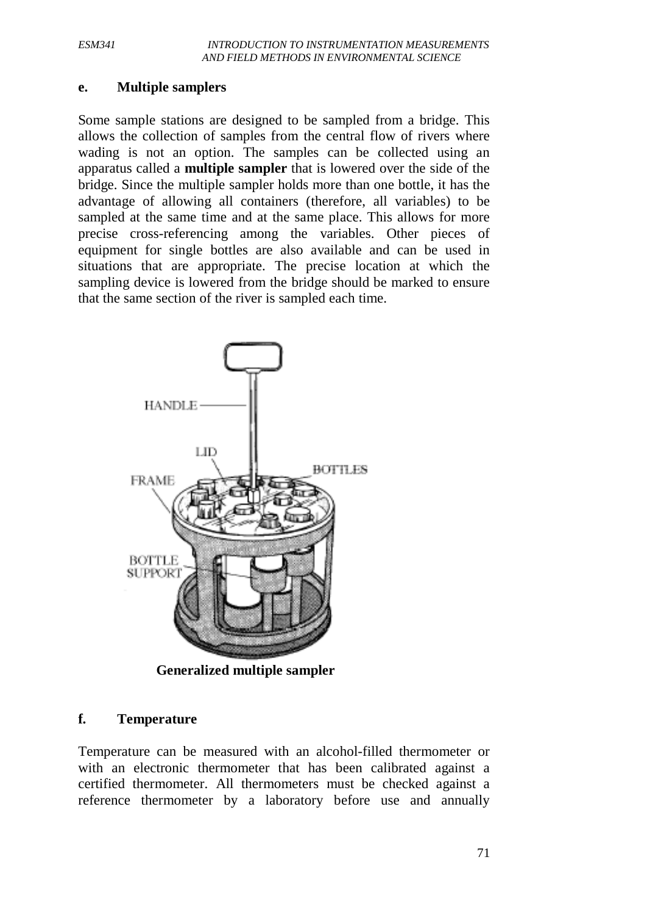### e. Multiple samplers

Some sample stations are designed to be sampled from a bridge. This allows the collection of samples from the central flow of rivers where wading is not an option. The samples can be collected using an apparatus called a **multiple sampler** that is lowered over the side of the bridge. Since the multiple sampler holds more than one bottle, it has the advantage of allowing all containers (therefore, all variables) to be sampled at the same time and at the same place. This allows for more precise cross-referencing among the variables. Other pieces of equipment for single bottles are also available and can be used in situations that are appropriate. The precise location at which the sampling device is lowered from the bridge should be marked to ensure that the same section of the river is sampled each time.

**Generalized multiple sampler**

### f. Temperature

Temperature can be measured with an alcohol-filled thermometer or with an electronic thermometer that has been calibrated against a certified thermometer. All thermometers must be checked against a reference thermometer by a laboratory before use and annually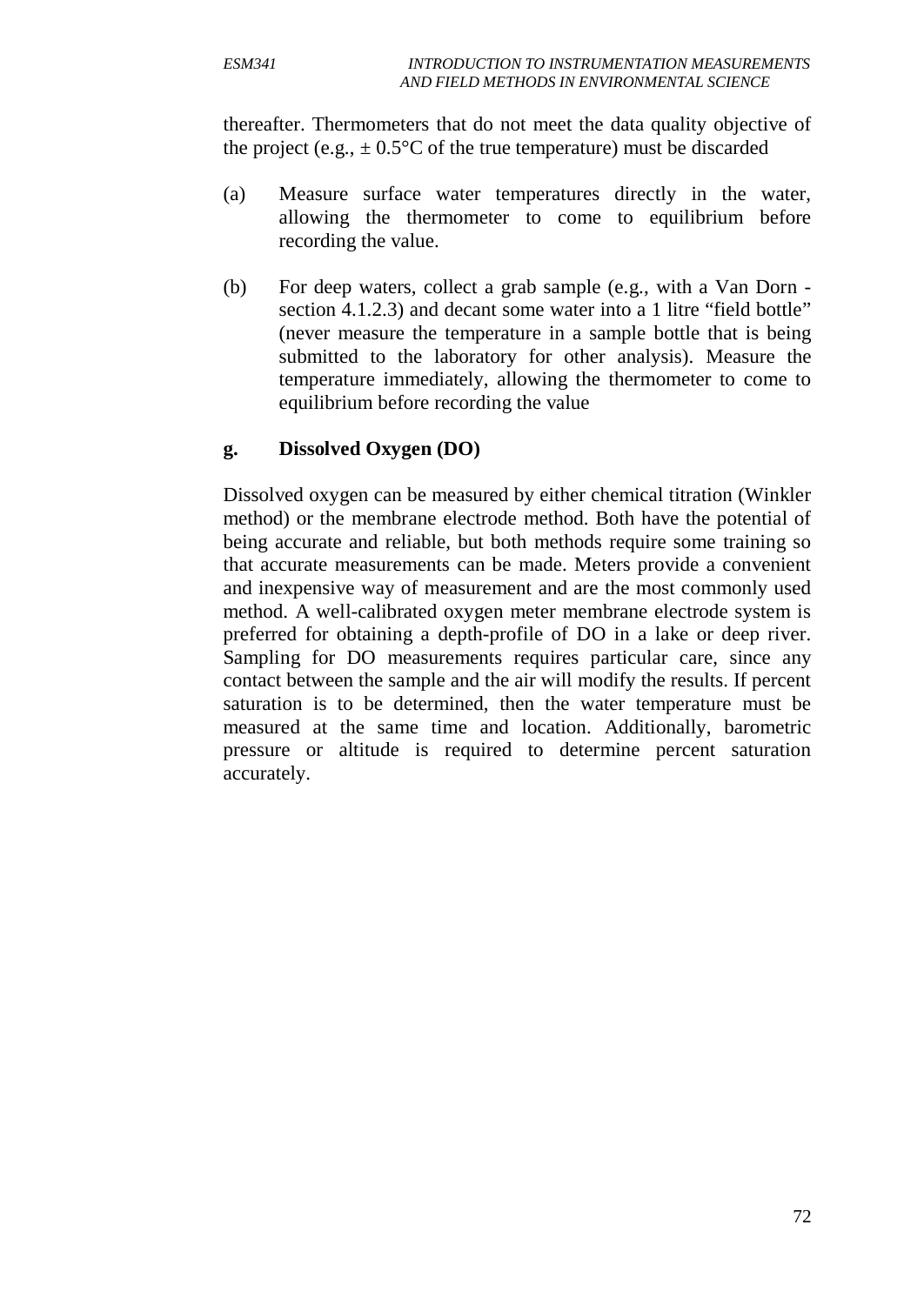thereafter. Thermometers that do not meet the data quality objective of the project (e.g., ± 0.5°C of the true temperature) must be discarded

(a) Measure surface water temperatures directly in the water, allowing the thermometer to come to equilibrium before recording the value.

(b) For deep waters, collect a grab sample (e.g., with a Van Dorn - section 4.1.2.3) and decant some water into a 1 litre "field bottle" (never measure the temperature in a sample bottle that is being submitted to the laboratory for other analysis). Measure the temperature immediately, allowing the thermometer to come to equilibrium before recording the value

**g. Dissolved Oxygen (DO)**

Dissolved oxygen can be measured by either chemical titration (Winkler method) or the membrane electrode method. Both have the potential of being accurate and reliable, but both methods require some training so that accurate measurements can be made. Meters provide a convenient and inexpensive way of measurement and are the most commonly used method. A well-calibrated oxygen meter membrane electrode system is preferred for obtaining a depth-profile of DO in a lake or deep river. Sampling for DO measurements requires particular care, since any contact between the sample and the air will modify the results. If percent saturation is to be determined, then the water temperature must be measured at the same time and location. Additionally, barometric pressure or altitude is required to determine percent saturation accurately.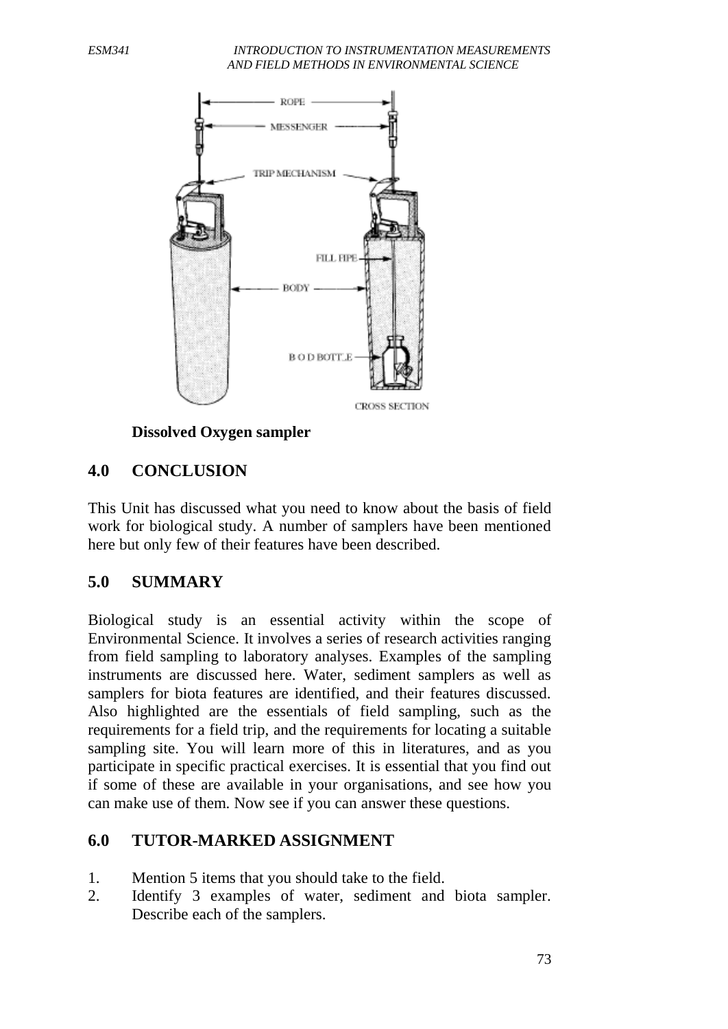**Dissolved Oxygen sampler**

## 4.0 CONCLUSION

This Unit has discussed what you need to know about the basis of field work for biological study. A number of samplers have been mentioned here but only few of their features have been described.

## 5.0 SUMMARY

Biological study is an essential activity within the scope of Environmental Science. It involves a series of research activities ranging from field sampling to laboratory analyses. Examples of the sampling instruments are discussed here. Water, sediment samplers as well as samplers for biota features are identified, and their features discussed. Also highlighted are the essentials of field sampling, such as the requirements for a field trip, and the requirements for locating a suitable sampling site. You will learn more of this in literatures, and as you participate in specific practical exercises. It is essential that you find out if some of these are available in your organisations, and see how you can make use of them. Now see if you can answer these questions.

## 6.0 TUTOR-MARKED ASSIGNMENT

1. Mention 5 items that you should take to the field.
2. Identify 3 examples of water, sediment and biota sampler. Describe each of the samplers.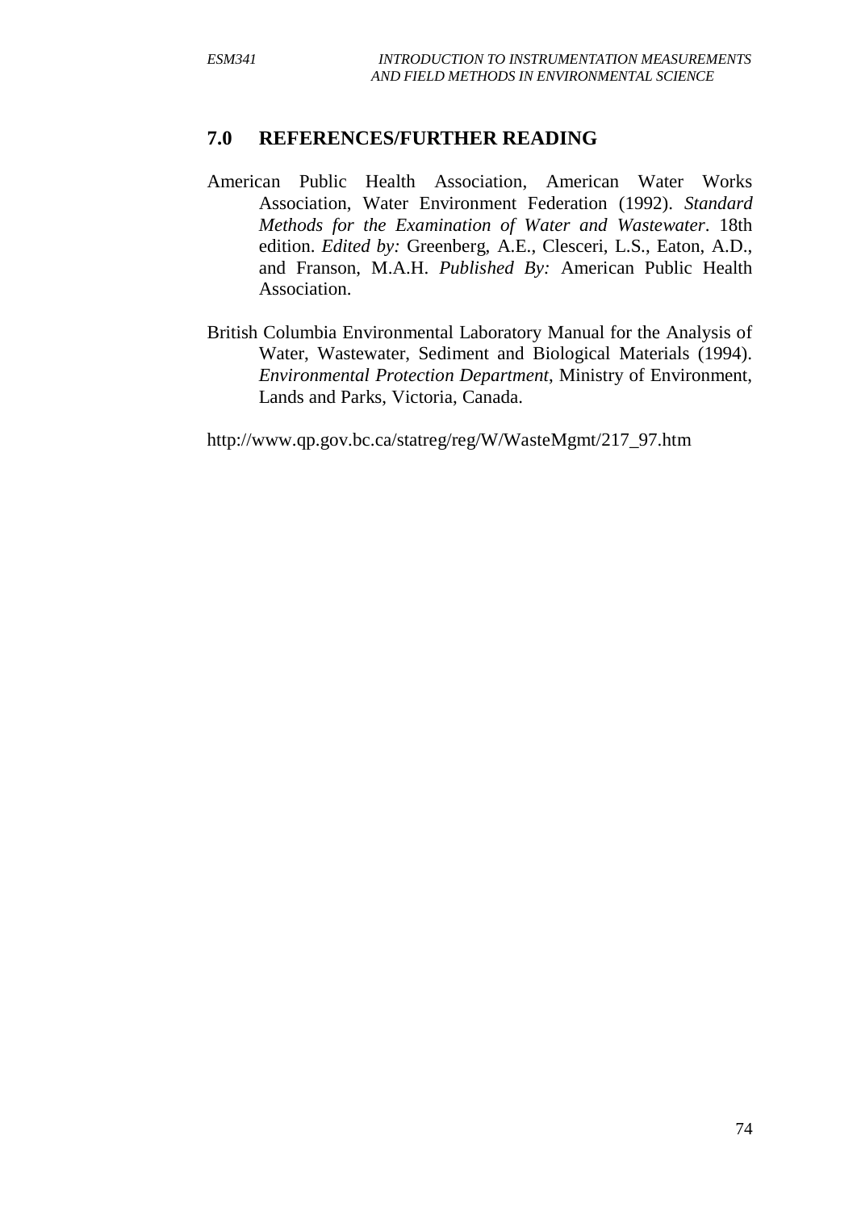## 7.0 REFERENCES/FURTHER READING

American Public Health Association, American Water Works Association, Water Environment Federation (1992). *Standard Methods for the Examination of Water and Wastewater*. 18th edition. *Edited by:* Greenberg, A.E., Clesceri, L.S., Eaton, A.D., and Franson, M.A.H. *Published By:* American Public Health Association.

British Columbia Environmental Laboratory Manual for the Analysis of Water, Wastewater, Sediment and Biological Materials (1994). *Environmental Protection Department*, Ministry of Environment, Lands and Parks, Victoria, Canada.

http://www.qp.gov.bc.ca/statreg/reg/W/WasteMgmt/217_97.htm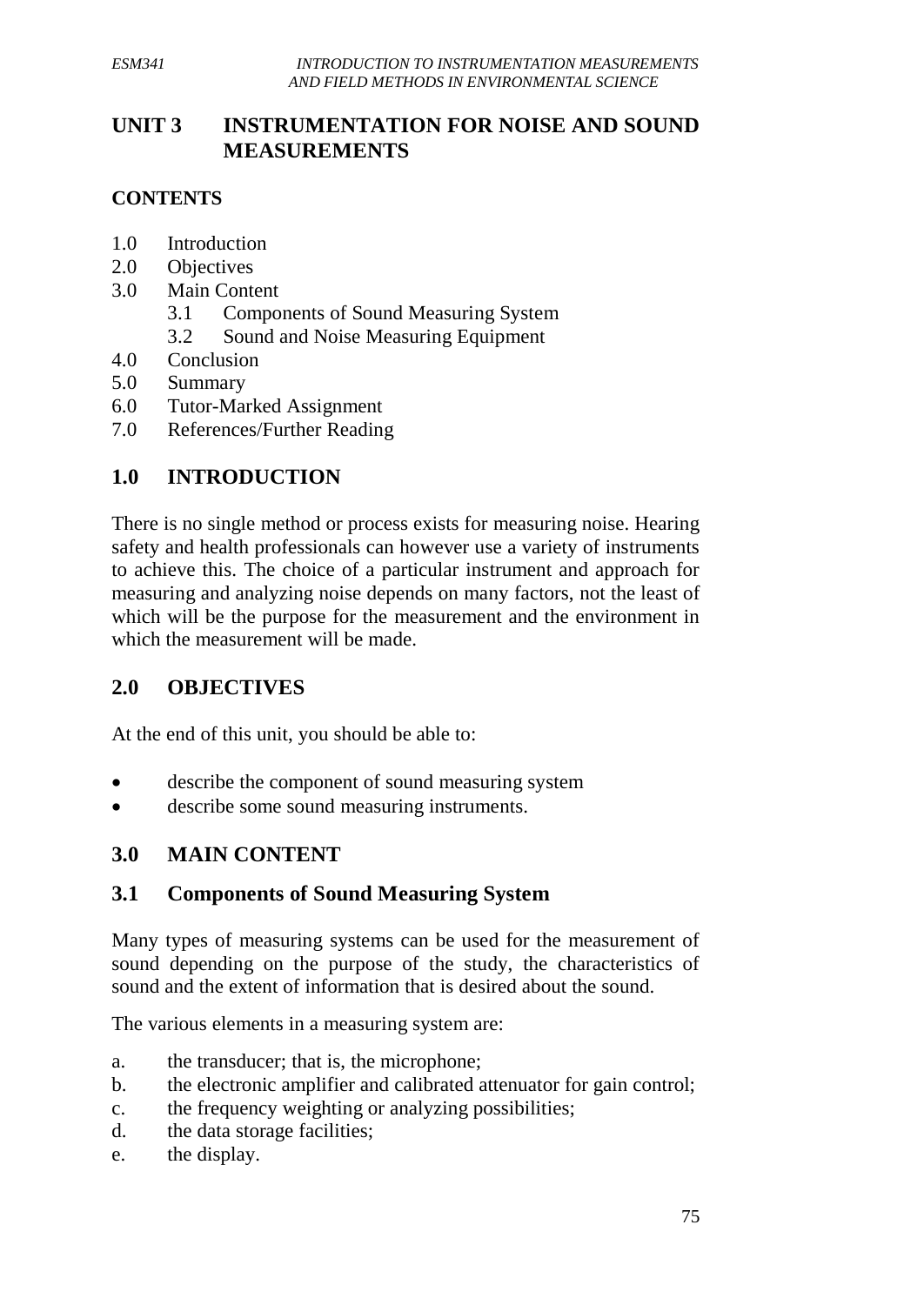# UNIT 3 INSTRUMENTATION FOR NOISE AND SOUND MEASUREMENTS

## CONTENTS

1.0 Introduction
2.0 Objectives
3.0 Main Content
    3.1 Components of Sound Measuring System
    3.2 Sound and Noise Measuring Equipment
4.0 Conclusion
5.0 Summary
6.0 Tutor-Marked Assignment
7.0 References/Further Reading

## 1.0 INTRODUCTION

There is no single method or process exists for measuring noise. Hearing safety and health professionals can however use a variety of instruments to achieve this. The choice of a particular instrument and approach for measuring and analyzing noise depends on many factors, not the least of which will be the purpose for the measurement and the environment in which the measurement will be made.

## 2.0 OBJECTIVES

At the end of this unit, you should be able to:

- describe the component of sound measuring system
- describe some sound measuring instruments.

## 3.0 MAIN CONTENT

### 3.1 Components of Sound Measuring System

Many types of measuring systems can be used for the measurement of sound depending on the purpose of the study, the characteristics of sound and the extent of information that is desired about the sound.

The various elements in a measuring system are:

a. the transducer; that is, the microphone;
b. the electronic amplifier and calibrated attenuator for gain control;
c. the frequency weighting or analyzing possibilities;
d. the data storage facilities;
e. the display.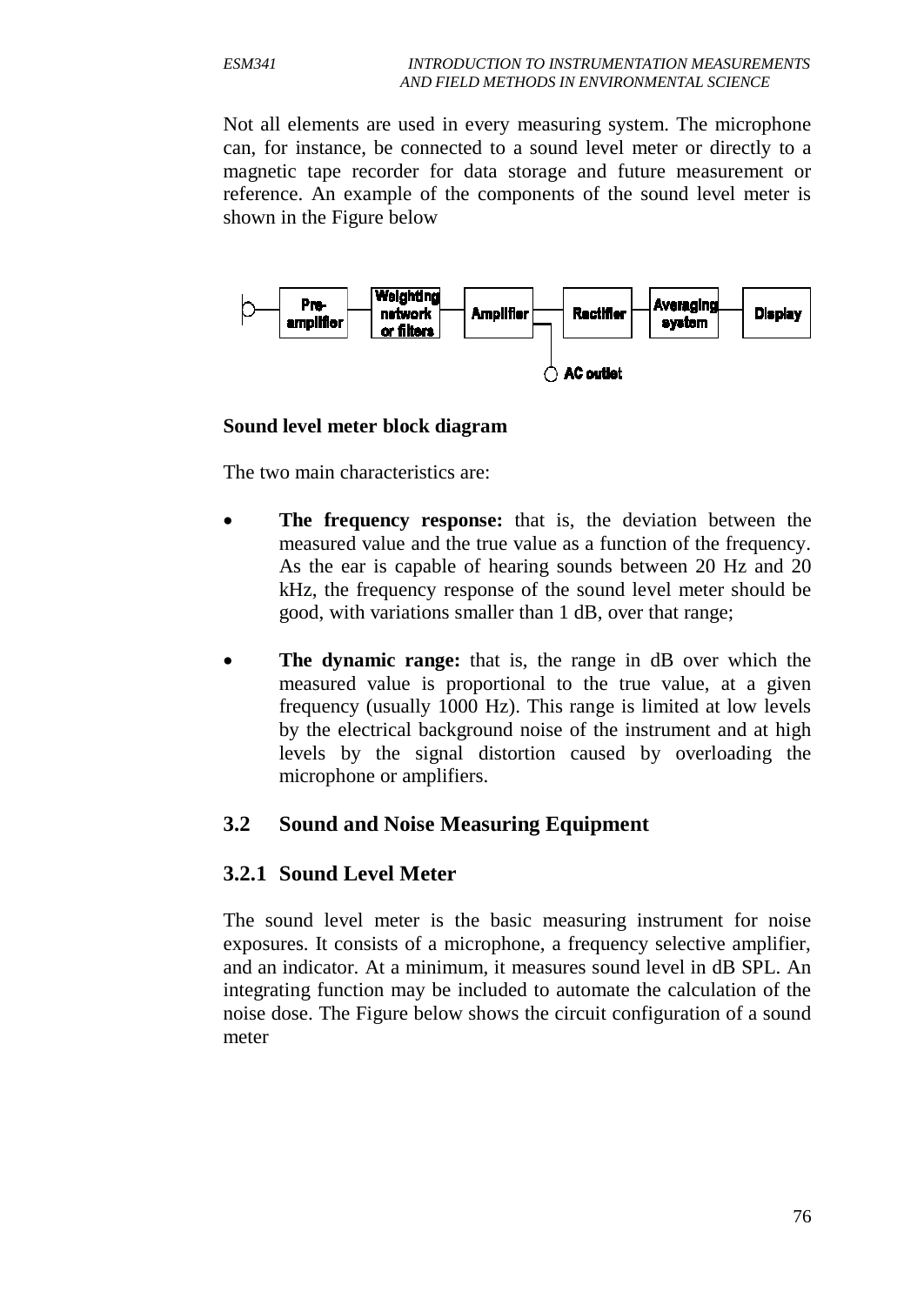Not all elements are used in every measuring system. The microphone can, for instance, be connected to a sound level meter or directly to a magnetic tape recorder for data storage and future measurement or reference. An example of the components of the sound level meter is shown in the Figure below

**Sound level meter block diagram**

The two main characteristics are:

- **The frequency response:** that is, the deviation between the measured value and the true value as a function of the frequency. As the ear is capable of hearing sounds between 20 Hz and 20 kHz, the frequency response of the sound level meter should be good, with variations smaller than 1 dB, over that range;

- **The dynamic range:** that is, the range in dB over which the measured value is proportional to the true value, at a given frequency (usually 1000 Hz). This range is limited at low levels by the electrical background noise of the instrument and at high levels by the signal distortion caused by overloading the microphone or amplifiers.

## 3.2 Sound and Noise Measuring Equipment

### 3.2.1 Sound Level Meter

The sound level meter is the basic measuring instrument for noise exposures. It consists of a microphone, a frequency selective amplifier, and an indicator. At a minimum, it measures sound level in dB SPL. An integrating function may be included to automate the calculation of the noise dose. The Figure below shows the circuit configuration of a sound meter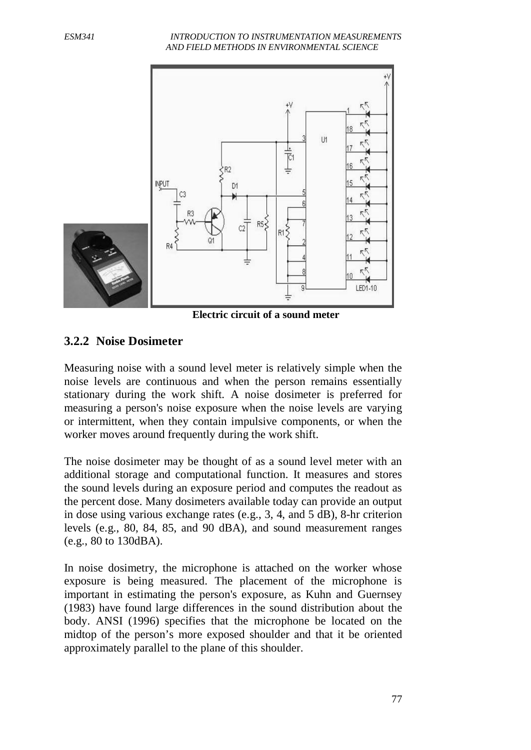Electric circuit of a sound meter

### 3.2.2 Noise Dosimeter

Measuring noise with a sound level meter is relatively simple when the noise levels are continuous and when the person remains essentially stationary during the work shift. A noise dosimeter is preferred for measuring a person's noise exposure when the noise levels are varying or intermittent, when they contain impulsive components, or when the worker moves around frequently during the work shift.

The noise dosimeter may be thought of as a sound level meter with an additional storage and computational function. It measures and stores the sound levels during an exposure period and computes the readout as the percent dose. Many dosimeters available today can provide an output in dose using various exchange rates (e.g., 3, 4, and 5 dB), 8-hr criterion levels (e.g., 80, 84, 85, and 90 dBA), and sound measurement ranges (e.g., 80 to 130dBA).

In noise dosimetry, the microphone is attached on the worker whose exposure is being measured. The placement of the microphone is important in estimating the person's exposure, as Kuhn and Guernsey (1983) have found large differences in the sound distribution about the body. ANSI (1996) specifies that the microphone be located on the midtop of the person's more exposed shoulder and that it be oriented approximately parallel to the plane of this shoulder.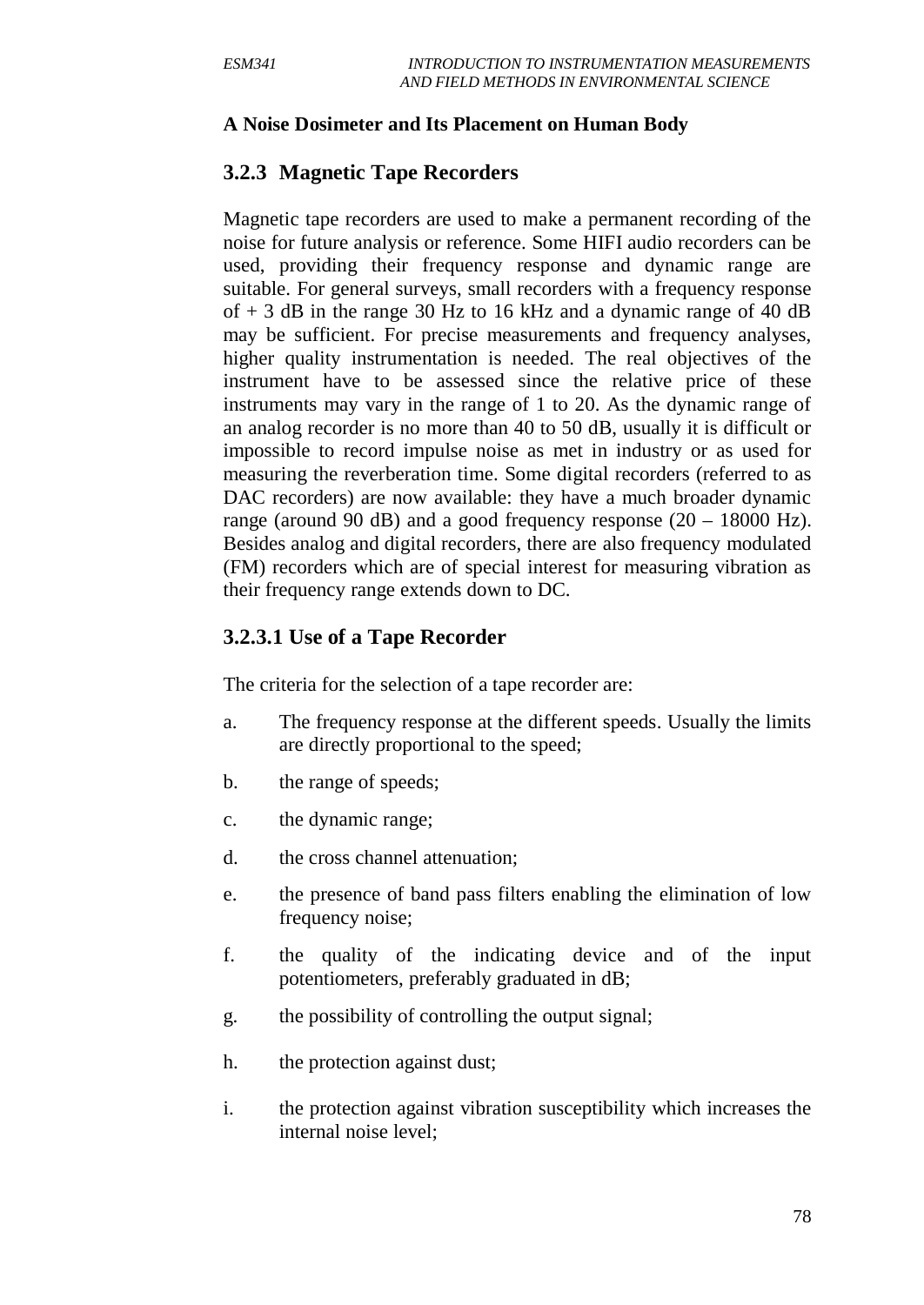**A Noise Dosimeter and Its Placement on Human Body**

### 3.2.3 Magnetic Tape Recorders

Magnetic tape recorders are used to make a permanent recording of the noise for future analysis or reference. Some HIFI audio recorders can be used, providing their frequency response and dynamic range are suitable. For general surveys, small recorders with a frequency response of + 3 dB in the range 30 Hz to 16 kHz and a dynamic range of 40 dB may be sufficient. For precise measurements and frequency analyses, higher quality instrumentation is needed. The real objectives of the instrument have to be assessed since the relative price of these instruments may vary in the range of 1 to 20. As the dynamic range of an analog recorder is no more than 40 to 50 dB, usually it is difficult or impossible to record impulse noise as met in industry or as used for measuring the reverberation time. Some digital recorders (referred to as DAC recorders) are now available: they have a much broader dynamic range (around 90 dB) and a good frequency response (20 – 18000 Hz). Besides analog and digital recorders, there are also frequency modulated (FM) recorders which are of special interest for measuring vibration as their frequency range extends down to DC.

#### 3.2.3.1 Use of a Tape Recorder

The criteria for the selection of a tape recorder are:

a. The frequency response at the different speeds. Usually the limits are directly proportional to the speed;

b. the range of speeds;

c. the dynamic range;

d. the cross channel attenuation;

e. the presence of band pass filters enabling the elimination of low frequency noise;

f. the quality of the indicating device and of the input potentiometers, preferably graduated in dB;

g. the possibility of controlling the output signal;

h. the protection against dust;

i. the protection against vibration susceptibility which increases the internal noise level;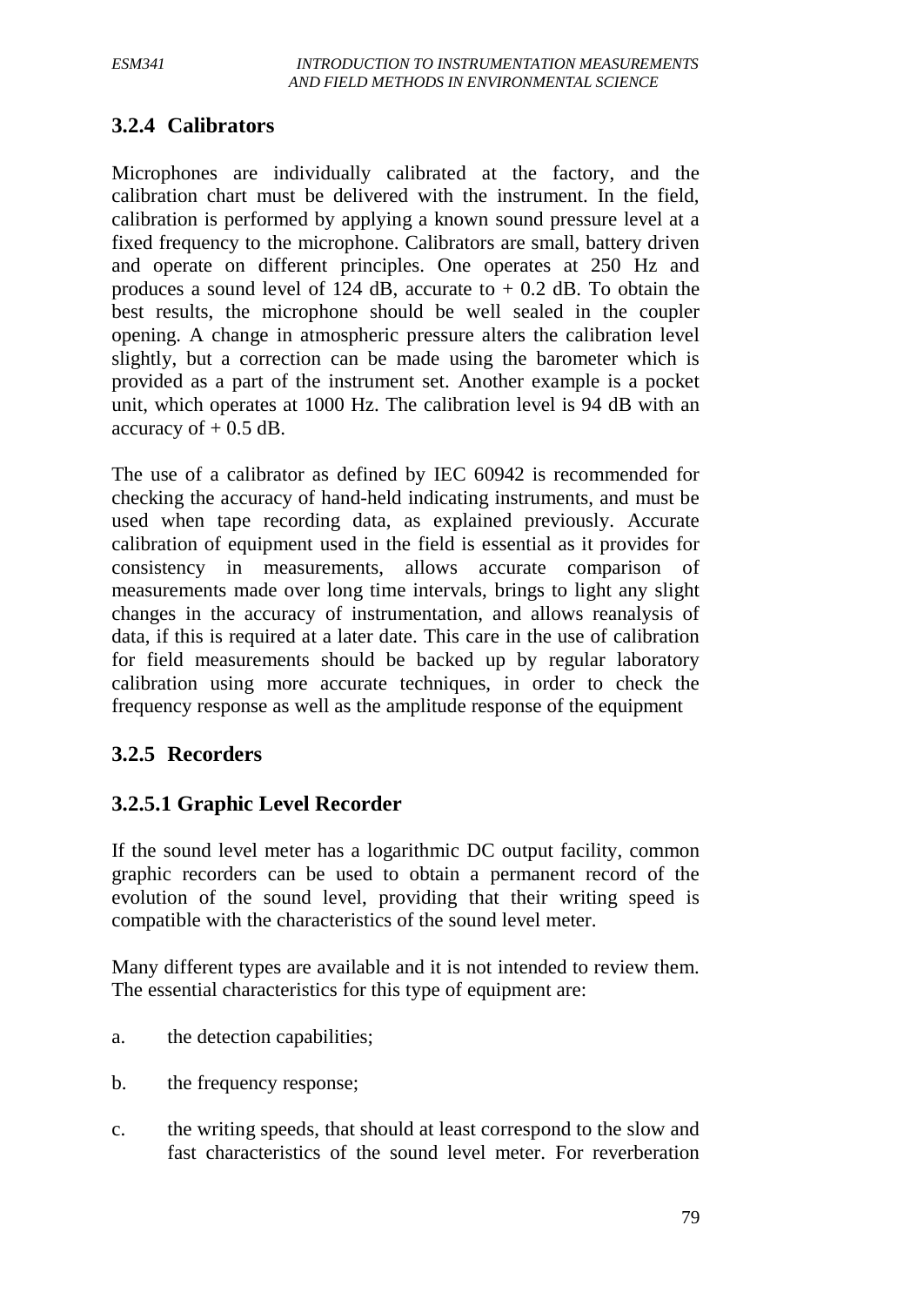### 3.2.4 Calibrators

Microphones are individually calibrated at the factory, and the calibration chart must be delivered with the instrument. In the field, calibration is performed by applying a known sound pressure level at a fixed frequency to the microphone. Calibrators are small, battery driven and operate on different principles. One operates at 250 Hz and produces a sound level of 124 dB, accurate to + 0.2 dB. To obtain the best results, the microphone should be well sealed in the coupler opening. A change in atmospheric pressure alters the calibration level slightly, but a correction can be made using the barometer which is provided as a part of the instrument set. Another example is a pocket unit, which operates at 1000 Hz. The calibration level is 94 dB with an accuracy of + 0.5 dB.

The use of a calibrator as defined by IEC 60942 is recommended for checking the accuracy of hand-held indicating instruments, and must be used when tape recording data, as explained previously. Accurate calibration of equipment used in the field is essential as it provides for consistency in measurements, allows accurate comparison of measurements made over long time intervals, brings to light any slight changes in the accuracy of instrumentation, and allows reanalysis of data, if this is required at a later date. This care in the use of calibration for field measurements should be backed up by regular laboratory calibration using more accurate techniques, in order to check the frequency response as well as the amplitude response of the equipment

### 3.2.5 Recorders

#### 3.2.5.1 Graphic Level Recorder

If the sound level meter has a logarithmic DC output facility, common graphic recorders can be used to obtain a permanent record of the evolution of the sound level, providing that their writing speed is compatible with the characteristics of the sound level meter.

Many different types are available and it is not intended to review them. The essential characteristics for this type of equipment are:

a. the detection capabilities;

b. the frequency response;

c. the writing speeds, that should at least correspond to the slow and fast characteristics of the sound level meter. For reverberation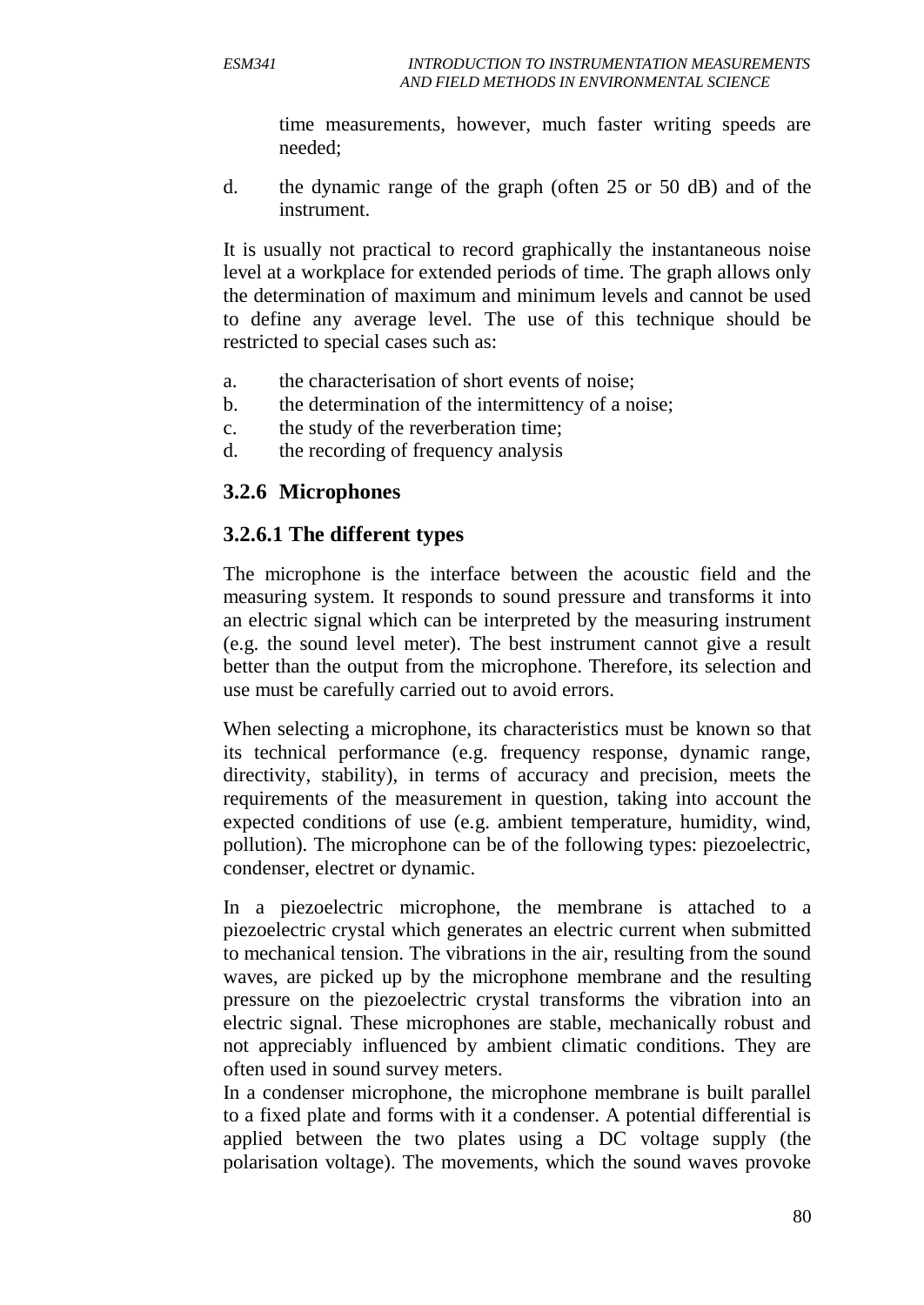time measurements, however, much faster writing speeds are needed;

d. the dynamic range of the graph (often 25 or 50 dB) and of the instrument.

It is usually not practical to record graphically the instantaneous noise level at a workplace for extended periods of time. The graph allows only the determination of maximum and minimum levels and cannot be used to define any average level. The use of this technique should be restricted to special cases such as:

a. the characterisation of short events of noise;
b. the determination of the intermittency of a noise;
c. the study of the reverberation time;
d. the recording of frequency analysis

### 3.2.6 Microphones

#### 3.2.6.1 The different types

The microphone is the interface between the acoustic field and the measuring system. It responds to sound pressure and transforms it into an electric signal which can be interpreted by the measuring instrument (e.g. the sound level meter). The best instrument cannot give a result better than the output from the microphone. Therefore, its selection and use must be carefully carried out to avoid errors.

When selecting a microphone, its characteristics must be known so that its technical performance (e.g. frequency response, dynamic range, directivity, stability), in terms of accuracy and precision, meets the requirements of the measurement in question, taking into account the expected conditions of use (e.g. ambient temperature, humidity, wind, pollution). The microphone can be of the following types: piezoelectric, condenser, electret or dynamic.

In a piezoelectric microphone, the membrane is attached to a piezoelectric crystal which generates an electric current when submitted to mechanical tension. The vibrations in the air, resulting from the sound waves, are picked up by the microphone membrane and the resulting pressure on the piezoelectric crystal transforms the vibration into an electric signal. These microphones are stable, mechanically robust and not appreciably influenced by ambient climatic conditions. They are often used in sound survey meters.

In a condenser microphone, the microphone membrane is built parallel to a fixed plate and forms with it a condenser. A potential differential is applied between the two plates using a DC voltage supply (the polarisation voltage). The movements, which the sound waves provoke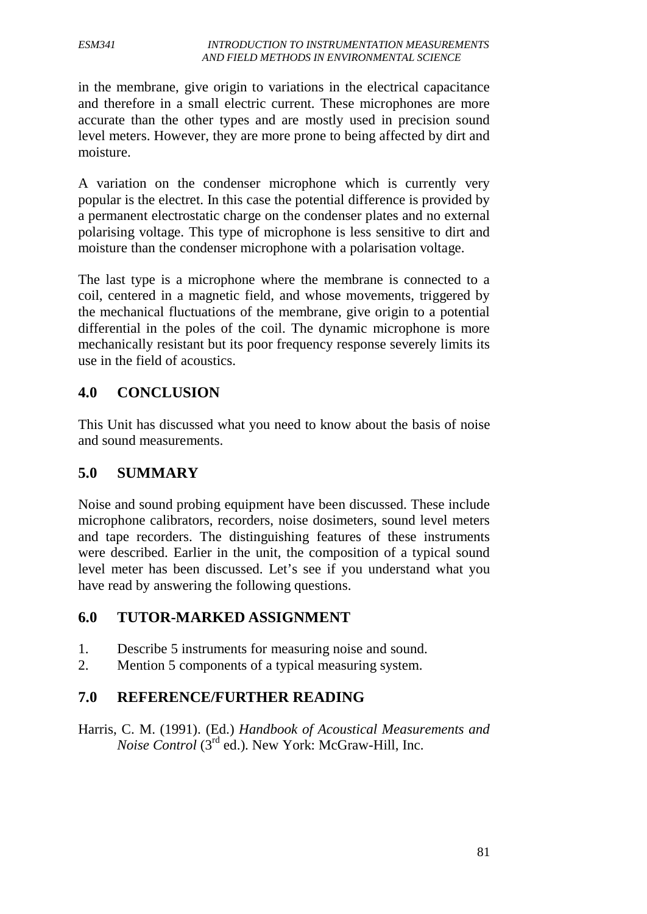in the membrane, give origin to variations in the electrical capacitance and therefore in a small electric current. These microphones are more accurate than the other types and are mostly used in precision sound level meters. However, they are more prone to being affected by dirt and moisture.

A variation on the condenser microphone which is currently very popular is the electret. In this case the potential difference is provided by a permanent electrostatic charge on the condenser plates and no external polarising voltage. This type of microphone is less sensitive to dirt and moisture than the condenser microphone with a polarisation voltage.

The last type is a microphone where the membrane is connected to a coil, centered in a magnetic field, and whose movements, triggered by the mechanical fluctuations of the membrane, give origin to a potential differential in the poles of the coil. The dynamic microphone is more mechanically resistant but its poor frequency response severely limits its use in the field of acoustics.

## 4.0 CONCLUSION

This Unit has discussed what you need to know about the basis of noise and sound measurements.

## 5.0 SUMMARY

Noise and sound probing equipment have been discussed. These include microphone calibrators, recorders, noise dosimeters, sound level meters and tape recorders. The distinguishing features of these instruments were described. Earlier in the unit, the composition of a typical sound level meter has been discussed. Let's see if you understand what you have read by answering the following questions.

## 6.0 TUTOR-MARKED ASSIGNMENT

1. Describe 5 instruments for measuring noise and sound.
2. Mention 5 components of a typical measuring system.

## 7.0 REFERENCE/FURTHER READING

Harris, C. M. (1991). (Ed.) *Handbook of Acoustical Measurements and Noise Control* (3rd ed.). New York: McGraw-Hill, Inc.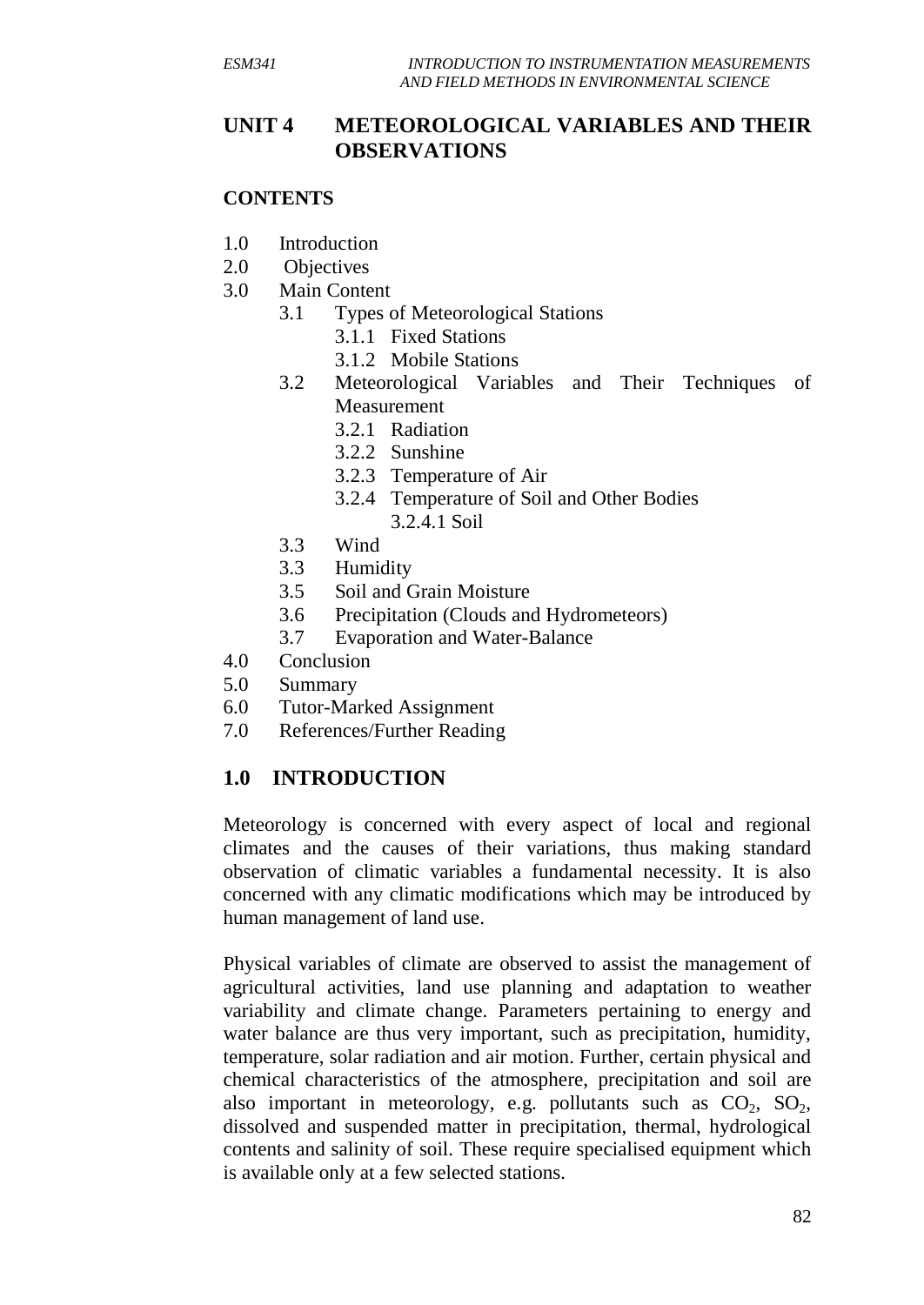# UNIT 4 METEOROLOGICAL VARIABLES AND THEIR OBSERVATIONS

## CONTENTS

1.0 Introduction
2.0 Objectives
3.0 Main Content
    3.1 Types of Meteorological Stations
        3.1.1 Fixed Stations
        3.1.2 Mobile Stations
    3.2 Meteorological Variables and Their Techniques of Measurement
        3.2.1 Radiation
        3.2.2 Sunshine
        3.2.3 Temperature of Air
        3.2.4 Temperature of Soil and Other Bodies
            3.2.4.1 Soil
    3.3 Wind
    3.3 Humidity
    3.5 Soil and Grain Moisture
    3.6 Precipitation (Clouds and Hydrometeors)
    3.7 Evaporation and Water-Balance
4.0 Conclusion
5.0 Summary
6.0 Tutor-Marked Assignment
7.0 References/Further Reading

## 1.0 INTRODUCTION

Meteorology is concerned with every aspect of local and regional climates and the causes of their variations, thus making standard observation of climatic variables a fundamental necessity. It is also concerned with any climatic modifications which may be introduced by human management of land use.

Physical variables of climate are observed to assist the management of agricultural activities, land use planning and adaptation to weather variability and climate change. Parameters pertaining to energy and water balance are thus very important, such as precipitation, humidity, temperature, solar radiation and air motion. Further, certain physical and chemical characteristics of the atmosphere, precipitation and soil are also important in meteorology, e.g. pollutants such as $CO_2$, $SO_2$, dissolved and suspended matter in precipitation, thermal, hydrological contents and salinity of soil. These require specialised equipment which is available only at a few selected stations.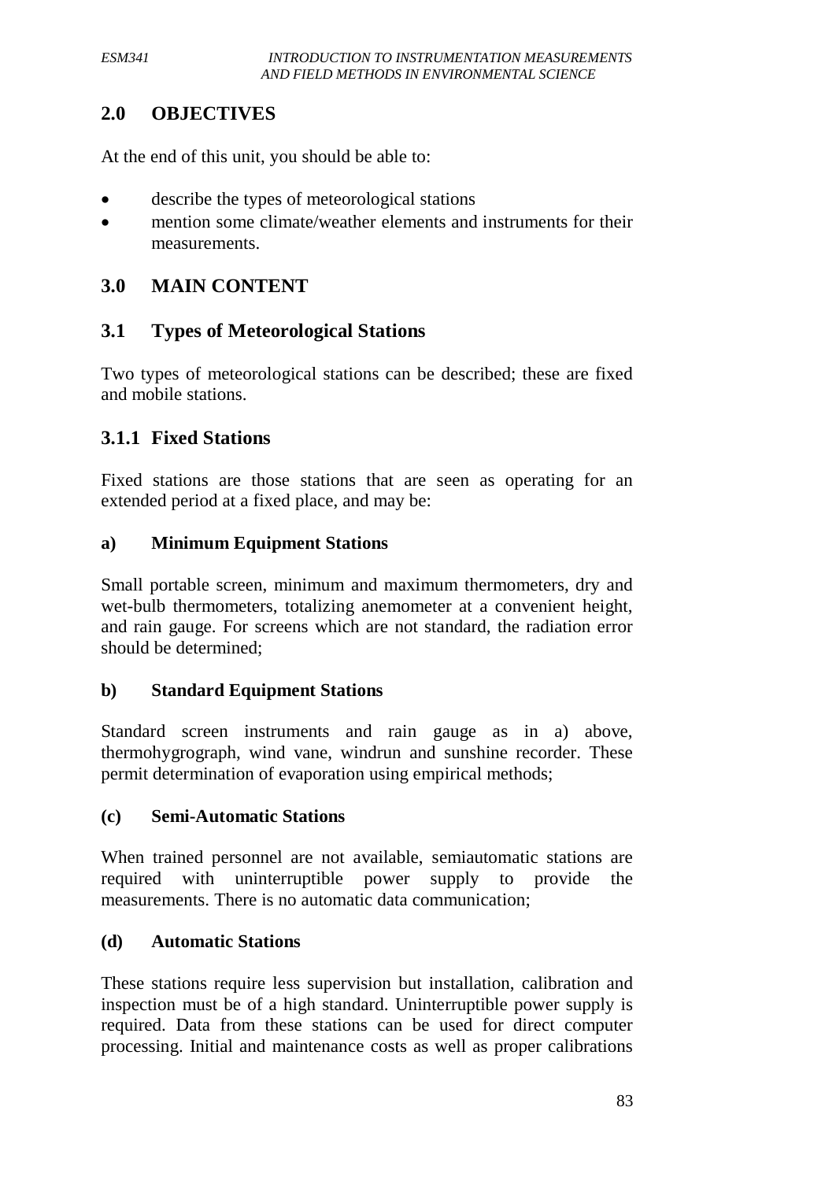## 2.0 OBJECTIVES

At the end of this unit, you should be able to:

- describe the types of meteorological stations
- mention some climate/weather elements and instruments for their measurements.

## 3.0 MAIN CONTENT

### 3.1 Types of Meteorological Stations

Two types of meteorological stations can be described; these are fixed and mobile stations.

#### 3.1.1 Fixed Stations

Fixed stations are those stations that are seen as operating for an extended period at a fixed place, and may be:

**a) Minimum Equipment Stations**

Small portable screen, minimum and maximum thermometers, dry and wet-bulb thermometers, totalizing anemometer at a convenient height, and rain gauge. For screens which are not standard, the radiation error should be determined;

**b) Standard Equipment Stations**

Standard screen instruments and rain gauge as in a) above, thermohygrograph, wind vane, windrun and sunshine recorder. These permit determination of evaporation using empirical methods;

**(c) Semi-Automatic Stations**

When trained personnel are not available, semiautomatic stations are required with uninterruptible power supply to provide the measurements. There is no automatic data communication;

**(d) Automatic Stations**

These stations require less supervision but installation, calibration and inspection must be of a high standard. Uninterruptible power supply is required. Data from these stations can be used for direct computer processing. Initial and maintenance costs as well as proper calibrations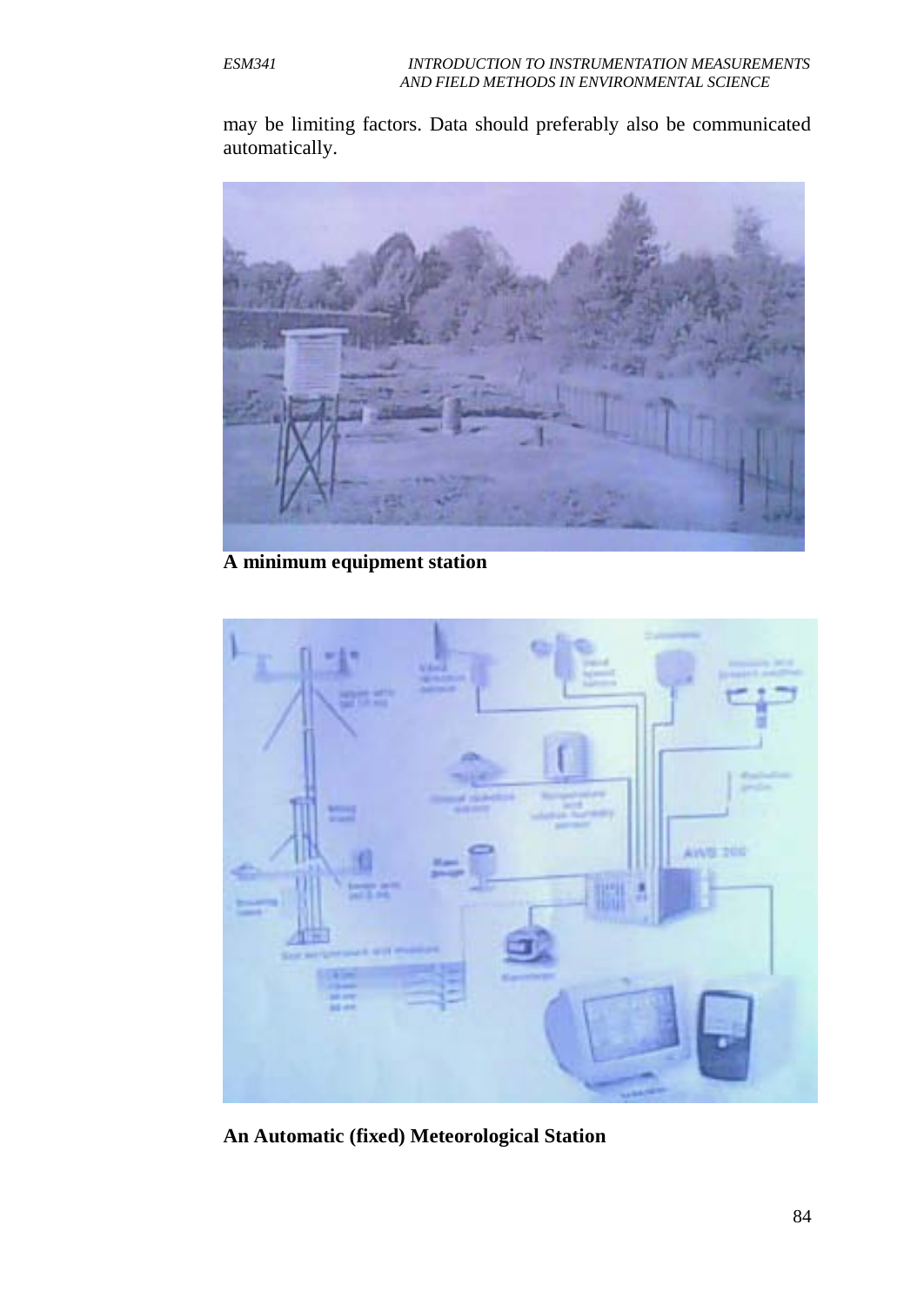may be limiting factors. Data should preferably also be communicated automatically.

**A minimum equipment station**

**An Automatic (fixed) Meteorological Station**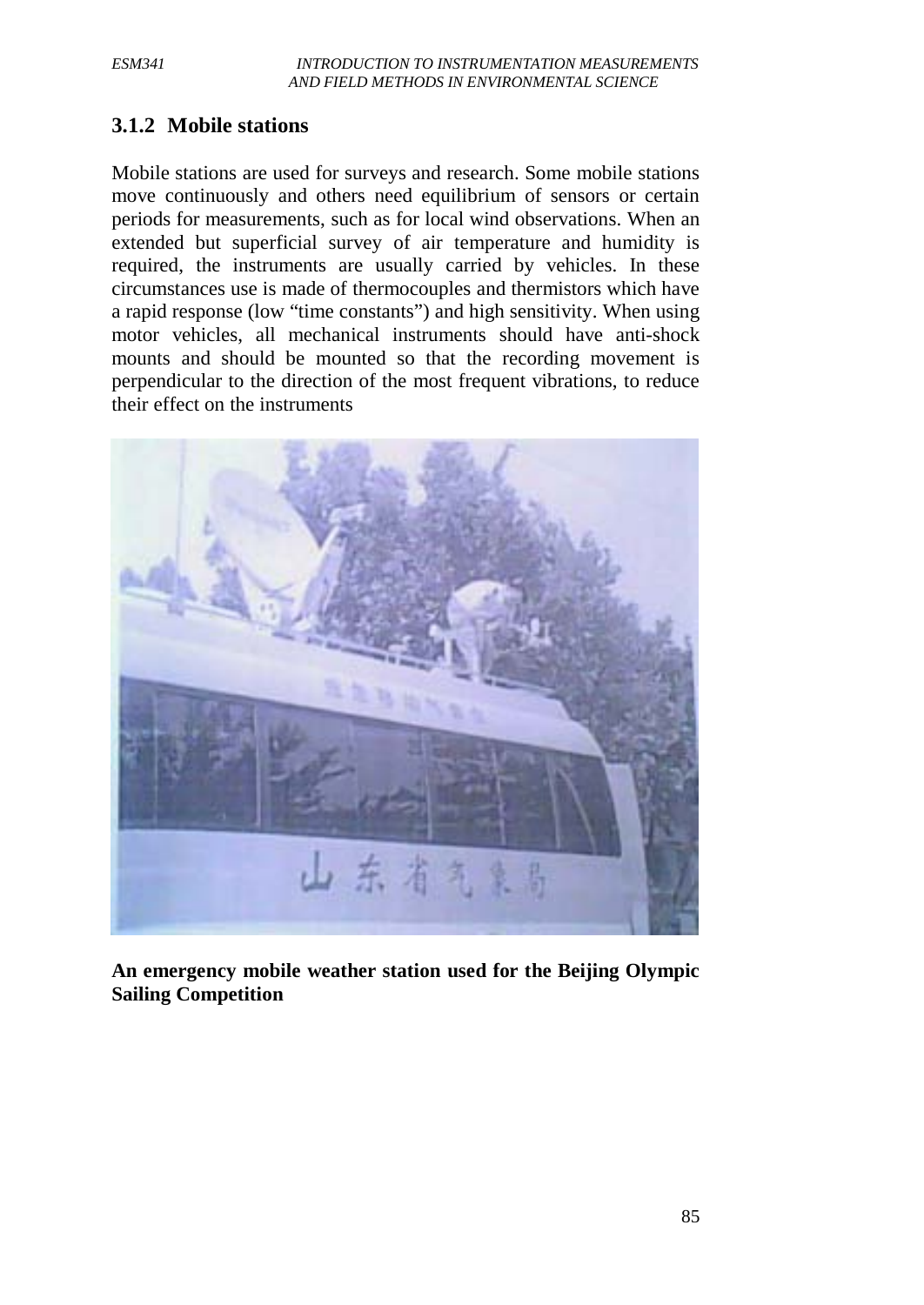### 3.1.2 Mobile stations

Mobile stations are used for surveys and research. Some mobile stations move continuously and others need equilibrium of sensors or certain periods for measurements, such as for local wind observations. When an extended but superficial survey of air temperature and humidity is required, the instruments are usually carried by vehicles. In these circumstances use is made of thermocouples and thermistors which have a rapid response (low "time constants") and high sensitivity. When using motor vehicles, all mechanical instruments should have anti-shock mounts and should be mounted so that the recording movement is perpendicular to the direction of the most frequent vibrations, to reduce their effect on the instruments

**An emergency mobile weather station used for the Beijing Olympic Sailing Competition**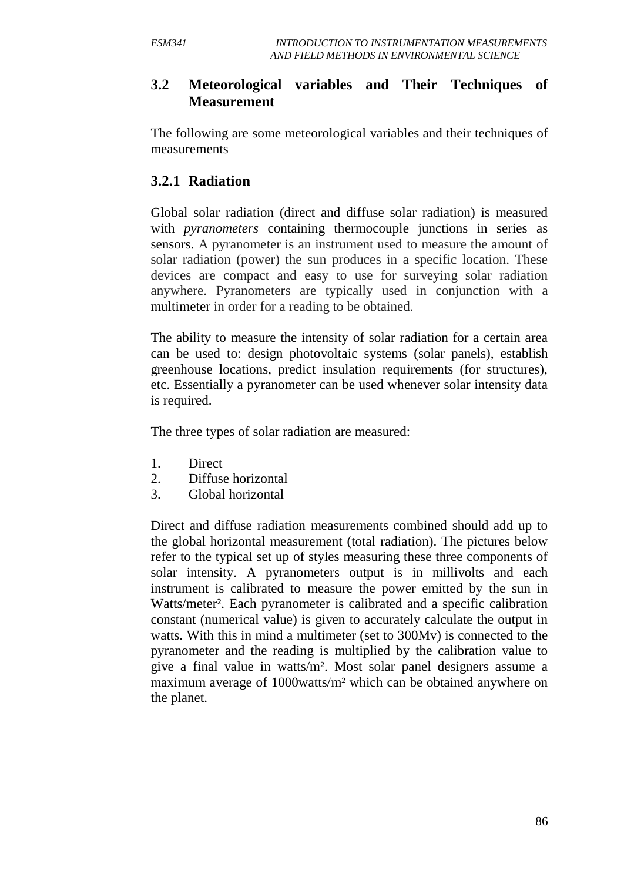## 3.2 Meteorological variables and Their Techniques of Measurement

The following are some meteorological variables and their techniques of measurements

### 3.2.1 Radiation

Global solar radiation (direct and diffuse solar radiation) is measured with *pyranometers* containing thermocouple junctions in series as sensors. A pyranometer is an instrument used to measure the amount of solar radiation (power) the sun produces in a specific location. These devices are compact and easy to use for surveying solar radiation anywhere. Pyranometers are typically used in conjunction with a multimeter in order for a reading to be obtained.

The ability to measure the intensity of solar radiation for a certain area can be used to: design photovoltaic systems (solar panels), establish greenhouse locations, predict insulation requirements (for structures), etc. Essentially a pyranometer can be used whenever solar intensity data is required.

The three types of solar radiation are measured:

1. Direct
2. Diffuse horizontal
3. Global horizontal

Direct and diffuse radiation measurements combined should add up to the global horizontal measurement (total radiation). The pictures below refer to the typical set up of styles measuring these three components of solar intensity. A pyranometers output is in millivolts and each instrument is calibrated to measure the power emitted by the sun in Watts/meter². Each pyranometer is calibrated and a specific calibration constant (numerical value) is given to accurately calculate the output in watts. With this in mind a multimeter (set to 300Mv) is connected to the pyranometer and the reading is multiplied by the calibration value to give a final value in watts/m². Most solar panel designers assume a maximum average of 1000watts/m² which can be obtained anywhere on the planet.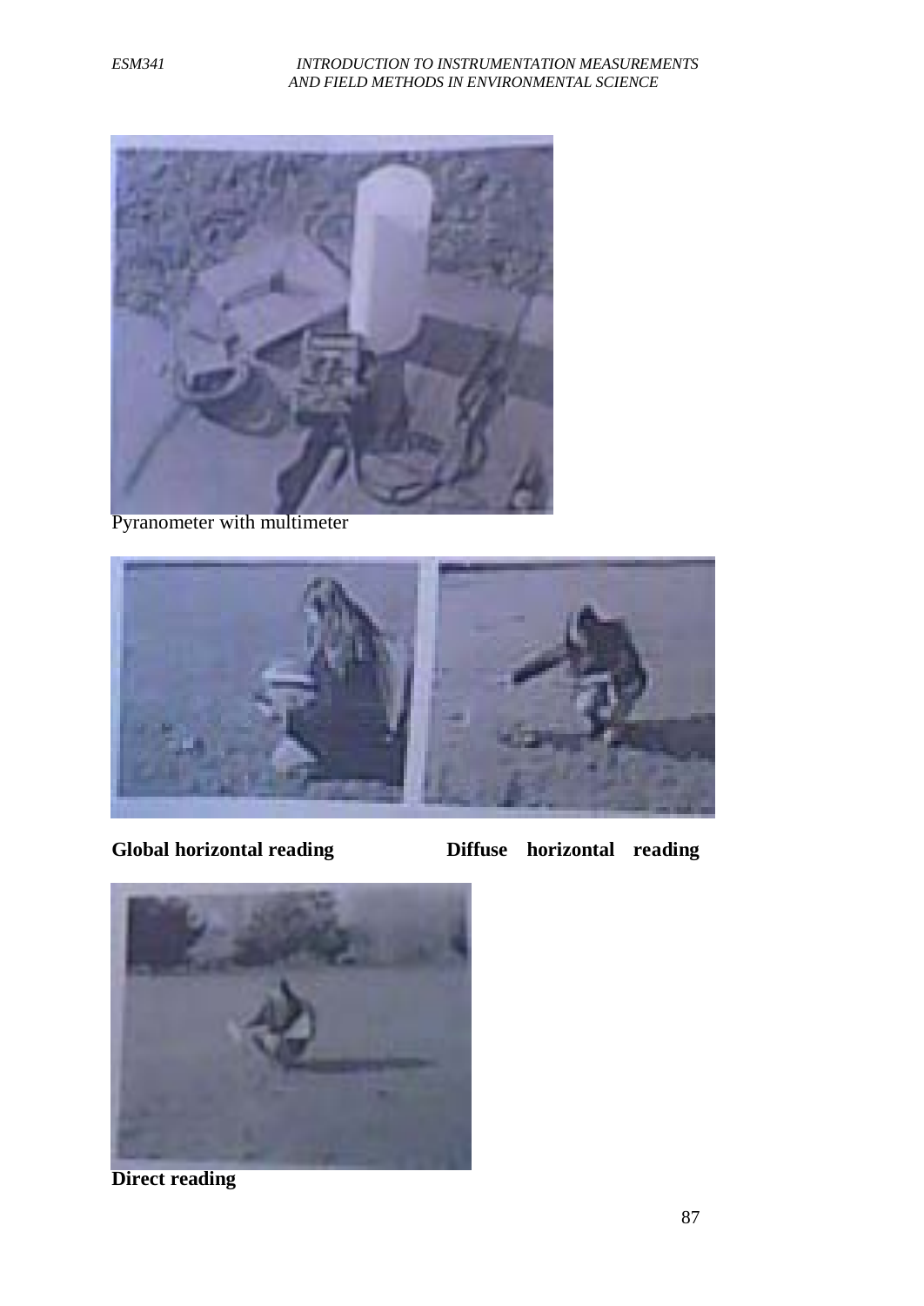Pyranometer with multimeter

**Global horizontal reading** **Diffuse horizontal reading**

**Direct reading**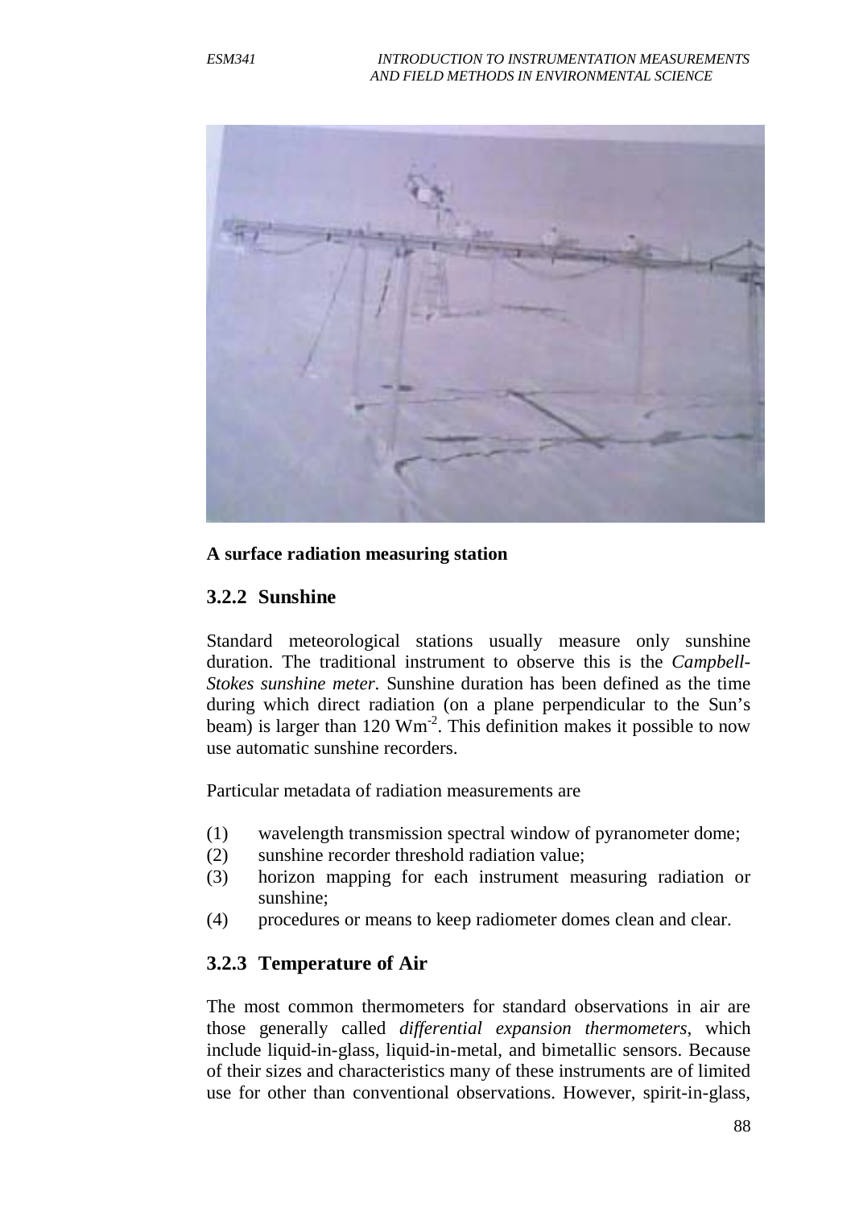**A surface radiation measuring station**

### 3.2.2 Sunshine

Standard meteorological stations usually measure only sunshine duration. The traditional instrument to observe this is the *Campbell-Stokes sunshine meter*. Sunshine duration has been defined as the time during which direct radiation (on a plane perpendicular to the Sun's beam) is larger than 120 $Wm^{-2}$. This definition makes it possible to now use automatic sunshine recorders.

Particular metadata of radiation measurements are

(1) wavelength transmission spectral window of pyranometer dome;
(2) sunshine recorder threshold radiation value;
(3) horizon mapping for each instrument measuring radiation or sunshine;
(4) procedures or means to keep radiometer domes clean and clear.

### 3.2.3 Temperature of Air

The most common thermometers for standard observations in air are those generally called *differential expansion thermometers*, which include liquid-in-glass, liquid-in-metal, and bimetallic sensors. Because of their sizes and characteristics many of these instruments are of limited use for other than conventional observations. However, spirit-in-glass,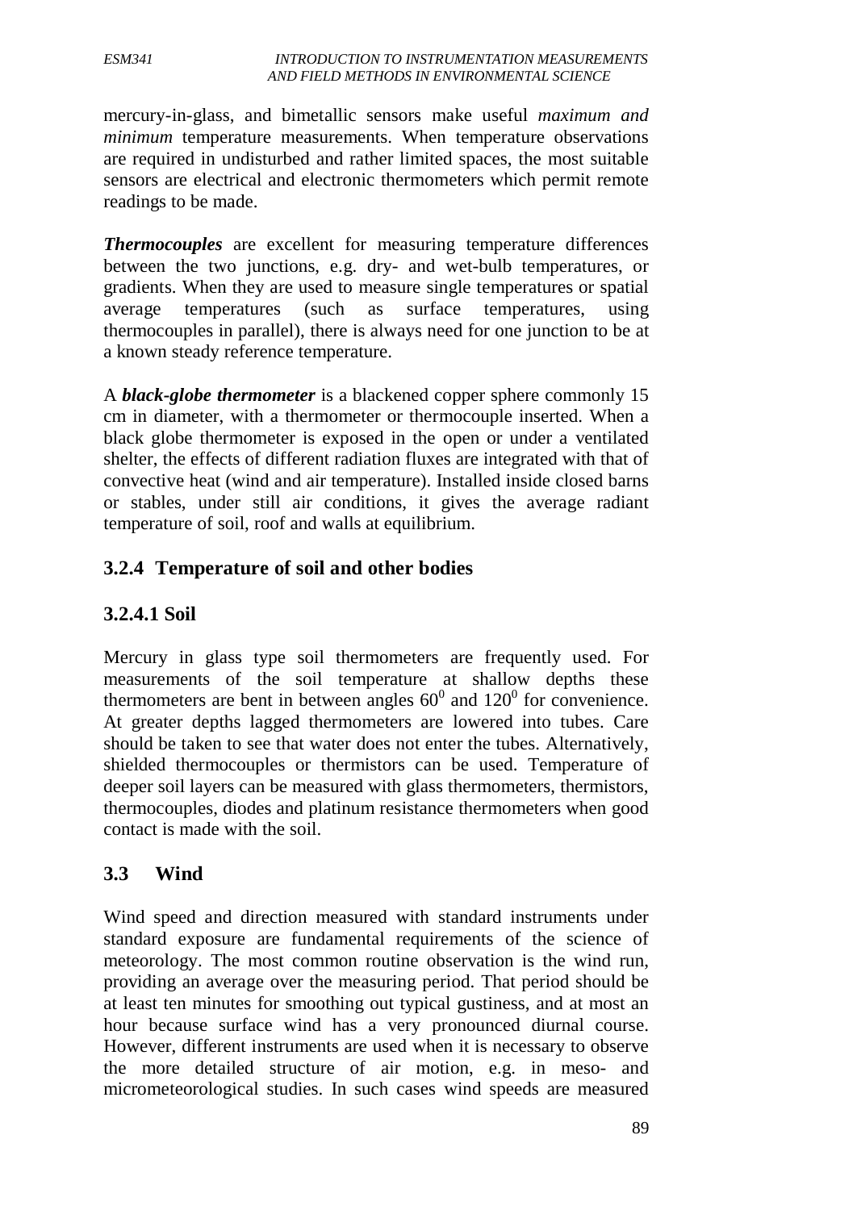mercury-in-glass, and bimetallic sensors make useful *maximum and minimum* temperature measurements. When temperature observations are required in undisturbed and rather limited spaces, the most suitable sensors are electrical and electronic thermometers which permit remote readings to be made.

***Thermocouples*** are excellent for measuring temperature differences between the two junctions, e.g. dry- and wet-bulb temperatures, or gradients. When they are used to measure single temperatures or spatial average temperatures (such as surface temperatures, using thermocouples in parallel), there is always need for one junction to be at a known steady reference temperature.

A ***black-globe thermometer*** is a blackened copper sphere commonly 15 cm in diameter, with a thermometer or thermocouple inserted. When a black globe thermometer is exposed in the open or under a ventilated shelter, the effects of different radiation fluxes are integrated with that of convective heat (wind and air temperature). Installed inside closed barns or stables, under still air conditions, it gives the average radiant temperature of soil, roof and walls at equilibrium.

### 3.2.4 Temperature of soil and other bodies

#### 3.2.4.1 Soil

Mercury in glass type soil thermometers are frequently used. For measurements of the soil temperature at shallow depths these thermometers are bent in between angles $60^0$ and $120^0$ for convenience. At greater depths lagged thermometers are lowered into tubes. Care should be taken to see that water does not enter the tubes. Alternatively, shielded thermocouples or thermistors can be used. Temperature of deeper soil layers can be measured with glass thermometers, thermistors, thermocouples, diodes and platinum resistance thermometers when good contact is made with the soil.

## 3.3 Wind

Wind speed and direction measured with standard instruments under standard exposure are fundamental requirements of the science of meteorology. The most common routine observation is the wind run, providing an average over the measuring period. That period should be at least ten minutes for smoothing out typical gustiness, and at most an hour because surface wind has a very pronounced diurnal course. However, different instruments are used when it is necessary to observe the more detailed structure of air motion, e.g. in meso- and micrometeorological studies. In such cases wind speeds are measured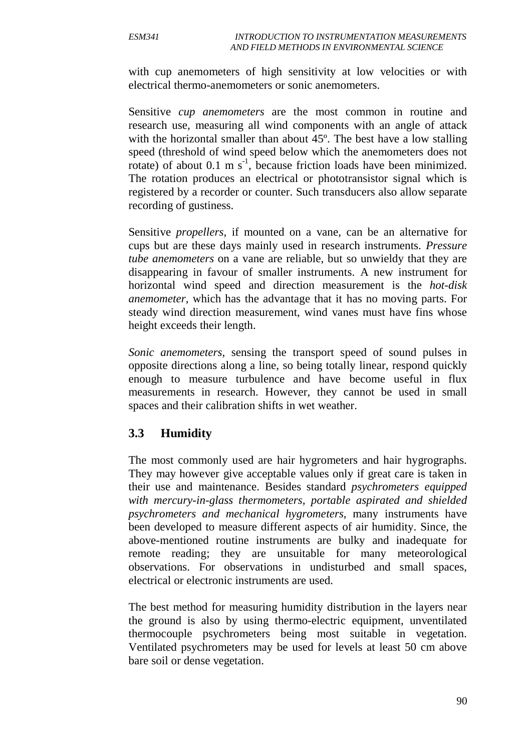with cup anemometers of high sensitivity at low velocities or with electrical thermo-anemometers or sonic anemometers.

Sensitive *cup anemometers* are the most common in routine and research use, measuring all wind components with an angle of attack with the horizontal smaller than about 45º. The best have a low stalling speed (threshold of wind speed below which the anemometers does not rotate) of about 0.1 m $s^{-1}$, because friction loads have been minimized. The rotation produces an electrical or phototransistor signal which is registered by a recorder or counter. Such transducers also allow separate recording of gustiness.

Sensitive *propellers*, if mounted on a vane, can be an alternative for cups but are these days mainly used in research instruments. *Pressure tube anemometers* on a vane are reliable, but so unwieldy that they are disappearing in favour of smaller instruments. A new instrument for horizontal wind speed and direction measurement is the *hot-disk anemometer*, which has the advantage that it has no moving parts. For steady wind direction measurement, wind vanes must have fins whose height exceeds their length.

*Sonic anemometers*, sensing the transport speed of sound pulses in opposite directions along a line, so being totally linear, respond quickly enough to measure turbulence and have become useful in flux measurements in research. However, they cannot be used in small spaces and their calibration shifts in wet weather.

## 3.3 Humidity

The most commonly used are hair hygrometers and hair hygrographs. They may however give acceptable values only if great care is taken in their use and maintenance. Besides standard *psychrometers equipped with mercury-in-glass thermometers, portable aspirated and shielded psychrometers and mechanical hygrometers*, many instruments have been developed to measure different aspects of air humidity. Since, the above-mentioned routine instruments are bulky and inadequate for remote reading; they are unsuitable for many meteorological observations. For observations in undisturbed and small spaces, electrical or electronic instruments are used.

The best method for measuring humidity distribution in the layers near the ground is also by using thermo-electric equipment, unventilated thermocouple psychrometers being most suitable in vegetation. Ventilated psychrometers may be used for levels at least 50 cm above bare soil or dense vegetation.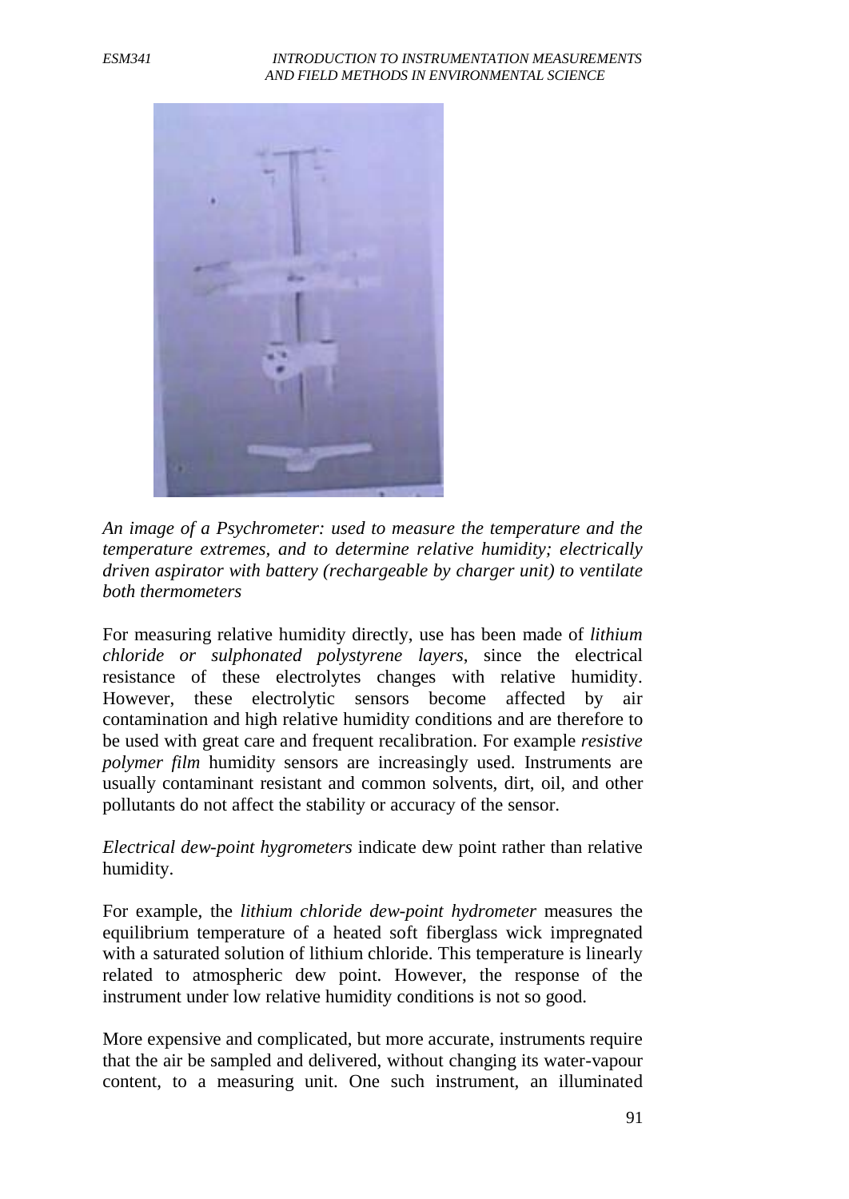*An image of a Psychrometer: used to measure the temperature and the temperature extremes, and to determine relative humidity; electrically driven aspirator with battery (rechargeable by charger unit) to ventilate both thermometers*

For measuring relative humidity directly, use has been made of *lithium chloride or sulphonated polystyrene layers*, since the electrical resistance of these electrolytes changes with relative humidity. However, these electrolytic sensors become affected by air contamination and high relative humidity conditions and are therefore to be used with great care and frequent recalibration. For example *resistive polymer film* humidity sensors are increasingly used. Instruments are usually contaminant resistant and common solvents, dirt, oil, and other pollutants do not affect the stability or accuracy of the sensor.

*Electrical dew-point hygrometers* indicate dew point rather than relative humidity.

For example, the *lithium chloride dew-point hydrometer* measures the equilibrium temperature of a heated soft fiberglass wick impregnated with a saturated solution of lithium chloride. This temperature is linearly related to atmospheric dew point. However, the response of the instrument under low relative humidity conditions is not so good.

More expensive and complicated, but more accurate, instruments require that the air be sampled and delivered, without changing its water-vapour content, to a measuring unit. One such instrument, an illuminated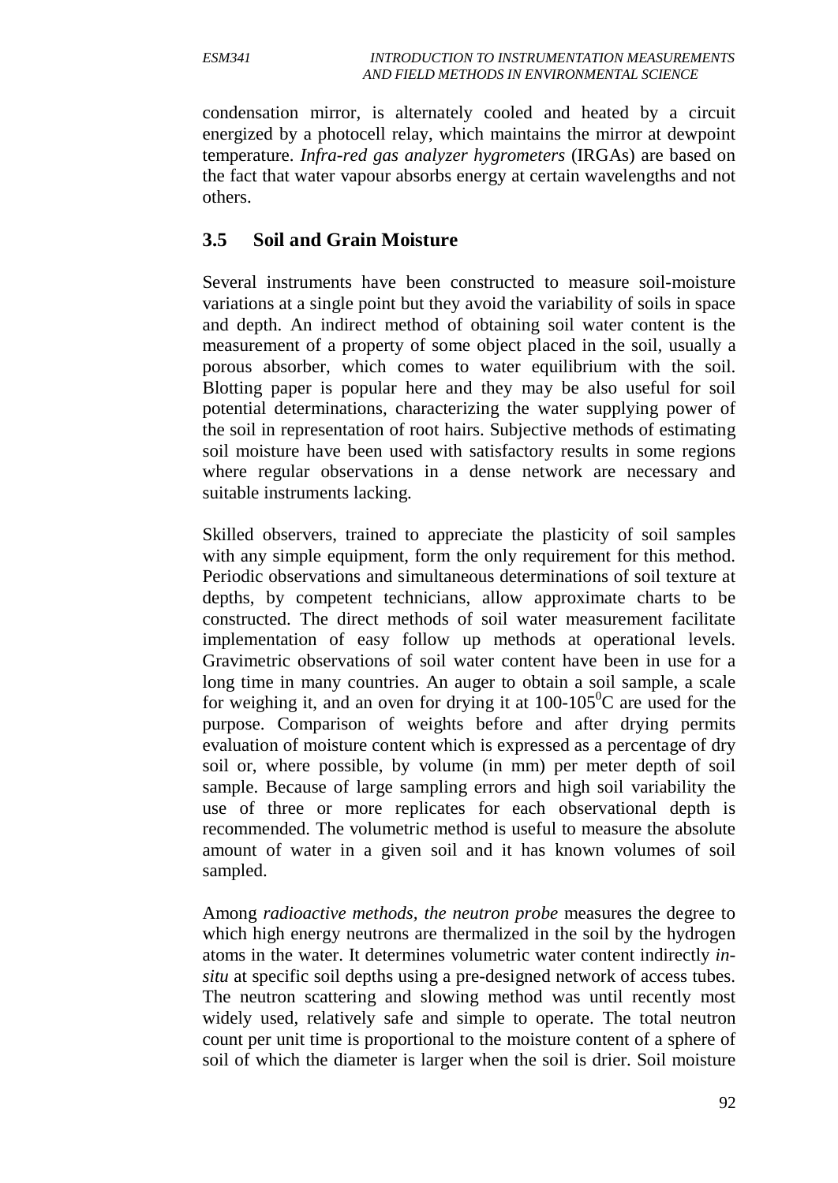condensation mirror, is alternately cooled and heated by a circuit energized by a photocell relay, which maintains the mirror at dewpoint temperature. *Infra-red gas analyzer hygrometers* (IRGAs) are based on the fact that water vapour absorbs energy at certain wavelengths and not others.

## 3.5 Soil and Grain Moisture

Several instruments have been constructed to measure soil-moisture variations at a single point but they avoid the variability of soils in space and depth. An indirect method of obtaining soil water content is the measurement of a property of some object placed in the soil, usually a porous absorber, which comes to water equilibrium with the soil. Blotting paper is popular here and they may be also useful for soil potential determinations, characterizing the water supplying power of the soil in representation of root hairs. Subjective methods of estimating soil moisture have been used with satisfactory results in some regions where regular observations in a dense network are necessary and suitable instruments lacking.

Skilled observers, trained to appreciate the plasticity of soil samples with any simple equipment, form the only requirement for this method. Periodic observations and simultaneous determinations of soil texture at depths, by competent technicians, allow approximate charts to be constructed. The direct methods of soil water measurement facilitate implementation of easy follow up methods at operational levels. Gravimetric observations of soil water content have been in use for a long time in many countries. An auger to obtain a soil sample, a scale for weighing it, and an oven for drying it at 100-105$^0$C are used for the purpose. Comparison of weights before and after drying permits evaluation of moisture content which is expressed as a percentage of dry soil or, where possible, by volume (in mm) per meter depth of soil sample. Because of large sampling errors and high soil variability the use of three or more replicates for each observational depth is recommended. The volumetric method is useful to measure the absolute amount of water in a given soil and it has known volumes of soil sampled.

Among *radioactive methods, the neutron probe* measures the degree to which high energy neutrons are thermalized in the soil by the hydrogen atoms in the water. It determines volumetric water content indirectly *in-situ* at specific soil depths using a pre-designed network of access tubes. The neutron scattering and slowing method was until recently most widely used, relatively safe and simple to operate. The total neutron count per unit time is proportional to the moisture content of a sphere of soil of which the diameter is larger when the soil is drier. Soil moisture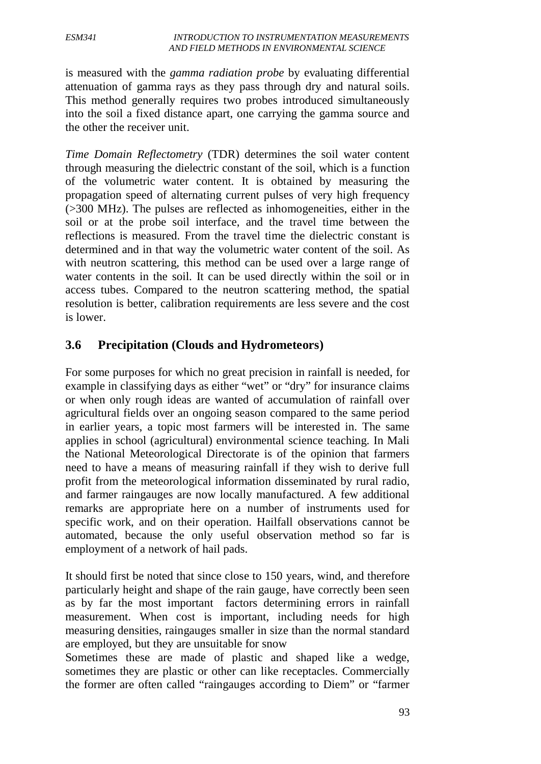is measured with the *gamma radiation probe* by evaluating differential attenuation of gamma rays as they pass through dry and natural soils. This method generally requires two probes introduced simultaneously into the soil a fixed distance apart, one carrying the gamma source and the other the receiver unit.

*Time Domain Reflectometry* (TDR) determines the soil water content through measuring the dielectric constant of the soil, which is a function of the volumetric water content. It is obtained by measuring the propagation speed of alternating current pulses of very high frequency (>300 MHz). The pulses are reflected as inhomogeneities, either in the soil or at the probe soil interface, and the travel time between the reflections is measured. From the travel time the dielectric constant is determined and in that way the volumetric water content of the soil. As with neutron scattering, this method can be used over a large range of water contents in the soil. It can be used directly within the soil or in access tubes. Compared to the neutron scattering method, the spatial resolution is better, calibration requirements are less severe and the cost is lower.

## 3.6 Precipitation (Clouds and Hydrometeors)

For some purposes for which no great precision in rainfall is needed, for example in classifying days as either "wet" or "dry" for insurance claims or when only rough ideas are wanted of accumulation of rainfall over agricultural fields over an ongoing season compared to the same period in earlier years, a topic most farmers will be interested in. The same applies in school (agricultural) environmental science teaching. In Mali the National Meteorological Directorate is of the opinion that farmers need to have a means of measuring rainfall if they wish to derive full profit from the meteorological information disseminated by rural radio, and farmer raingauges are now locally manufactured. A few additional remarks are appropriate here on a number of instruments used for specific work, and on their operation. Hailfall observations cannot be automated, because the only useful observation method so far is employment of a network of hail pads.

It should first be noted that since close to 150 years, wind, and therefore particularly height and shape of the rain gauge, have correctly been seen as by far the most important factors determining errors in rainfall measurement. When cost is important, including needs for high measuring densities, raingauges smaller in size than the normal standard are employed, but they are unsuitable for snow

Sometimes these are made of plastic and shaped like a wedge, sometimes they are plastic or other can like receptacles. Commercially the former are often called "raingauges according to Diem" or "farmer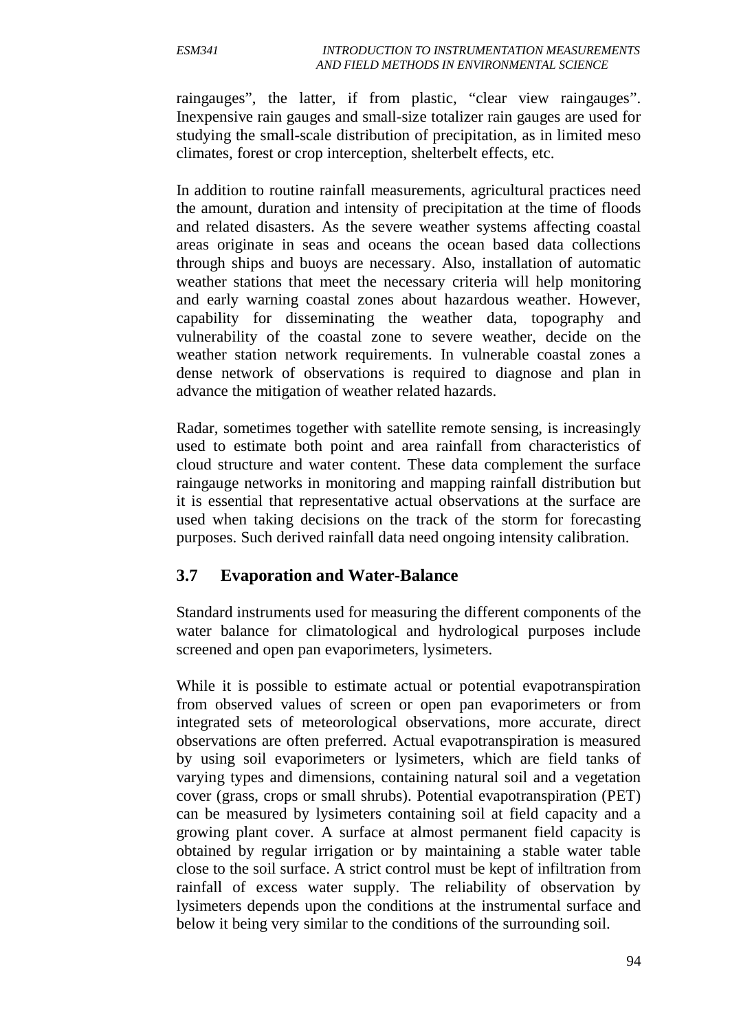raingauges", the latter, if from plastic, "clear view raingauges". Inexpensive rain gauges and small-size totalizer rain gauges are used for studying the small-scale distribution of precipitation, as in limited meso climates, forest or crop interception, shelterbelt effects, etc.

In addition to routine rainfall measurements, agricultural practices need the amount, duration and intensity of precipitation at the time of floods and related disasters. As the severe weather systems affecting coastal areas originate in seas and oceans the ocean based data collections through ships and buoys are necessary. Also, installation of automatic weather stations that meet the necessary criteria will help monitoring and early warning coastal zones about hazardous weather. However, capability for disseminating the weather data, topography and vulnerability of the coastal zone to severe weather, decide on the weather station network requirements. In vulnerable coastal zones a dense network of observations is required to diagnose and plan in advance the mitigation of weather related hazards.

Radar, sometimes together with satellite remote sensing, is increasingly used to estimate both point and area rainfall from characteristics of cloud structure and water content. These data complement the surface raingauge networks in monitoring and mapping rainfall distribution but it is essential that representative actual observations at the surface are used when taking decisions on the track of the storm for forecasting purposes. Such derived rainfall data need ongoing intensity calibration.

## 3.7 Evaporation and Water-Balance

Standard instruments used for measuring the different components of the water balance for climatological and hydrological purposes include screened and open pan evaporimeters, lysimeters.

While it is possible to estimate actual or potential evapotranspiration from observed values of screen or open pan evaporimeters or from integrated sets of meteorological observations, more accurate, direct observations are often preferred. Actual evapotranspiration is measured by using soil evaporimeters or lysimeters, which are field tanks of varying types and dimensions, containing natural soil and a vegetation cover (grass, crops or small shrubs). Potential evapotranspiration (PET) can be measured by lysimeters containing soil at field capacity and a growing plant cover. A surface at almost permanent field capacity is obtained by regular irrigation or by maintaining a stable water table close to the soil surface. A strict control must be kept of infiltration from rainfall of excess water supply. The reliability of observation by lysimeters depends upon the conditions at the instrumental surface and below it being very similar to the conditions of the surrounding soil.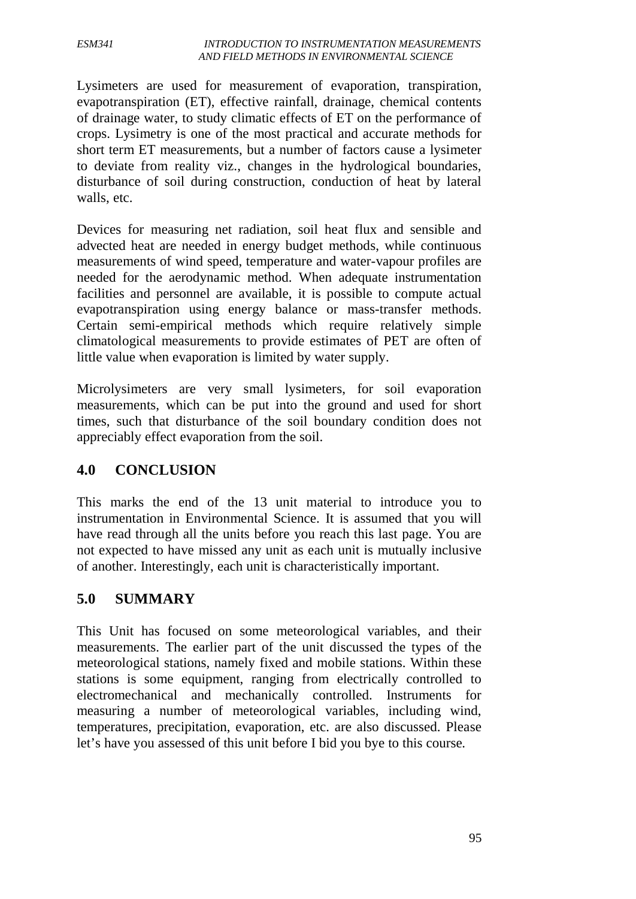Lysimeters are used for measurement of evaporation, transpiration, evapotranspiration (ET), effective rainfall, drainage, chemical contents of drainage water, to study climatic effects of ET on the performance of crops. Lysimetry is one of the most practical and accurate methods for short term ET measurements, but a number of factors cause a lysimeter to deviate from reality viz., changes in the hydrological boundaries, disturbance of soil during construction, conduction of heat by lateral walls, etc.

Devices for measuring net radiation, soil heat flux and sensible and advected heat are needed in energy budget methods, while continuous measurements of wind speed, temperature and water-vapour profiles are needed for the aerodynamic method. When adequate instrumentation facilities and personnel are available, it is possible to compute actual evapotranspiration using energy balance or mass-transfer methods. Certain semi-empirical methods which require relatively simple climatological measurements to provide estimates of PET are often of little value when evaporation is limited by water supply.

Microlysimeters are very small lysimeters, for soil evaporation measurements, which can be put into the ground and used for short times, such that disturbance of the soil boundary condition does not appreciably effect evaporation from the soil.

## 4.0 CONCLUSION

This marks the end of the 13 unit material to introduce you to instrumentation in Environmental Science. It is assumed that you will have read through all the units before you reach this last page. You are not expected to have missed any unit as each unit is mutually inclusive of another. Interestingly, each unit is characteristically important.

## 5.0 SUMMARY

This Unit has focused on some meteorological variables, and their measurements. The earlier part of the unit discussed the types of the meteorological stations, namely fixed and mobile stations. Within these stations is some equipment, ranging from electrically controlled to electromechanical and mechanically controlled. Instruments for measuring a number of meteorological variables, including wind, temperatures, precipitation, evaporation, etc. are also discussed. Please let's have you assessed of this unit before I bid you bye to this course.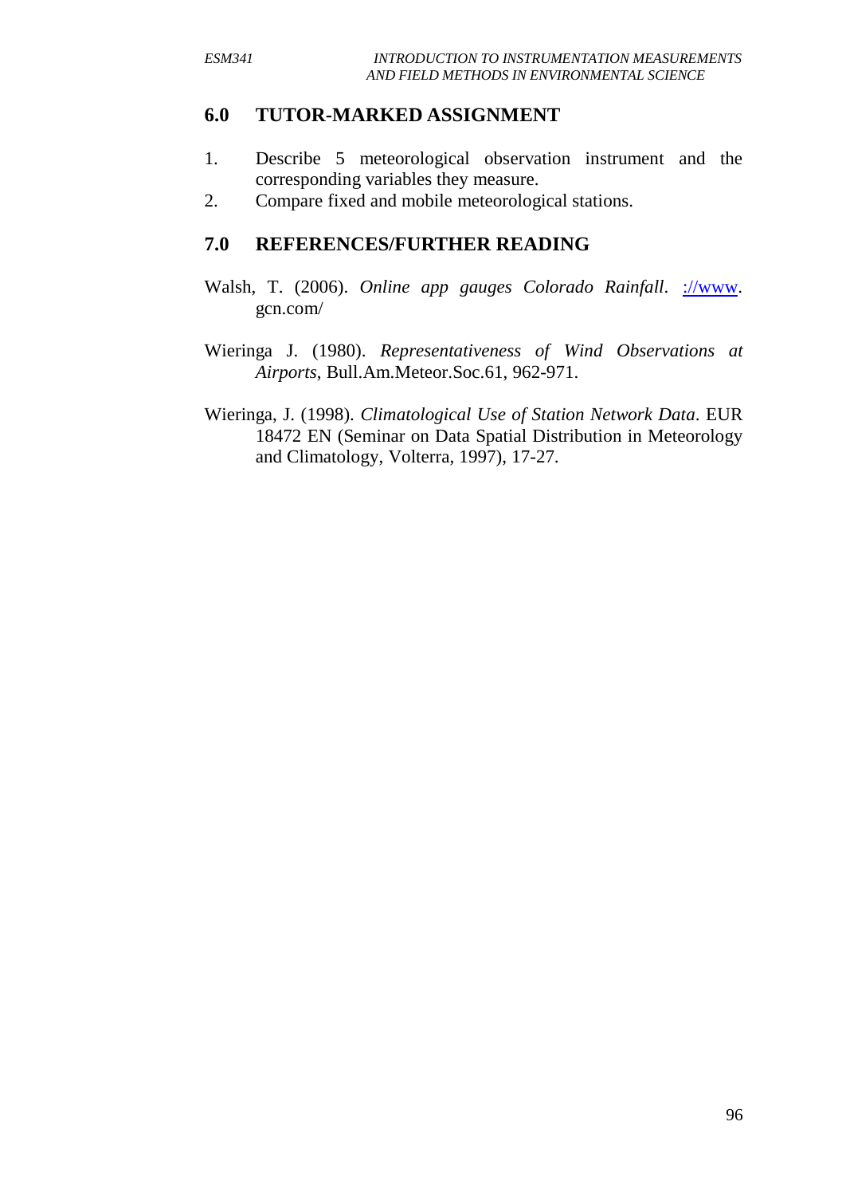## 6.0 TUTOR-MARKED ASSIGNMENT

1. Describe 5 meteorological observation instrument and the corresponding variables they measure.
2. Compare fixed and mobile meteorological stations.

## 7.0 REFERENCES/FURTHER READING

Walsh, T. (2006). *Online app gauges Colorado Rainfall*. ://www. gcn.com/

Wieringa J. (1980). *Representativeness of Wind Observations at Airports*, Bull.Am.Meteor.Soc.61, 962-971.

Wieringa, J. (1998). *Climatological Use of Station Network Data*. EUR 18472 EN (Seminar on Data Spatial Distribution in Meteorology and Climatology, Volterra, 1997), 17-27.